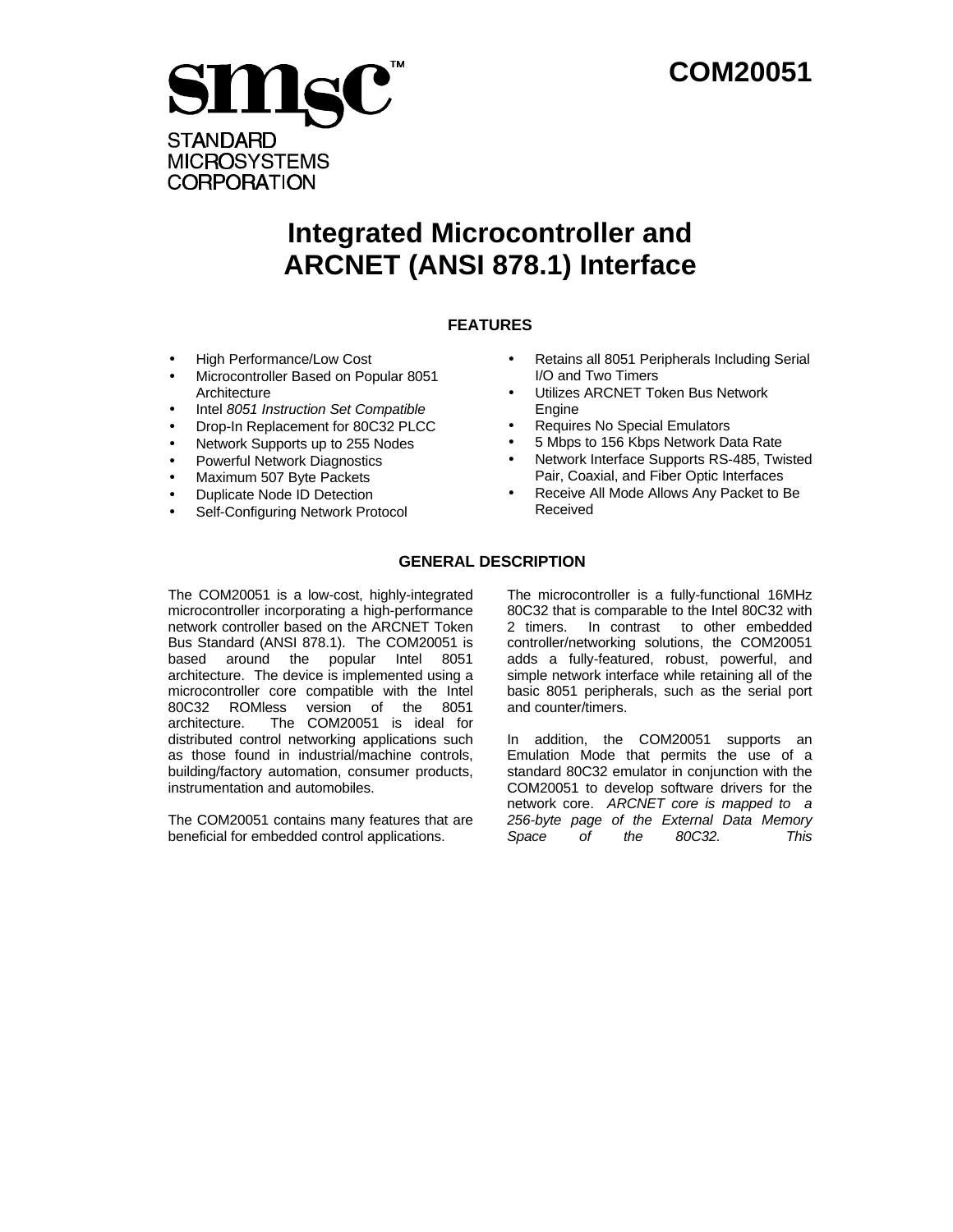**SMSC™**
STANDARD MICROSYSTEMS CORPORATION

# COM20051

# Integrated Microcontroller and ARCNET (ANSI 878.1) Interface

## FEATURES

- High Performance/Low Cost
- Microcontroller Based on Popular 8051 Architecture
- Intel *8051 Instruction Set Compatible*
- Drop-In Replacement for 80C32 PLCC
- Network Supports up to 255 Nodes
- Powerful Network Diagnostics
- Maximum 507 Byte Packets
- Duplicate Node ID Detection
- Self-Configuring Network Protocol
- Retains all 8051 Peripherals Including Serial I/O and Two Timers
- Utilizes ARCNET Token Bus Network Engine
- Requires No Special Emulators
- 5 Mbps to 156 Kbps Network Data Rate
- Network Interface Supports RS-485, Twisted Pair, Coaxial, and Fiber Optic Interfaces
- Receive All Mode Allows Any Packet to Be Received

## GENERAL DESCRIPTION

The COM20051 is a low-cost, highly-integrated microcontroller incorporating a high-performance network controller based on the ARCNET Token Bus Standard (ANSI 878.1). The COM20051 is based around the popular Intel 8051 architecture. The device is implemented using a microcontroller core compatible with the Intel 80C32 ROMless version of the 8051 architecture. The COM20051 is ideal for distributed control networking applications such as those found in industrial/machine controls, building/factory automation, consumer products, instrumentation and automobiles.

The COM20051 contains many features that are beneficial for embedded control applications.

The microcontroller is a fully-functional 16MHz 80C32 that is comparable to the Intel 80C32 with 2 timers. In contrast to other embedded controller/networking solutions, the COM20051 adds a fully-featured, robust, powerful, and simple network interface while retaining all of the basic 8051 peripherals, such as the serial port and counter/timers.

In addition, the COM20051 supports an Emulation Mode that permits the use of a standard 80C32 emulator in conjunction with the COM20051 to develop software drivers for the network core. *ARCNET core is mapped to a 256-byte page of the External Data Memory Space of the 80C32. This*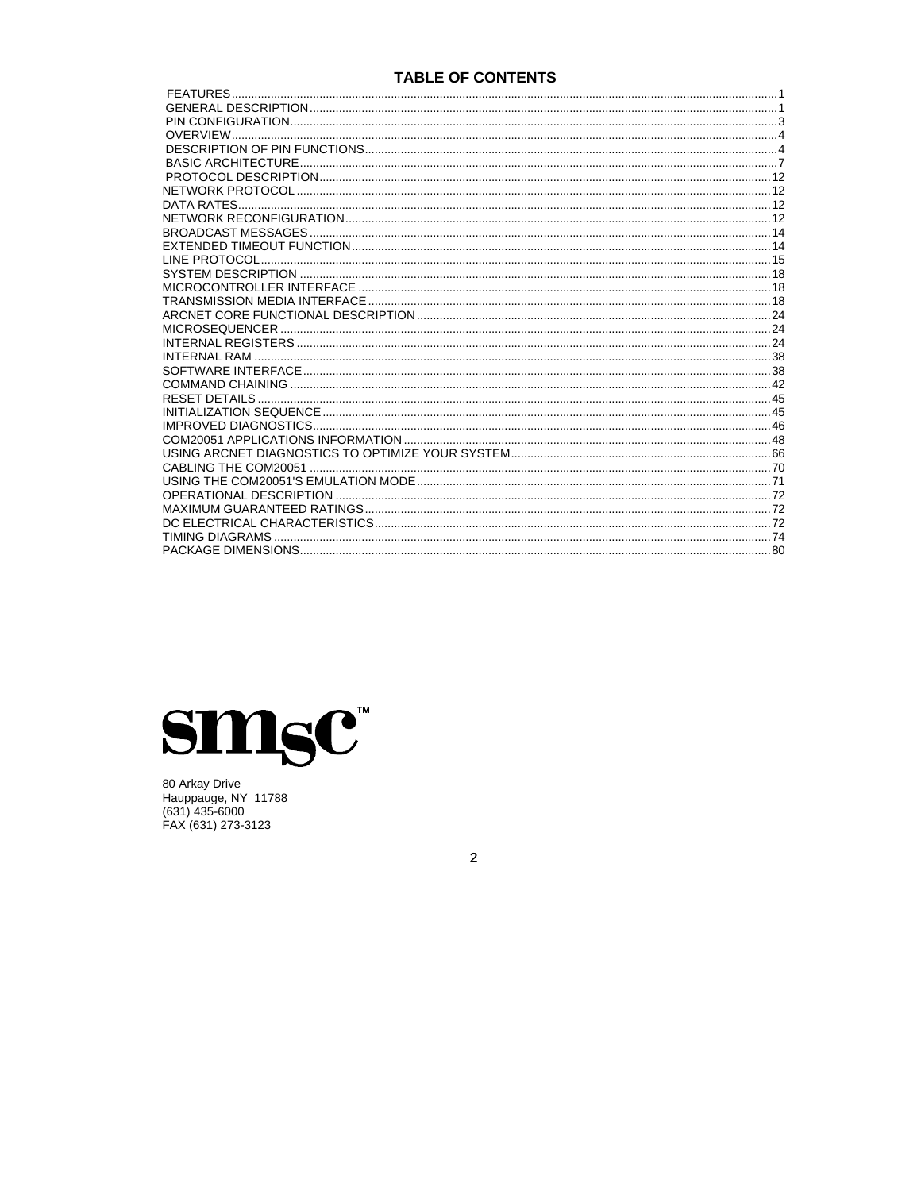## TABLE OF CONTENTS

| | |
|---|---|
| FEATURES | 1 |
| GENERAL DESCRIPTION | 1 |
| PIN CONFIGURATION | 3 |
| OVERVIEW | 4 |
| DESCRIPTION OF PIN FUNCTIONS | 4 |
| BASIC ARCHITECTURE | 7 |
| PROTOCOL DESCRIPTION | 12 |
| NETWORK PROTOCOL | 12 |
| DATA RATES | 12 |
| NETWORK RECONFIGURATION | 12 |
| BROADCAST MESSAGES | 14 |
| EXTENDED TIMEOUT FUNCTION | 14 |
| LINE PROTOCOL | 15 |
| SYSTEM DESCRIPTION | 18 |
| MICROCONTROLLER INTERFACE | 18 |
| TRANSMISSION MEDIA INTERFACE | 18 |
| ARCNET CORE FUNCTIONAL DESCRIPTION | 24 |
| MICROSEQUENCER | 24 |
| INTERNAL REGISTERS | 24 |
| INTERNAL RAM | 38 |
| SOFTWARE INTERFACE | 38 |
| COMMAND CHAINING | 42 |
| RESET DETAILS | 45 |
| INITIALIZATION SEQUENCE | 45 |
| IMPROVED DIAGNOSTICS | 46 |
| COM20051 APPLICATIONS INFORMATION | 48 |
| USING ARCNET DIAGNOSTICS TO OPTIMIZE YOUR SYSTEM | 66 |
| CABLING THE COM20051 | 70 |
| USING THE COM20051'S EMULATION MODE | 71 |
| OPERATIONAL DESCRIPTION | 72 |
| MAXIMUM GUARANTEED RATINGS | 72 |
| DC ELECTRICAL CHARACTERISTICS | 72 |
| TIMING DIAGRAMS | 74 |
| PACKAGE DIMENSIONS | 80 |

smsc™

80 Arkay Drive
Hauppauge, NY 11788
(631) 435-6000
FAX (631) 273-3123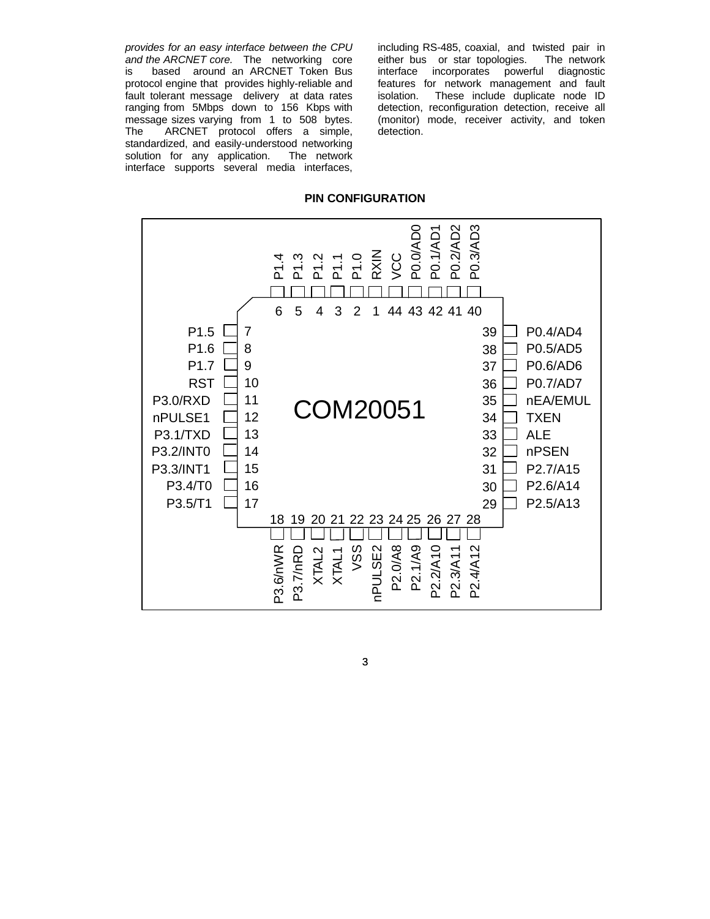*provides for an easy interface between the CPU and the ARCNET core.* The networking core is based around an ARCNET Token Bus protocol engine that provides highly-reliable and fault tolerant message delivery at data rates ranging from 5Mbps down to 156 Kbps with message sizes varying from 1 to 508 bytes. The ARCNET protocol offers a simple, standardized, and easily-understood networking solution for any application. The network interface supports several media interfaces, including RS-485, coaxial, and twisted pair in either bus or star topologies. The network interface incorporates powerful diagnostic features for network management and fault isolation. These include duplicate node ID detection, reconfiguration detection, receive all (monitor) mode, receiver activity, and token detection.

**PIN CONFIGURATION**

COM20051

| Pin | Name | Pin | Name |
|---|---|---|---|
| 1 | RXIN | 23 | nPULSE2 |
| 2 | P1.0 | 24 | P2.0/A8 |
| 3 | P1.1 | 25 | P2.1/A9 |
| 4 | P1.2 | 26 | P2.2/A10 |
| 5 | P1.3 | 27 | P2.3/A11 |
| 6 | P1.4 | 28 | P2.4/A12 |
| 7 | P1.5 | 29 | P2.5/A13 |
| 8 | P1.6 | 30 | P2.6/A14 |
| 9 | P1.7 | 31 | P2.7/A15 |
| 10 | RST | 32 | nPSEN |
| 11 | P3.0/RXD | 33 | ALE |
| 12 | nPULSE1 | 34 | TXEN |
| 13 | P3.1/TXD | 35 | nEA/EMUL |
| 14 | P3.2/INT0 | 36 | P0.7/AD7 |
| 15 | P3.3/INT1 | 37 | P0.6/AD6 |
| 16 | P3.4/T0 | 38 | P0.5/AD5 |
| 17 | P3.5/T1 | 39 | P0.4/AD4 |
| 18 | P3.6/nWR | 40 | P0.3/AD3 |
| 19 | P3.7/nRD | 41 | P0.2/AD2 |
| 20 | XTAL2 | 42 | P0.1/AD1 |
| 21 | XTAL1 | 43 | P0.0/AD0 |
| 22 | VSS | 44 | VCC |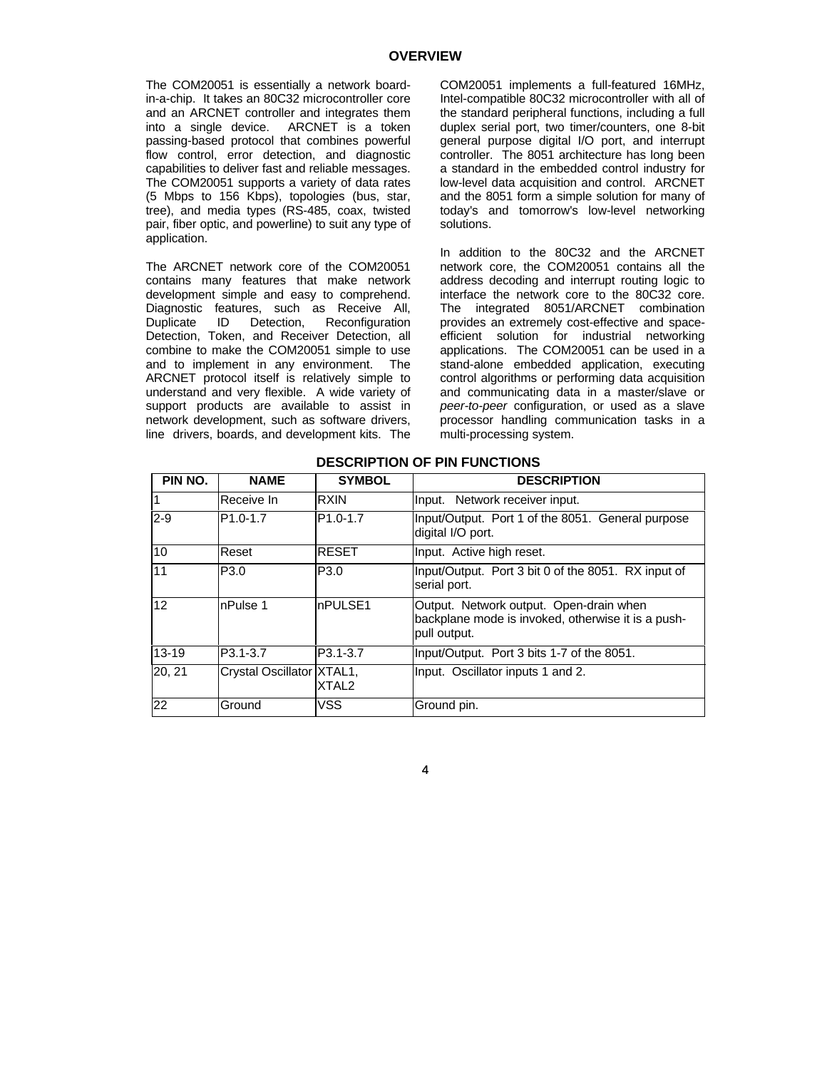## OVERVIEW

The COM20051 is essentially a network board-in-a-chip. It takes an 80C32 microcontroller core and an ARCNET controller and integrates them into a single device. ARCNET is a token passing-based protocol that combines powerful flow control, error detection, and diagnostic capabilities to deliver fast and reliable messages. The COM20051 supports a variety of data rates (5 Mbps to 156 Kbps), topologies (bus, star, tree), and media types (RS-485, coax, twisted pair, fiber optic, and powerline) to suit any type of application.

The ARCNET network core of the COM20051 contains many features that make network development simple and easy to comprehend. Diagnostic features, such as Receive All, Duplicate ID Detection, Reconfiguration Detection, Token, and Receiver Detection, all combine to make the COM20051 simple to use and to implement in any environment. The ARCNET protocol itself is relatively simple to understand and very flexible. A wide variety of support products are available to assist in network development, such as software drivers, line drivers, boards, and development kits. The COM20051 implements a full-featured 16MHz, Intel-compatible 80C32 microcontroller with all of the standard peripheral functions, including a full duplex serial port, two timer/counters, one 8-bit general purpose digital I/O port, and interrupt controller. The 8051 architecture has long been a standard in the embedded control industry for low-level data acquisition and control. ARCNET and the 8051 form a simple solution for many of today's and tomorrow's low-level networking solutions.

In addition to the 80C32 and the ARCNET network core, the COM20051 contains all the address decoding and interrupt routing logic to interface the network core to the 80C32 core. The integrated 8051/ARCNET combination provides an extremely cost-effective and space-efficient solution for industrial networking applications. The COM20051 can be used in a stand-alone embedded application, executing control algorithms or performing data acquisition and communicating data in a master/slave or *peer-to-peer* configuration, or used as a slave processor handling communication tasks in a multi-processing system.

## DESCRIPTION OF PIN FUNCTIONS

| PIN NO. | NAME | SYMBOL | DESCRIPTION |
|---|---|---|---|
| 1 | Receive In | RXIN | Input. Network receiver input. |
| 2-9 | P1.0-1.7 | P1.0-1.7 | Input/Output. Port 1 of the 8051. General purpose digital I/O port. |
| 10 | Reset | RESET | Input. Active high reset. |
| 11 | P3.0 | P3.0 | Input/Output. Port 3 bit 0 of the 8051. RX input of serial port. |
| 12 | nPulse 1 | nPULSE1 | Output. Network output. Open-drain when backplane mode is invoked, otherwise it is a push-pull output. |
| 13-19 | P3.1-3.7 | P3.1-3.7 | Input/Output. Port 3 bits 1-7 of the 8051. |
| 20, 21 | Crystal Oscillator | XTAL1, XTAL2 | Input. Oscillator inputs 1 and 2. |
| 22 | Ground | VSS | Ground pin. |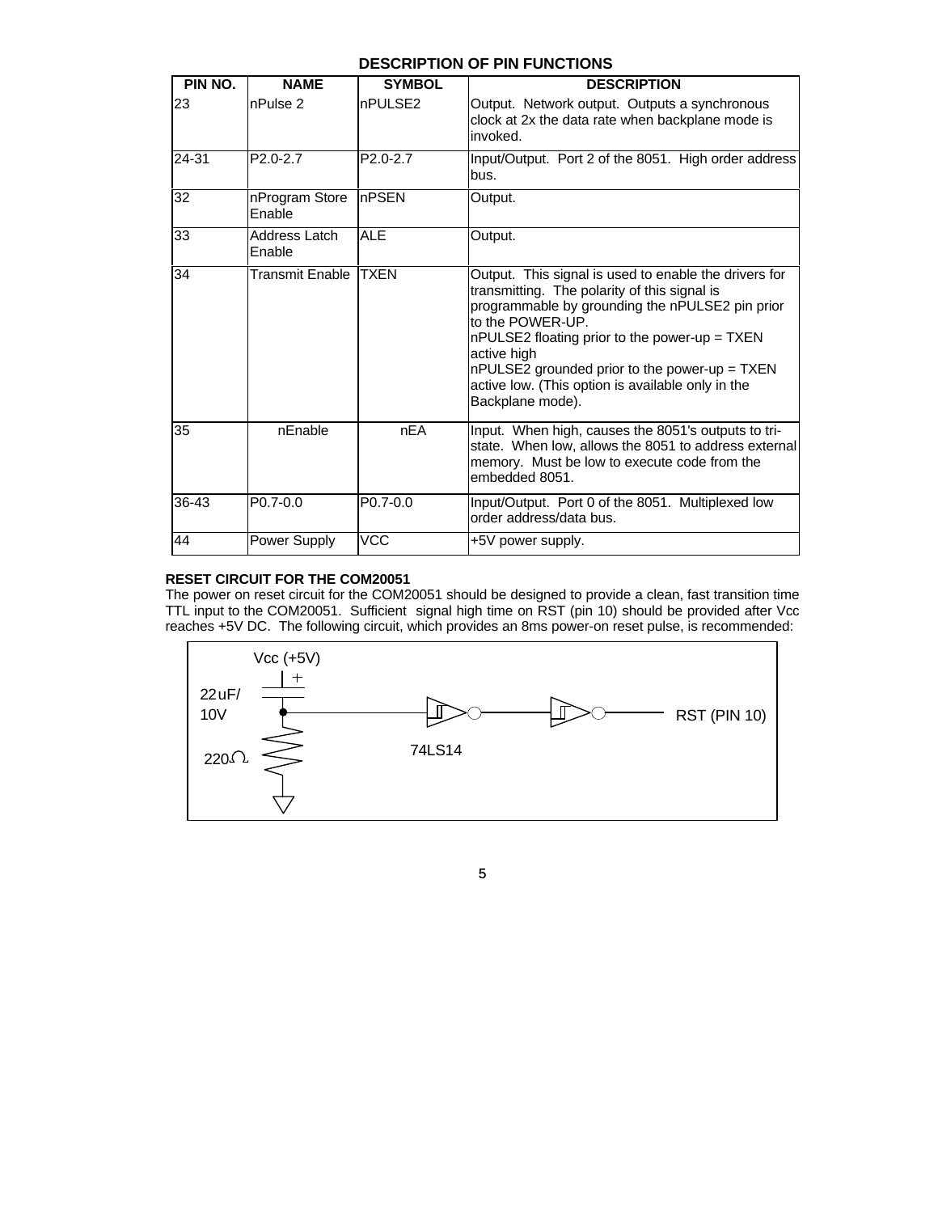## DESCRIPTION OF PIN FUNCTIONS

| PIN NO. | NAME | SYMBOL | DESCRIPTION |
|---|---|---|---|
| 23 | nPulse 2 | nPULSE2 | Output. Network output. Outputs a synchronous clock at 2x the data rate when backplane mode is invoked. |
| 24-31 | P2.0-2.7 | P2.0-2.7 | Input/Output. Port 2 of the 8051. High order address bus. |
| 32 | nProgram Store Enable | nPSEN | Output. |
| 33 | Address Latch Enable | ALE | Output. |
| 34 | Transmit Enable | TXEN | Output. This signal is used to enable the drivers for transmitting. The polarity of this signal is programmable by grounding the nPULSE2 pin prior to the POWER-UP. nPULSE2 floating prior to the power-up = TXEN active high nPULSE2 grounded prior to the power-up = TXEN active low. (This option is available only in the Backplane mode). |
| 35 | nEnable | nEA | Input. When high, causes the 8051's outputs to tri-state. When low, allows the 8051 to address external memory. Must be low to execute code from the embedded 8051. |
| 36-43 | P0.7-0.0 | P0.7-0.0 | Input/Output. Port 0 of the 8051. Multiplexed low order address/data bus. |
| 44 | Power Supply | VCC | +5V power supply. |

**RESET CIRCUIT FOR THE COM20051**

The power on reset circuit for the COM20051 should be designed to provide a clean, fast transition time TTL input to the COM20051. Sufficient signal high time on RST (pin 10) should be provided after Vcc reaches +5V DC. The following circuit, which provides an 8ms power-on reset pulse, is recommended:

Vcc (+5V)

22uF/ 10V

220Ω

74LS14

RST (PIN 10)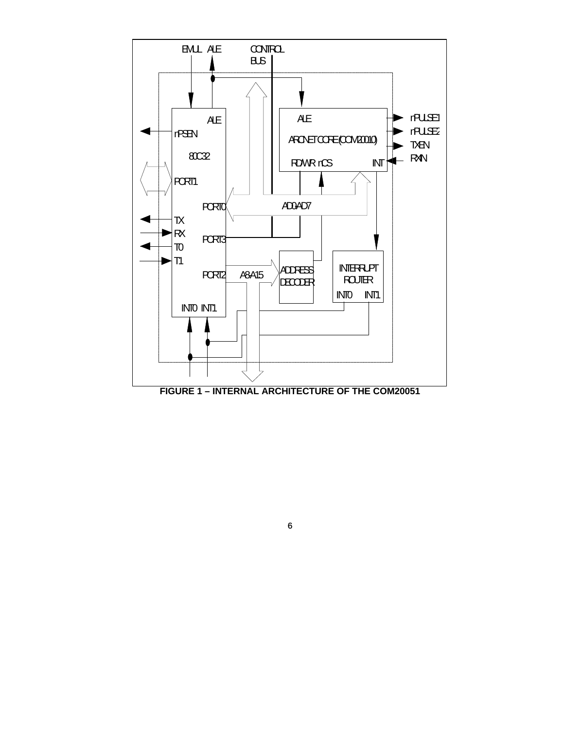FIGURE 1 – INTERNAL ARCHITECTURE OF THE COM20051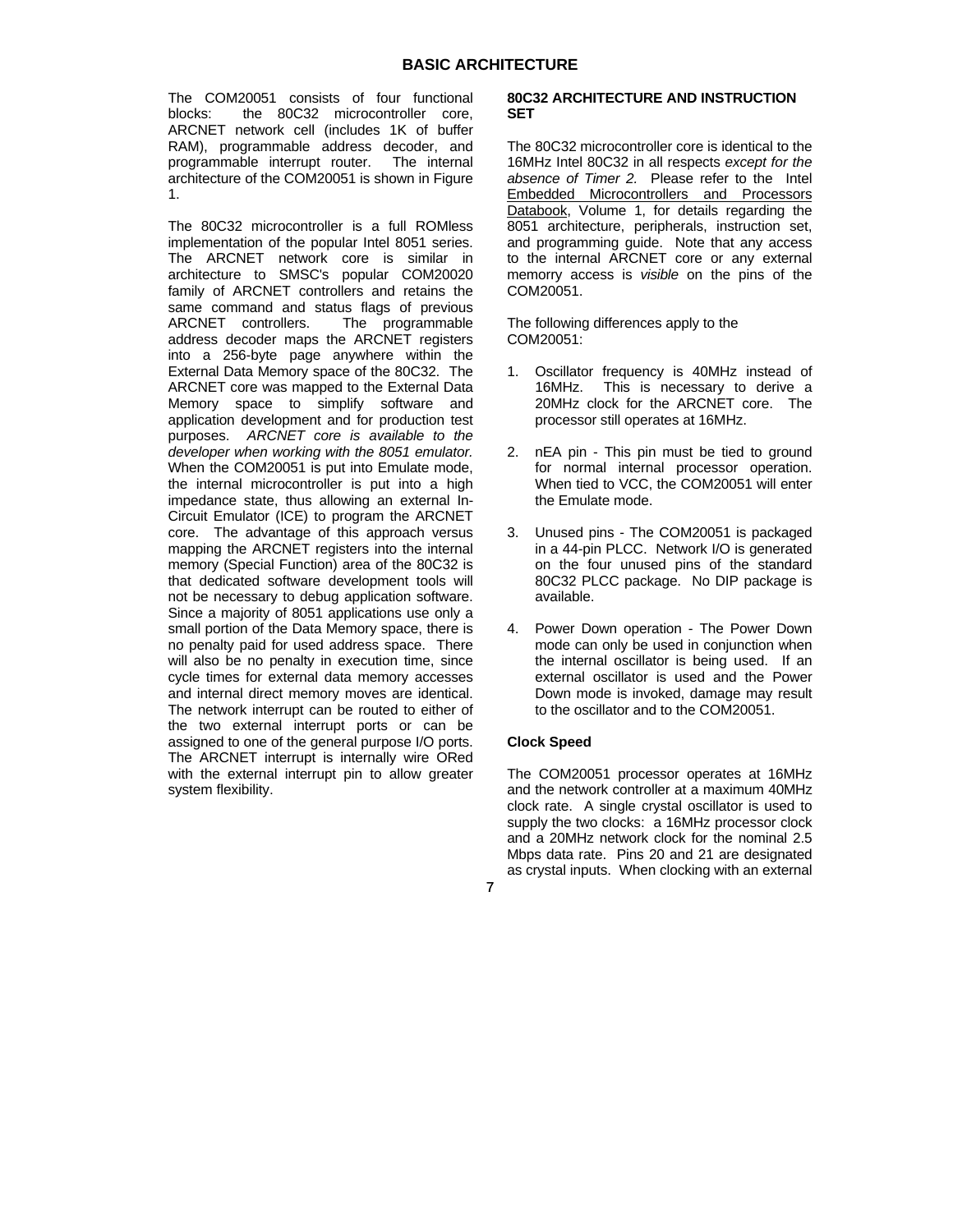## BASIC ARCHITECTURE

The COM20051 consists of four functional blocks: the 80C32 microcontroller core, ARCNET network cell (includes 1K of buffer RAM), programmable address decoder, and programmable interrupt router. The internal architecture of the COM20051 is shown in Figure 1.

The 80C32 microcontroller is a full ROMless implementation of the popular Intel 8051 series. The ARCNET network core is similar in architecture to SMSC's popular COM20020 family of ARCNET controllers and retains the same command and status flags of previous ARCNET controllers. The programmable address decoder maps the ARCNET registers into a 256-byte page anywhere within the External Data Memory space of the 80C32. The ARCNET core was mapped to the External Data Memory space to simplify software and application development and for production test purposes. *ARCNET core is available to the developer when working with the 8051 emulator.* When the COM20051 is put into Emulate mode, the internal microcontroller is put into a high impedance state, thus allowing an external In-Circuit Emulator (ICE) to program the ARCNET core. The advantage of this approach versus mapping the ARCNET registers into the internal memory (Special Function) area of the 80C32 is that dedicated software development tools will not be necessary to debug application software. Since a majority of 8051 applications use only a small portion of the Data Memory space, there is no penalty paid for used address space. There will also be no penalty in execution time, since cycle times for external data memory accesses and internal direct memory moves are identical. The network interrupt can be routed to either of the two external interrupt ports or can be assigned to one of the general purpose I/O ports. The ARCNET interrupt is internally wire ORed with the external interrupt pin to allow greater system flexibility.

### 80C32 ARCHITECTURE AND INSTRUCTION SET

The 80C32 microcontroller core is identical to the 16MHz Intel 80C32 in all respects *except for the absence of Timer 2.* Please refer to the Intel Embedded Microcontrollers and Processors Databook, Volume 1, for details regarding the 8051 architecture, peripherals, instruction set, and programming guide. Note that any access to the internal ARCNET core or any external memorry access is *visible* on the pins of the COM20051.

The following differences apply to the COM20051:

1. Oscillator frequency is 40MHz instead of 16MHz. This is necessary to derive a 20MHz clock for the ARCNET core. The processor still operates at 16MHz.
2. nEA pin - This pin must be tied to ground for normal internal processor operation. When tied to VCC, the COM20051 will enter the Emulate mode.
3. Unused pins - The COM20051 is packaged in a 44-pin PLCC. Network I/O is generated on the four unused pins of the standard 80C32 PLCC package. No DIP package is available.
4. Power Down operation - The Power Down mode can only be used in conjunction when the internal oscillator is being used. If an external oscillator is used and the Power Down mode is invoked, damage may result to the oscillator and to the COM20051.

### Clock Speed

The COM20051 processor operates at 16MHz and the network controller at a maximum 40MHz clock rate. A single crystal oscillator is used to supply the two clocks: a 16MHz processor clock and a 20MHz network clock for the nominal 2.5 Mbps data rate. Pins 20 and 21 are designated as crystal inputs. When clocking with an external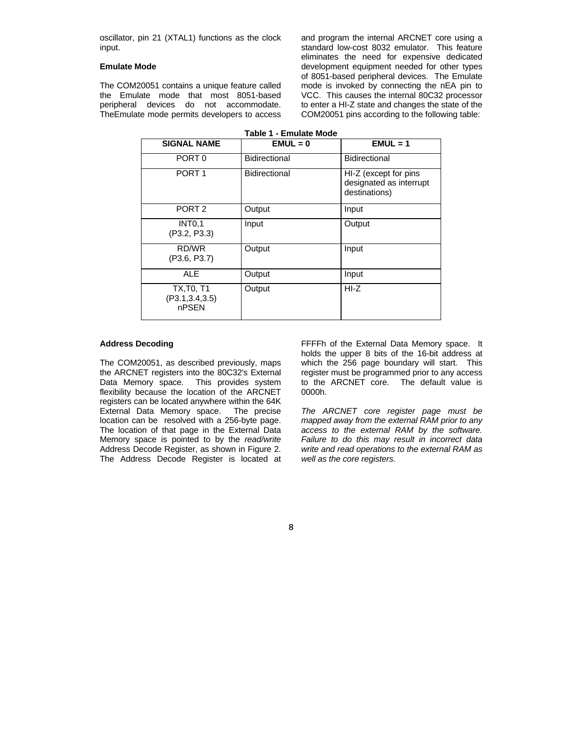oscillator, pin 21 (XTAL1) functions as the clock input.

### Emulate Mode

The COM20051 contains a unique feature called the Emulate mode that most 8051-based peripheral devices do not accommodate. TheEmulate mode permits developers to access and program the internal ARCNET core using a standard low-cost 8032 emulator. This feature eliminates the need for expensive dedicated development equipment needed for other types of 8051-based peripheral devices. The Emulate mode is invoked by connecting the nEA pin to VCC. This causes the internal 80C32 processor to enter a HI-Z state and changes the state of the COM20051 pins according to the following table:

**Table 1 - Emulate Mode**

| SIGNAL NAME | EMUL = 0 | EMUL = 1 |
|---|---|---|
| PORT 0 | Bidirectional | Bidirectional |
| PORT 1 | Bidirectional | HI-Z (except for pins designated as interrupt destinations) |
| PORT 2 | Output | Input |
| INT0,1 (P3.2, P3.3) | Input | Output |
| RD/WR (P3.6, P3.7) | Output | Input |
| ALE | Output | Input |
| TX,T0, T1 (P3.1,3.4,3.5) nPSEN | Output | HI-Z |

### Address Decoding

The COM20051, as described previously, maps the ARCNET registers into the 80C32's External Data Memory space. This provides system flexibility because the location of the ARCNET registers can be located anywhere within the 64K External Data Memory space. The precise location can be resolved with a 256-byte page. The location of that page in the External Data Memory space is pointed to by the *read/write* Address Decode Register, as shown in Figure 2. The Address Decode Register is located at FFFFh of the External Data Memory space. It holds the upper 8 bits of the 16-bit address at which the 256 page boundary will start. This register must be programmed prior to any access to the ARCNET core. The default value is 0000h.

*The ARCNET core register page must be mapped away from the external RAM prior to any access to the external RAM by the software. Failure to do this may result in incorrect data write and read operations to the external RAM as well as the core registers.*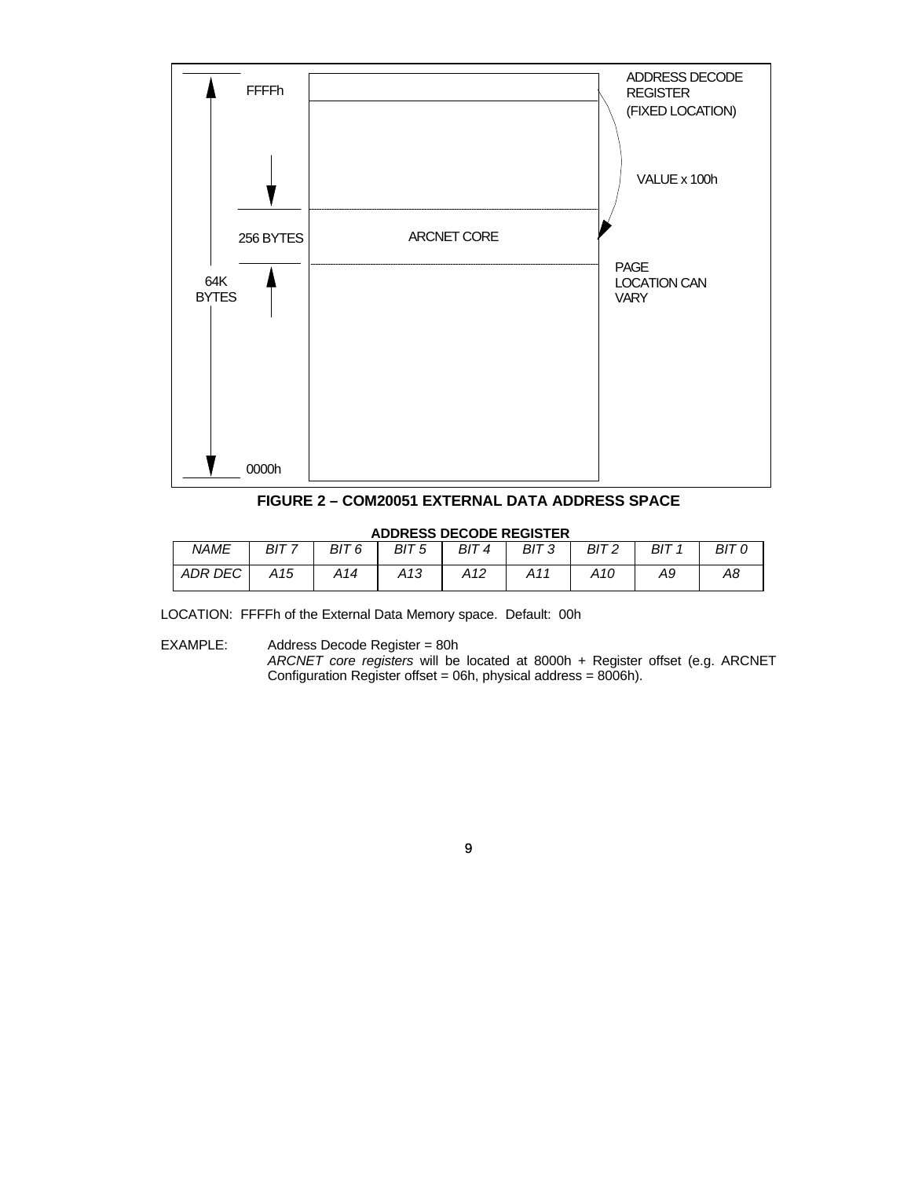FFFFh

ADDRESS DECODE REGISTER (FIXED LOCATION)

VALUE x 100h

256 BYTES

ARCNET CORE

PAGE LOCATION CAN VARY

64K BYTES

0000h

**FIGURE 2 – COMPUTE20051 EXTERNAL DATA ADDRESS SPACE**

**ADDRESS DECODE REGISTER**

| *NAME* | *BIT 7* | *BIT 6* | *BIT 5* | *BIT 4* | *BIT 3* | *BIT 2* | *BIT 1* | *BIT 0* |
|---|---|---|---|---|---|---|---|---|
| *ADR DEC* | *A15* | *A14* | *A13* | *A12* | *A11* | *A10* | *A9* | *A8* |

LOCATION: FFFFh of the External Data Memory space. Default: 00h

EXAMPLE: Address Decode Register = 80h
*ARCNET core registers* will be located at 8000h + Register offset (e.g. ARCNET Configuration Register offset = 06h, physical address = 8006h).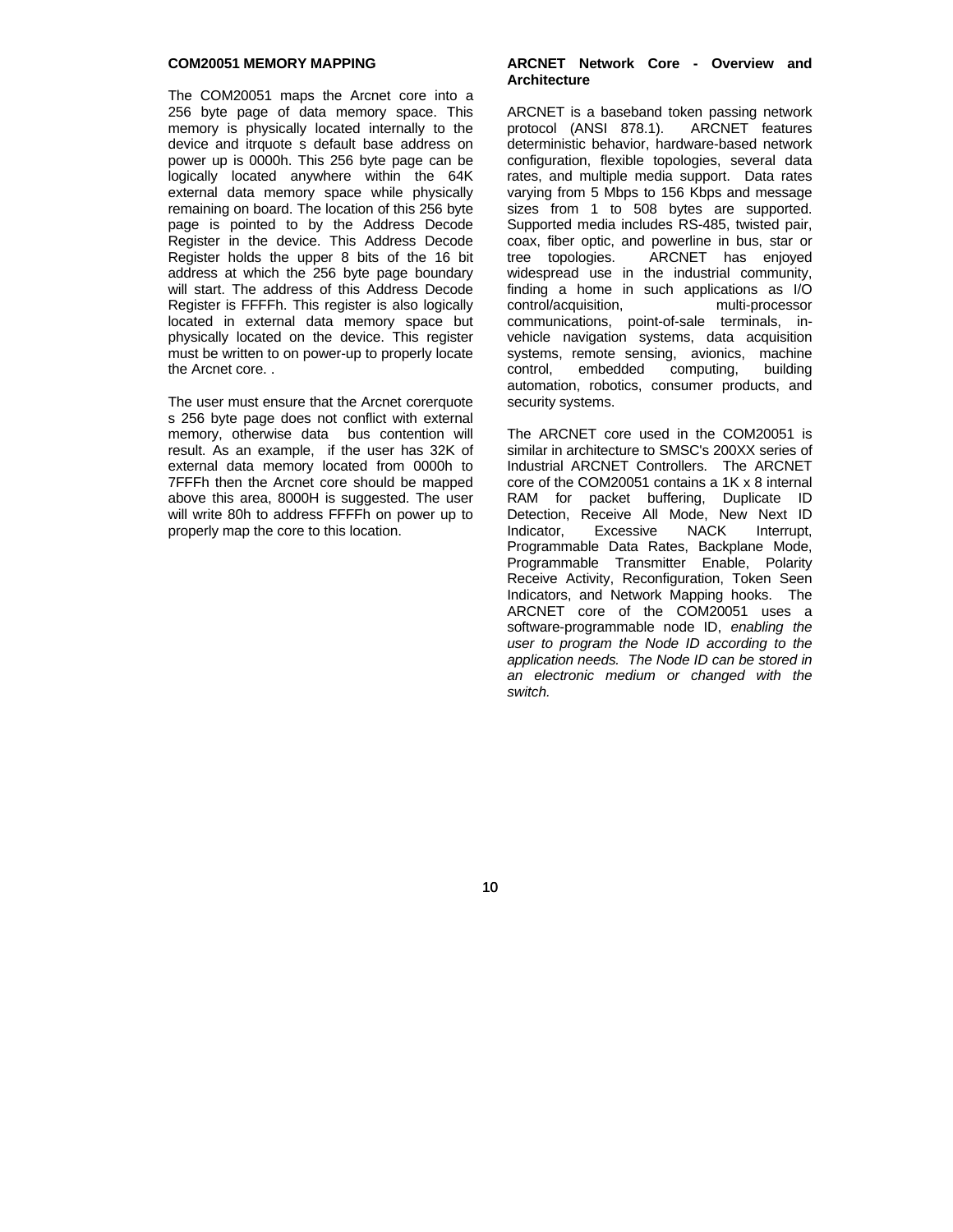## COM20051 MEMORY MAPPING

The COM20051 maps the Arcnet core into a 256 byte page of data memory space. This memory is physically located internally to the device and itrquote s default base address on power up is 0000h. This 256 byte page can be logically located anywhere within the 64K external data memory space while physically remaining on board. The location of this 256 byte page is pointed to by the Address Decode Register in the device. This Address Decode Register holds the upper 8 bits of the 16 bit address at which the 256 byte page boundary will start. The address of this Address Decode Register is FFFFh. This register is also logically located in external data memory space but physically located on the device. This register must be written to on power-up to properly locate the Arcnet core. .

The user must ensure that the Arcnet corerquote s 256 byte page does not conflict with external memory, otherwise data bus contention will result. As an example, if the user has 32K of external data memory located from 0000h to 7FFFh then the Arcnet core should be mapped above this area, 8000H is suggested. The user will write 80h to address FFFFh on power up to properly map the core to this location.

## ARCNET Network Core - Overview and Architecture

ARCNET is a baseband token passing network protocol (ANSI 878.1). ARCNET features deterministic behavior, hardware-based network configuration, flexible topologies, several data rates, and multiple media support. Data rates varying from 5 Mbps to 156 Kbps and message sizes from 1 to 508 bytes are supported. Supported media includes RS-485, twisted pair, coax, fiber optic, and powerline in bus, star or tree topologies. ARCNET has enjoyed widespread use in the industrial community, finding a home in such applications as I/O control/acquisition, multi-processor communications, point-of-sale terminals, in-vehicle navigation systems, data acquisition systems, remote sensing, avionics, machine control, embedded computing, building automation, robotics, consumer products, and security systems.

The ARCNET core used in the COM20051 is similar in architecture to SMSC's 200XX series of Industrial ARCNET Controllers. The ARCNET core of the COM20051 contains a 1K x 8 internal RAM for packet buffering, Duplicate ID Detection, Receive All Mode, New Next ID Indicator, Excessive NACK Interrupt, Programmable Data Rates, Backplane Mode, Programmable Transmitter Enable, Polarity Receive Activity, Reconfiguration, Token Seen Indicators, and Network Mapping hooks. The ARCNET core of the COM20051 uses a software-programmable node ID, *enabling the user to program the Node ID according to the application needs. The Node ID can be stored in an electronic medium or changed with the switch.*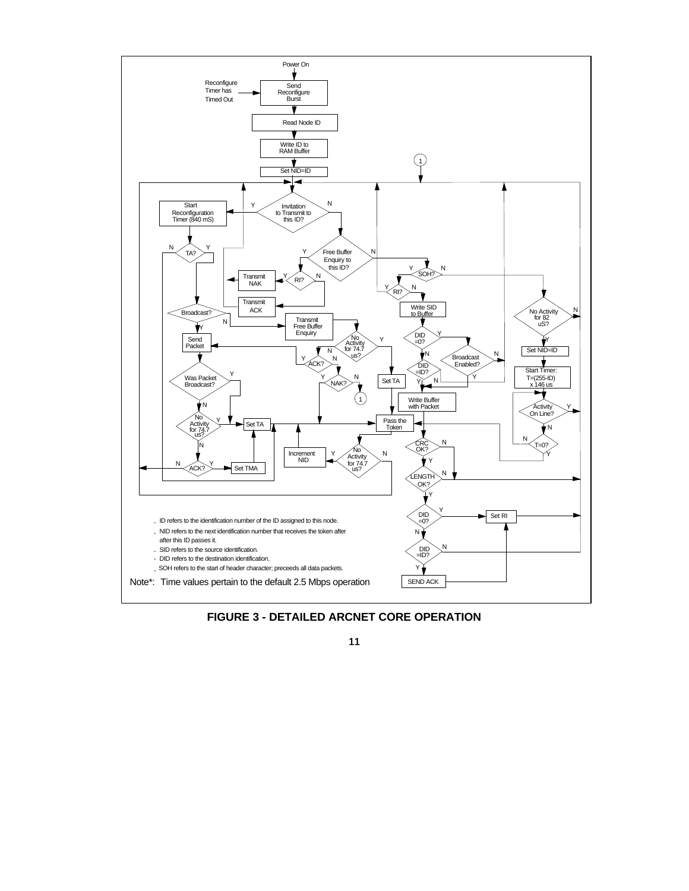- ID refers to the identification number of the ID assigned to this node.
- NID refers to the next identification number that receives the token after after this ID passes it.
- SID refers to the source identification.
- DID refers to the destination identification.
- SOH refers to the start of header character; preceeds all data packets.

Note*: Time values pertain to the default 2.5 Mbps operation

**FIGURE 3 - DETAILED ARCNET CORE OPERATION**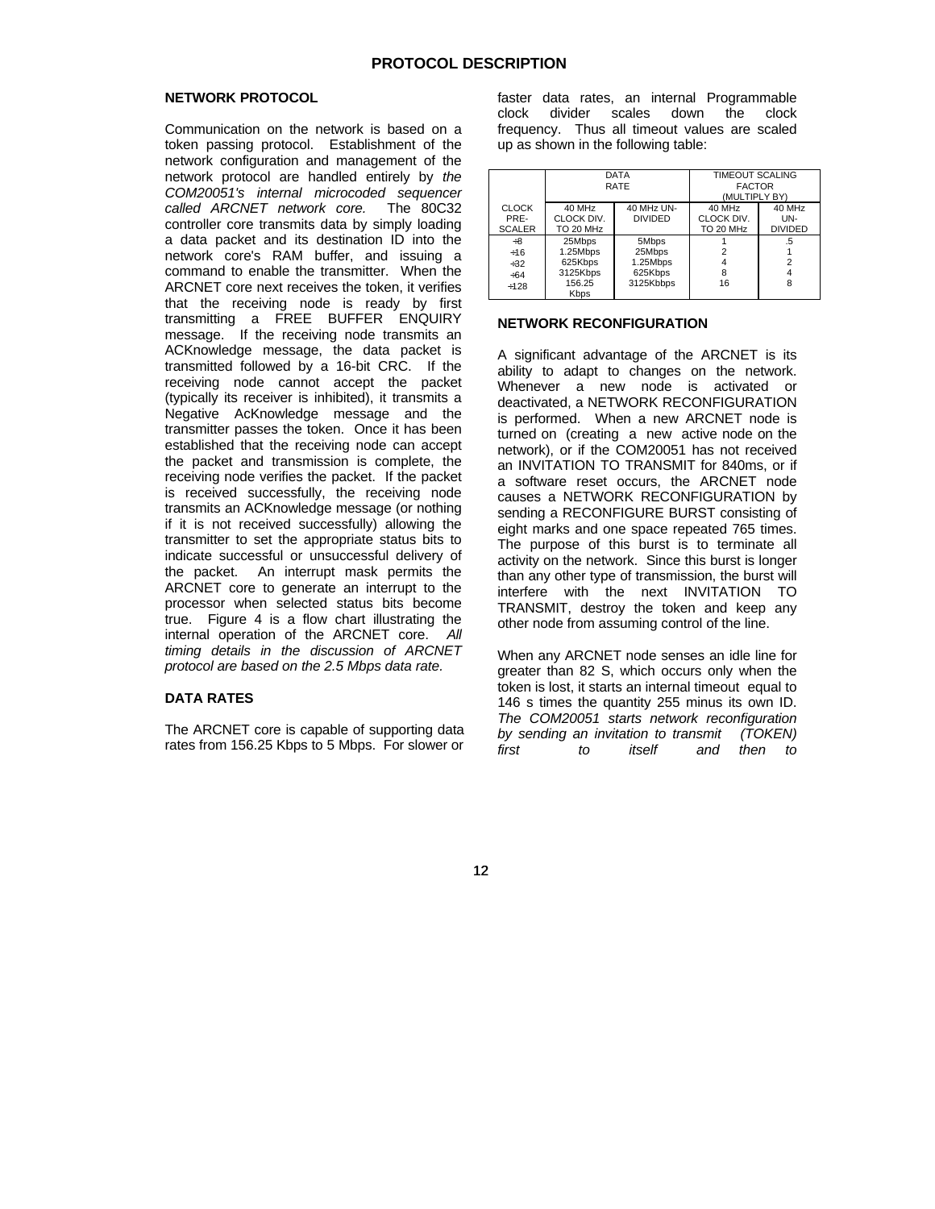## PROTOCOL DESCRIPTION

### NETWORK PROTOCOL

Communication on the network is based on a token passing protocol. Establishment of the network configuration and management of the network protocol are handled entirely by *the COM20051's internal microcoded sequencer called ARCNET network core.* The 80C32 controller core transmits data by simply loading a data packet and its destination ID into the network core's RAM buffer, and issuing a command to enable the transmitter. When the ARCNET core next receives the token, it verifies that the receiving node is ready by first transmitting a FREE BUFFER ENQUIRY message. If the receiving node transmits an ACKnowledge message, the data packet is transmitted followed by a 16-bit CRC. If the receiving node cannot accept the packet (typically its receiver is inhibited), it transmits a Negative AcKnowledge message and the transmitter passes the token. Once it has been established that the receiving node can accept the packet and transmission is complete, the receiving node verifies the packet. If the packet is received successfully, the receiving node transmits an ACKnowledge message (or nothing if it is not received successfully) allowing the transmitter to set the appropriate status bits to indicate successful or unsuccessful delivery of the packet. An interrupt mask permits the ARCNET core to generate an interrupt to the processor when selected status bits become true. Figure 4 is a flow chart illustrating the internal operation of the ARCNET core. *All timing details in the discussion of ARCNET protocol are based on the 2.5 Mbps data rate.*

### DATA RATES

The ARCNET core is capable of supporting data rates from 156.25 Kbps to 5 Mbps. For slower or faster data rates, an internal Programmable clock divider scales down the clock frequency. Thus all timeout values are scaled up as shown in the following table:

| | DATA RATE | | TIMEOUT SCALING FACTOR (MULTIPLY BY) | |
|---|---|---|---|---|
| CLOCK PRE-SCALER | 40 MHz CLOCK DIV. TO 20 MHz | 40 MHz UN-DIVIDED | 40 MHz CLOCK DIV. TO 20 MHz | 40 MHz UN-DIVIDED |
| ÷8 | 25Mbps | 5Mbps | 1 | .5 |
| ÷16 | 1.25Mbps | 25Mbps | 2 | 1 |
| ÷32 | 625Kbps | 1.25Mbps | 4 | 2 |
| ÷64 | 3125Kbps | 625Kbps | 8 | 4 |
| ÷128 | 156.25 Kbps | 3125Kbbps | 16 | 8 |

### NETWORK RECONFIGURATION

A significant advantage of the ARCNET is its ability to adapt to changes on the network. Whenever a new node is activated or deactivated, a NETWORK RECONFIGURATION is performed. When a new ARCNET node is turned on (creating a new active node on the network), or if the COM20051 has not received an INVITATION TO TRANSMIT for 840ms, or if a software reset occurs, the ARCNET node causes a NETWORK RECONFIGURATION by sending a RECONFIGURE BURST consisting of eight marks and one space repeated 765 times. The purpose of this burst is to terminate all activity on the network. Since this burst is longer than any other type of transmission, the burst will interfere with the next INVITATION TO TRANSMIT, destroy the token and keep any other node from assuming control of the line.

When any ARCNET node senses an idle line for greater than 82 S, which occurs only when the token is lost, it starts an internal timeout equal to 146 s times the quantity 255 minus its own ID. *The COM20051 starts network reconfiguration by sending an invitation to transmit (TOKEN) first to itself and then to*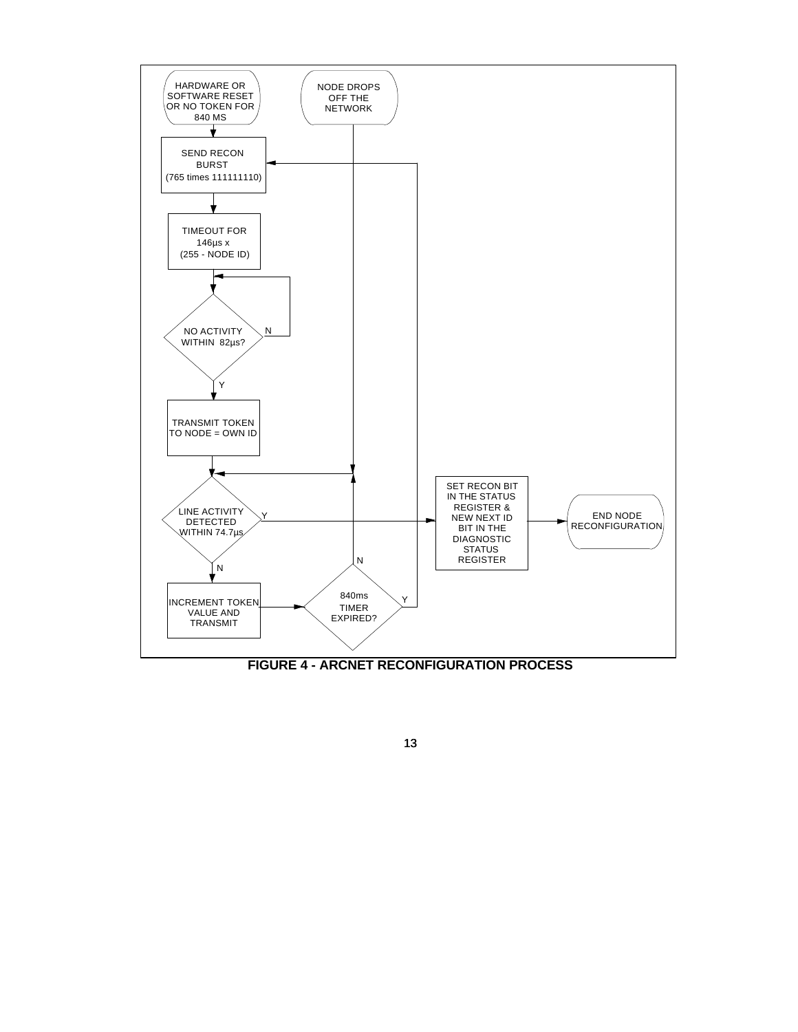HARDWARE OR SOFTWARE RESET OR NO TOKEN FOR 840 MS

NODE DROPS OFF THE NETWORK

SEND RECON BURST (765 times 111111110)

TIMEOUT FOR 146µs x (255 - NODE ID)

NO ACTIVITY WITHIN 82µs?

N

Y

TRANSMIT TOKEN TO NODE = OWN ID

LINE ACTIVITY DETECTED WITHIN 74.7µs

Y

N

SET RECON BIT IN THE STATUS REGISTER & NEW NEXT ID BIT IN THE DIAGNOSTIC STATUS REGISTER

END NODE RECONFIGURATION

INCREMENT TOKEN VALUE AND TRANSMIT

840ms TIMER EXPIRED?

N

Y

**FIGURE 4 - ARCNET RECONFIGURATION PROCESS**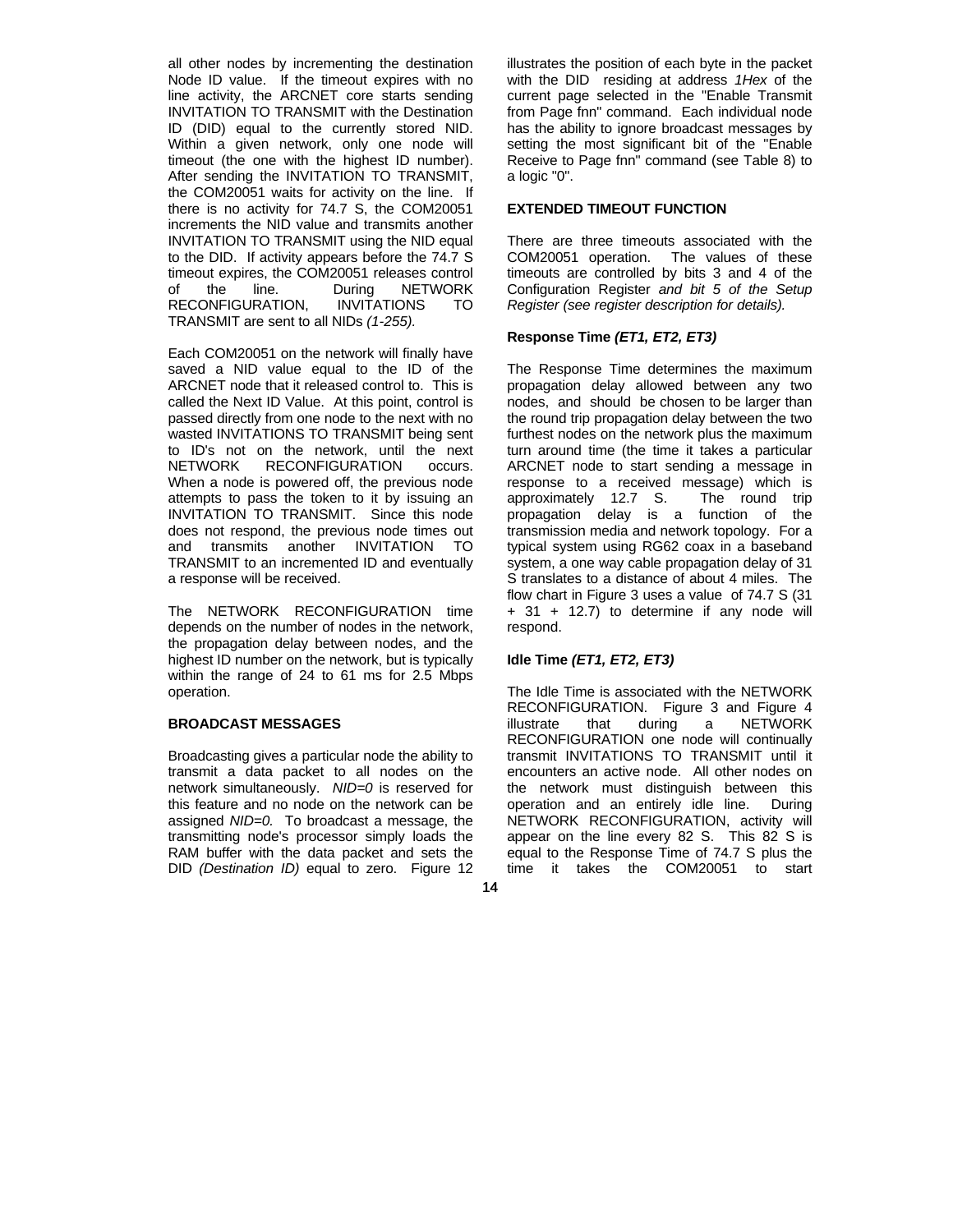all other nodes by incrementing the destination Node ID value. If the timeout expires with no line activity, the ARCNET core starts sending INVITATION TO TRANSMIT with the Destination ID (DID) equal to the currently stored NID. Within a given network, only one node will timeout (the one with the highest ID number). After sending the INVITATION TO TRANSMIT, the COM20051 waits for activity on the line. If there is no activity for 74.7 S, the COM20051 increments the NID value and transmits another INVITATION TO TRANSMIT using the NID equal to the DID. If activity appears before the 74.7 S timeout expires, the COM20051 releases control of the line. During NETWORK RECONFIGURATION, INVITATIONS TO TRANSMIT are sent to all NIDs *(1-255).*

Each COM20051 on the network will finally have saved a NID value equal to the ID of the ARCNET node that it released control to. This is called the Next ID Value. At this point, control is passed directly from one node to the next with no wasted INVITATIONS TO TRANSMIT being sent to ID's not on the network, until the next NETWORK RECONFIGURATION occurs. When a node is powered off, the previous node attempts to pass the token to it by issuing an INVITATION TO TRANSMIT. Since this node does not respond, the previous node times out and transmits another INVITATION TO TRANSMIT to an incremented ID and eventually a response will be received.

The NETWORK RECONFIGURATION time depends on the number of nodes in the network, the propagation delay between nodes, and the highest ID number on the network, but is typically within the range of 24 to 61 ms for 2.5 Mbps operation.

**BROADCAST MESSAGES**

Broadcasting gives a particular node the ability to transmit a data packet to all nodes on the network simultaneously. *NID=0* is reserved for this feature and no node on the network can be assigned *NID=0.* To broadcast a message, the transmitting node's processor simply loads the RAM buffer with the data packet and sets the DID *(Destination ID)* equal to zero. Figure 12 illustrates the position of each byte in the packet with the DID residing at address *1Hex* of the current page selected in the "Enable Transmit from Page fnn" command. Each individual node has the ability to ignore broadcast messages by setting the most significant bit of the "Enable Receive to Page fnn" command (see Table 8) to a logic "0".

**EXTENDED TIMEOUT FUNCTION**

There are three timeouts associated with the COM20051 operation. The values of these timeouts are controlled by bits 3 and 4 of the Configuration Register *and bit 5 of the Setup Register (see register description for details).*

**Response Time *(ET1, ET2, ET3)***

The Response Time determines the maximum propagation delay allowed between any two nodes, and should be chosen to be larger than the round trip propagation delay between the two furthest nodes on the network plus the maximum turn around time (the time it takes a particular ARCNET node to start sending a message in response to a received message) which is approximately 12.7 S. The round trip propagation delay is a function of the transmission media and network topology. For a typical system using RG62 coax in a baseband system, a one way cable propagation delay of 31 S translates to a distance of about 4 miles. The flow chart in Figure 3 uses a value of 74.7 S (31 + 31 + 12.7) to determine if any node will respond.

**Idle Time *(ET1, ET2, ET3)***

The Idle Time is associated with the NETWORK RECONFIGURATION. Figure 3 and Figure 4 illustrate that during a NETWORK RECONFIGURATION one node will continually transmit INVITATIONS TO TRANSMIT until it encounters an active node. All other nodes on the network must distinguish between this operation and an entirely idle line. During NETWORK RECONFIGURATION, activity will appear on the line every 82 S. This 82 S is equal to the Response Time of 74.7 S plus the time it takes the COM20051 to start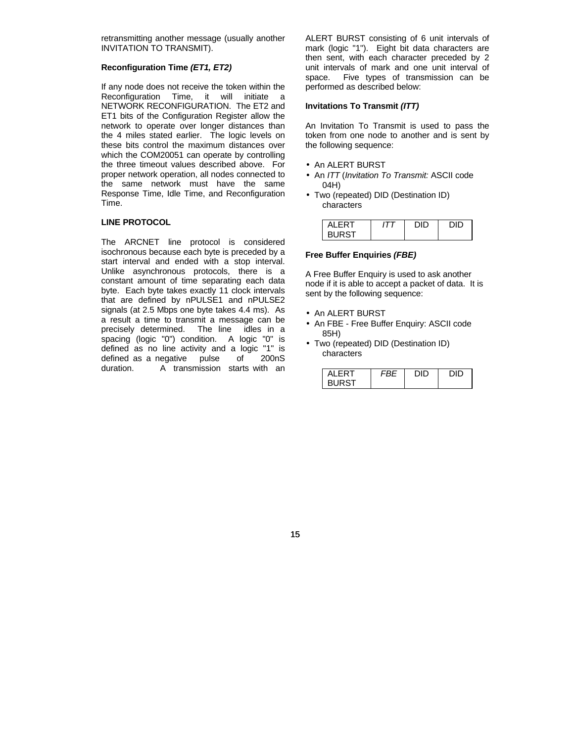retransmitting another message (usually another INVITATION TO TRANSMIT).

**Reconfiguration Time *(ET1, ET2)***

If any node does not receive the token within the Reconfiguration Time, it will initiate a NETWORK RECONFIGURATION. The ET2 and ET1 bits of the Configuration Register allow the network to operate over longer distances than the 4 miles stated earlier. The logic levels on these bits control the maximum distances over which the COM20051 can operate by controlling the three timeout values described above. For proper network operation, all nodes connected to the same network must have the same Response Time, Idle Time, and Reconfiguration Time.

**LINE PROTOCOL**

The ARCNET line protocol is considered isochronous because each byte is preceded by a start interval and ended with a stop interval. Unlike asynchronous protocols, there is a constant amount of time separating each data byte. Each byte takes exactly 11 clock intervals that are defined by nPULSE1 and nPULSE2 signals (at 2.5 Mbps one byte takes 4.4 ms). As a result a time to transmit a message can be precisely determined. The line idles in a spacing (logic "0") condition. A logic "0" is defined as no line activity and a logic "1" is defined as a negative pulse of 200nS duration. A transmission starts with an ALERT BURST consisting of 6 unit intervals of mark (logic "1"). Eight bit data characters are then sent, with each character preceded by 2 unit intervals of mark and one unit interval of space. Five types of transmission can be performed as described below:

**Invitations To Transmit *(ITT)***

An Invitation To Transmit is used to pass the token from one node to another and is sent by the following sequence:

- An ALERT BURST
- An *ITT* (*Invitation To Transmit:* ASCII code 04H)
- Two (repeated) DID (Destination ID) characters

| ALERT BURST | *ITT* | DID | DID |
|---|---|---|---|

**Free Buffer Enquiries *(FBE)***

A Free Buffer Enquiry is used to ask another node if it is able to accept a packet of data. It is sent by the following sequence:

- An ALERT BURST
- An FBE - Free Buffer Enquiry: ASCII code 85H)
- Two (repeated) DID (Destination ID) characters

| ALERT BURST | *FBE* | DID | DID |
|---|---|---|---|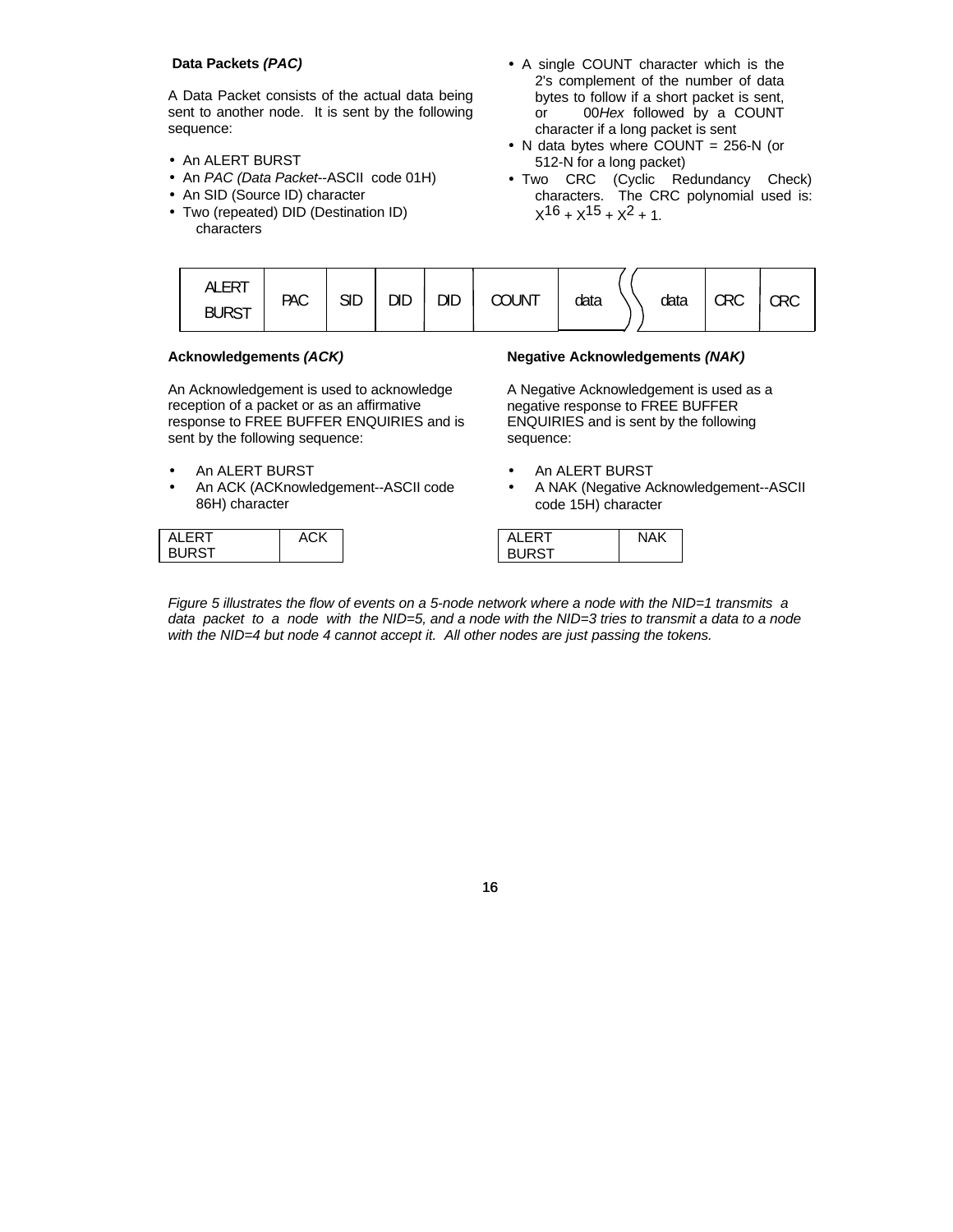### Data Packets *(PAC)*

A Data Packet consists of the actual data being sent to another node. It is sent by the following sequence:

- An ALERT BURST
- An *PAC (Data Packet*--ASCII code 01H)
- An SID (Source ID) character
- Two (repeated) DID (Destination ID) characters
- A single COUNT character which is the 2's complement of the number of data bytes to follow if a short packet is sent, or 00*Hex* followed by a COUNT character if a long packet is sent
- N data bytes where COUNT = 256-N (or 512-N for a long packet)
- Two CRC (Cyclic Redundancy Check) characters. The CRC polynomial used is: $X^{16} + X^{15} + X^2 + 1$.

| ALERT BURST | PAC | SID | DID | DID | COUNT | data | ... | data | CRC | CRC |
|---|---|---|---|---|---|---|---|---|---|---|

### Acknowledgements *(ACK)*

An Acknowledgement is used to acknowledge reception of a packet or as an affirmative response to FREE BUFFER ENQUIRIES and is sent by the following sequence:

- An ALERT BURST
- An ACK (ACKnowledgement--ASCII code 86H) character

| ALERT BURST | ACK |
|---|---|

### Negative Acknowledgements *(NAK)*

A Negative Acknowledgement is used as a negative response to FREE BUFFER ENQUIRIES and is sent by the following sequence:

- An ALERT BURST
- A NAK (Negative Acknowledgement--ASCII code 15H) character

| ALERT BURST | NAK |
|---|---|

*Figure 5 illustrates the flow of events on a 5-node network where a node with the NID=1 transmits a data packet to a node with the NID=5, and a node with the NID=3 tries to transmit a data to a node with the NID=4 but node 4 cannot accept it. All other nodes are just passing the tokens.*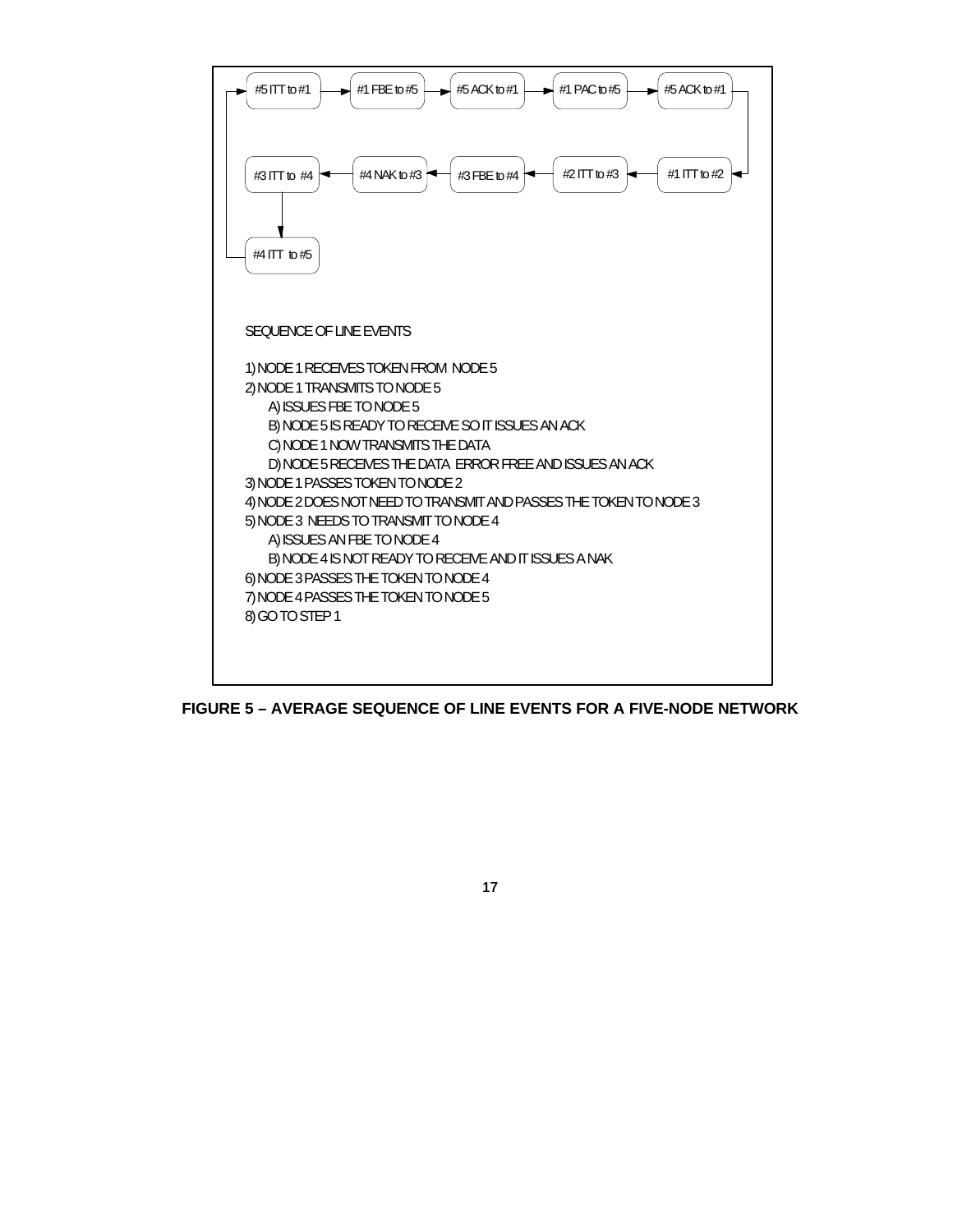#5 ITT to #1 → #1 FBE to #5 → #5 ACK to #1 → #1 PAC to #5 → #5 ACK to #1 → #1 ITT to #2 → #2 ITT to #3 → #3 FBE to #4 → #4 NAK to #3 → #3 ITT to #4 → #4 ITT to #5 → #5 ITT to #1

SEQUENCE OF LINE EVENTS

1) NODE 1 RECEIVES TOKEN FROM NODE 5
2) NODE 1 TRANSMITS TO NODE 5
   - A) ISSUES FBE TO NODE 5
   - B) NODE 5 IS READY TO RECEIVE SO IT ISSUES AN ACK
   - C) NODE 1 NOW TRANSMITS THE DATA
   - D) NODE 5 RECEIVES THE DATA ERROR FREE AND ISSUES AN ACK
3) NODE 1 PASSES TOKEN TO NODE 2
4) NODE 2 DOES NOT NEED TO TRANSMIT AND PASSES THE TOKEN TO NODE 3
5) NODE 3 NEEDS TO TRANSMIT TO NODE 4
   - A) ISSUES AN FBE TO NODE 4
   - B) NODE 4 IS NOT READY TO RECEIVE AND IT ISSUES A NAK
6) NODE 3 PASSES THE TOKEN TO NODE 4
7) NODE 4 PASSES THE TOKEN TO NODE 5
8) GO TO STEP 1

**FIGURE 5 – AVERAGE SEQUENCE OF LINE EVENTS FOR A FIVE-NODE NETWORK**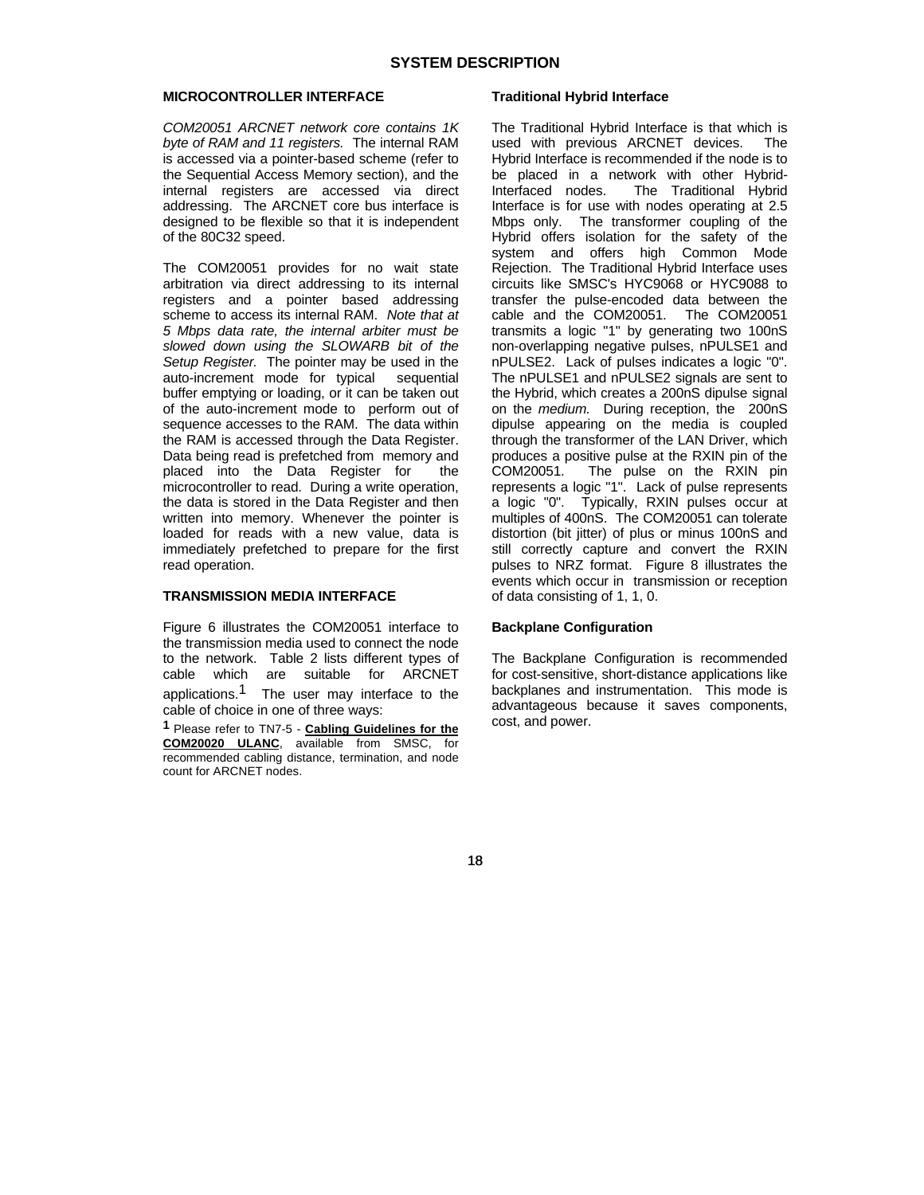## SYSTEM DESCRIPTION

### MICROCONTROLLER INTERFACE

*COM20051 ARCNET network core contains 1K byte of RAM and 11 registers.* The internal RAM is accessed via a pointer-based scheme (refer to the Sequential Access Memory section), and the internal registers are accessed via direct addressing. The ARCNET core bus interface is designed to be flexible so that it is independent of the 80C32 speed.

The COM20051 provides for no wait state arbitration via direct addressing to its internal registers and a pointer based addressing scheme to access its internal RAM. *Note that at 5 Mbps data rate, the internal arbiter must be slowed down using the SLOWARB bit of the Setup Register.* The pointer may be used in the auto-increment mode for typical sequential buffer emptying or loading, or it can be taken out of the auto-increment mode to perform out of sequence accesses to the RAM. The data within the RAM is accessed through the Data Register. Data being read is prefetched from memory and placed into the Data Register for the microcontroller to read. During a write operation, the data is stored in the Data Register and then written into memory. Whenever the pointer is loaded for reads with a new value, data is immediately prefetched to prepare for the first read operation.

### TRANSMISSION MEDIA INTERFACE

Figure 6 illustrates the COM20051 interface to the transmission media used to connect the node to the network. Table 2 lists different types of cable which are suitable for ARCNET applications.[1] The user may interface to the cable of choice in one of three ways:

[1] Please refer to TN7-5 - **Cabling Guidelines for the COM20020 ULANC**, available from SMSC, for recommended cabling distance, termination, and node count for ARCNET nodes.

#### Traditional Hybrid Interface

The Traditional Hybrid Interface is that which is used with previous ARCNET devices. The Hybrid Interface is recommended if the node is to be placed in a network with other Hybrid-Interfaced nodes. The Traditional Hybrid Interface is for use with nodes operating at 2.5 Mbps only. The transformer coupling of the Hybrid offers isolation for the safety of the system and offers high Common Mode Rejection. The Traditional Hybrid Interface uses circuits like SMSC's HYC9068 or HYC9088 to transfer the pulse-encoded data between the cable and the COM20051. The COM20051 transmits a logic "1" by generating two 100nS non-overlapping negative pulses, nPULSE1 and nPULSE2. Lack of pulses indicates a logic "0". The nPULSE1 and nPULSE2 signals are sent to the Hybrid, which creates a 200nS dipulse signal on the *medium.* During reception, the 200nS dipulse appearing on the media is coupled through the transformer of the LAN Driver, which produces a positive pulse at the RXIN pin of the COM20051. The pulse on the RXIN pin represents a logic "1". Lack of pulse represents a logic "0". Typically, RXIN pulses occur at multiples of 400nS. The COM20051 can tolerate distortion (bit jitter) of plus or minus 100nS and still correctly capture and convert the RXIN pulses to NRZ format. Figure 8 illustrates the events which occur in transmission or reception of data consisting of 1, 1, 0.

#### Backplane Configuration

The Backplane Configuration is recommended for cost-sensitive, short-distance applications like backplanes and instrumentation. This mode is advantageous because it saves components, cost, and power.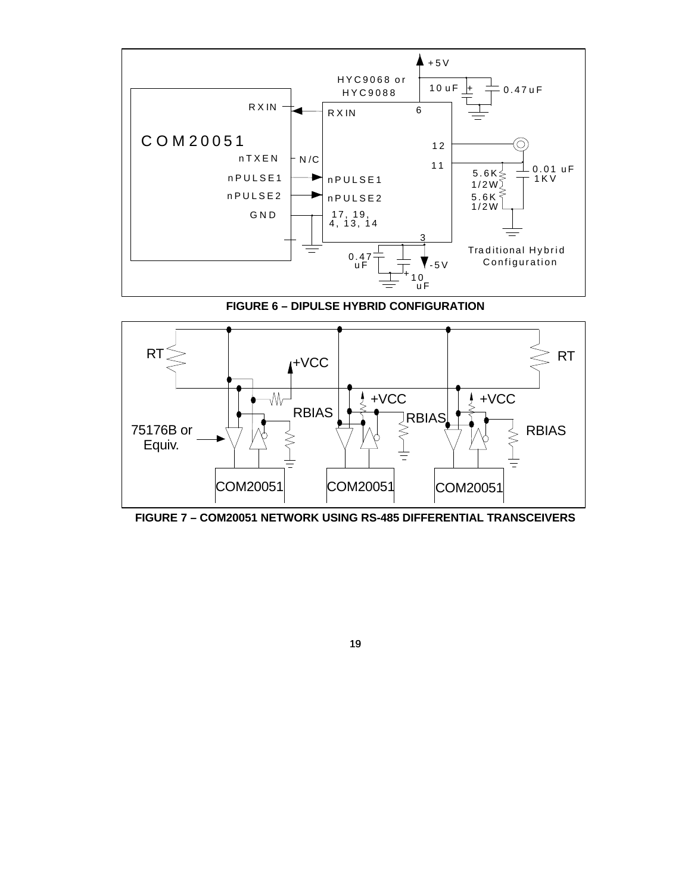**FIGURE 6 – DIPULSE HYBRID CONFIGURATION**

**FIGURE 7 – COM20051 NETWORK USING RS-485 DIFFERENTIAL TRANSCEIVERS**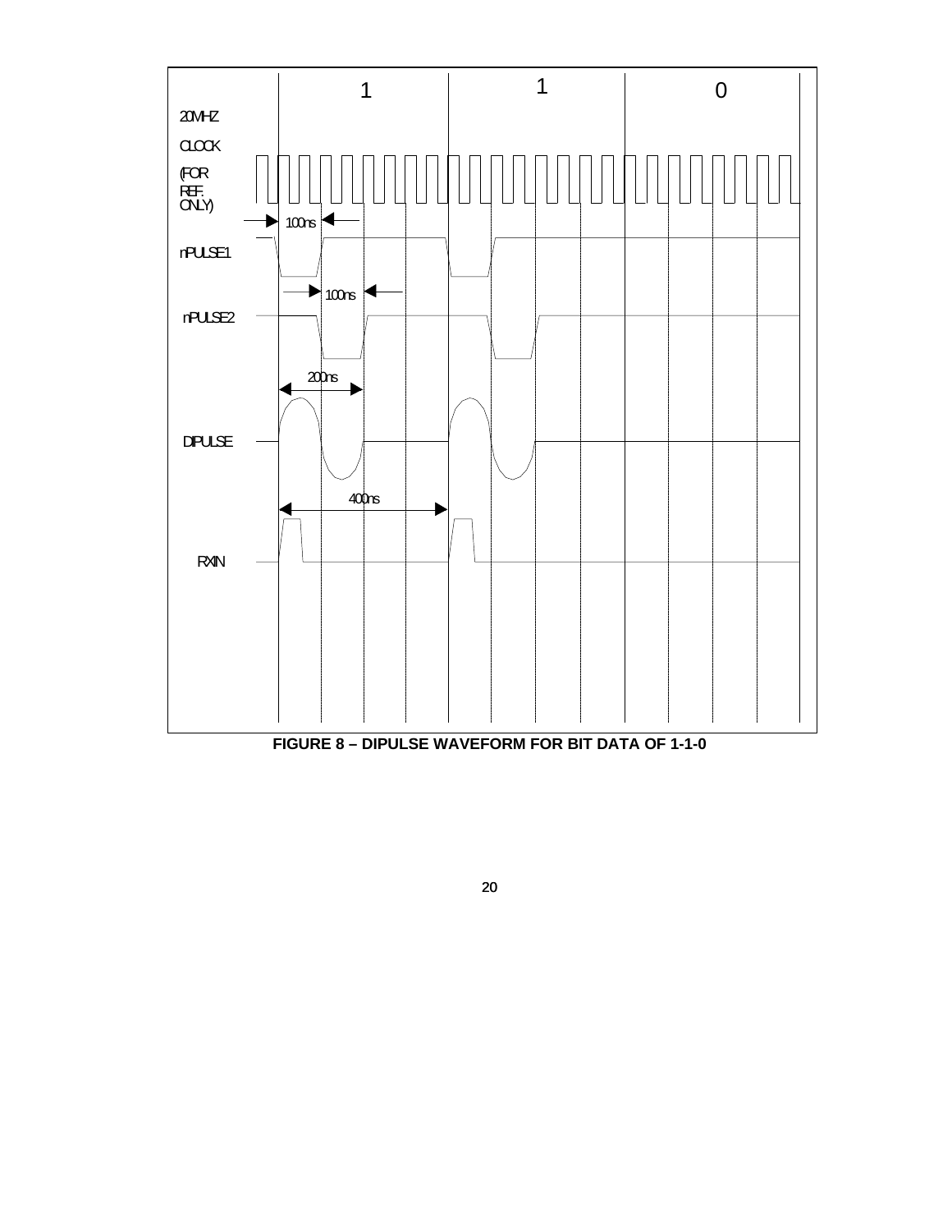FIGURE 8 – DIPULSE WAVEFORM FOR BIT DATA OF 1-1-0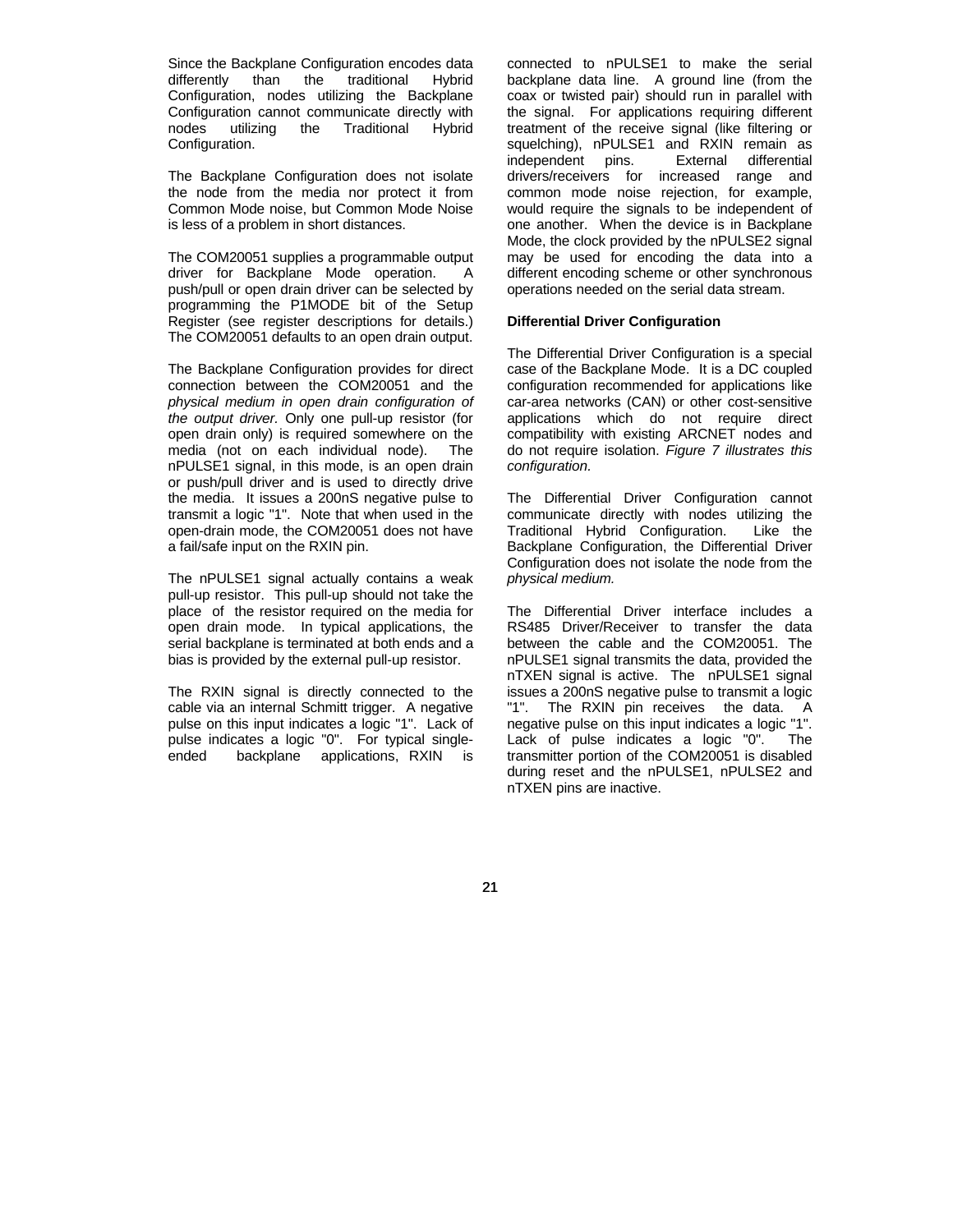Since the Backplane Configuration encodes data differently than the traditional Hybrid Configuration, nodes utilizing the Backplane Configuration cannot communicate directly with nodes utilizing the Traditional Hybrid Configuration.

The Backplane Configuration does not isolate the node from the media nor protect it from Common Mode noise, but Common Mode Noise is less of a problem in short distances.

The COM20051 supplies a programmable output driver for Backplane Mode operation. A push/pull or open drain driver can be selected by programming the P1MODE bit of the Setup Register (see register descriptions for details.) The COM20051 defaults to an open drain output.

The Backplane Configuration provides for direct connection between the COM20051 and the *physical medium in open drain configuration of the output driver.* Only one pull-up resistor (for open drain only) is required somewhere on the media (not on each individual node). The nPULSE1 signal, in this mode, is an open drain or push/pull driver and is used to directly drive the media. It issues a 200nS negative pulse to transmit a logic "1". Note that when used in the open-drain mode, the COM20051 does not have a fail/safe input on the RXIN pin.

The nPULSE1 signal actually contains a weak pull-up resistor. This pull-up should not take the place of the resistor required on the media for open drain mode. In typical applications, the serial backplane is terminated at both ends and a bias is provided by the external pull-up resistor.

The RXIN signal is directly connected to the cable via an internal Schmitt trigger. A negative pulse on this input indicates a logic "1". Lack of pulse indicates a logic "0". For typical single-ended backplane applications, RXIN is connected to nPULSE1 to make the serial backplane data line. A ground line (from the coax or twisted pair) should run in parallel with the signal. For applications requiring different treatment of the receive signal (like filtering or squelching), nPULSE1 and RXIN remain as independent pins. External differential drivers/receivers for increased range and common mode noise rejection, for example, would require the signals to be independent of one another. When the device is in Backplane Mode, the clock provided by the nPULSE2 signal may be used for encoding the data into a different encoding scheme or other synchronous operations needed on the serial data stream.

**Differential Driver Configuration**

The Differential Driver Configuration is a special case of the Backplane Mode. It is a DC coupled configuration recommended for applications like car-area networks (CAN) or other cost-sensitive applications which do not require direct compatibility with existing ARCNET nodes and do not require isolation. *Figure 7 illustrates this configuration.*

The Differential Driver Configuration cannot communicate directly with nodes utilizing the Traditional Hybrid Configuration. Like the Backplane Configuration, the Differential Driver Configuration does not isolate the node from the *physical medium.*

The Differential Driver interface includes a RS485 Driver/Receiver to transfer the data between the cable and the COM20051. The nPULSE1 signal transmits the data, provided the nTXEN signal is active. The nPULSE1 signal issues a 200nS negative pulse to transmit a logic "1". The RXIN pin receives the data. A negative pulse on this input indicates a logic "1". Lack of pulse indicates a logic "0". The transmitter portion of the COM20051 is disabled during reset and the nPULSE1, nPULSE2 and nTXEN pins are inactive.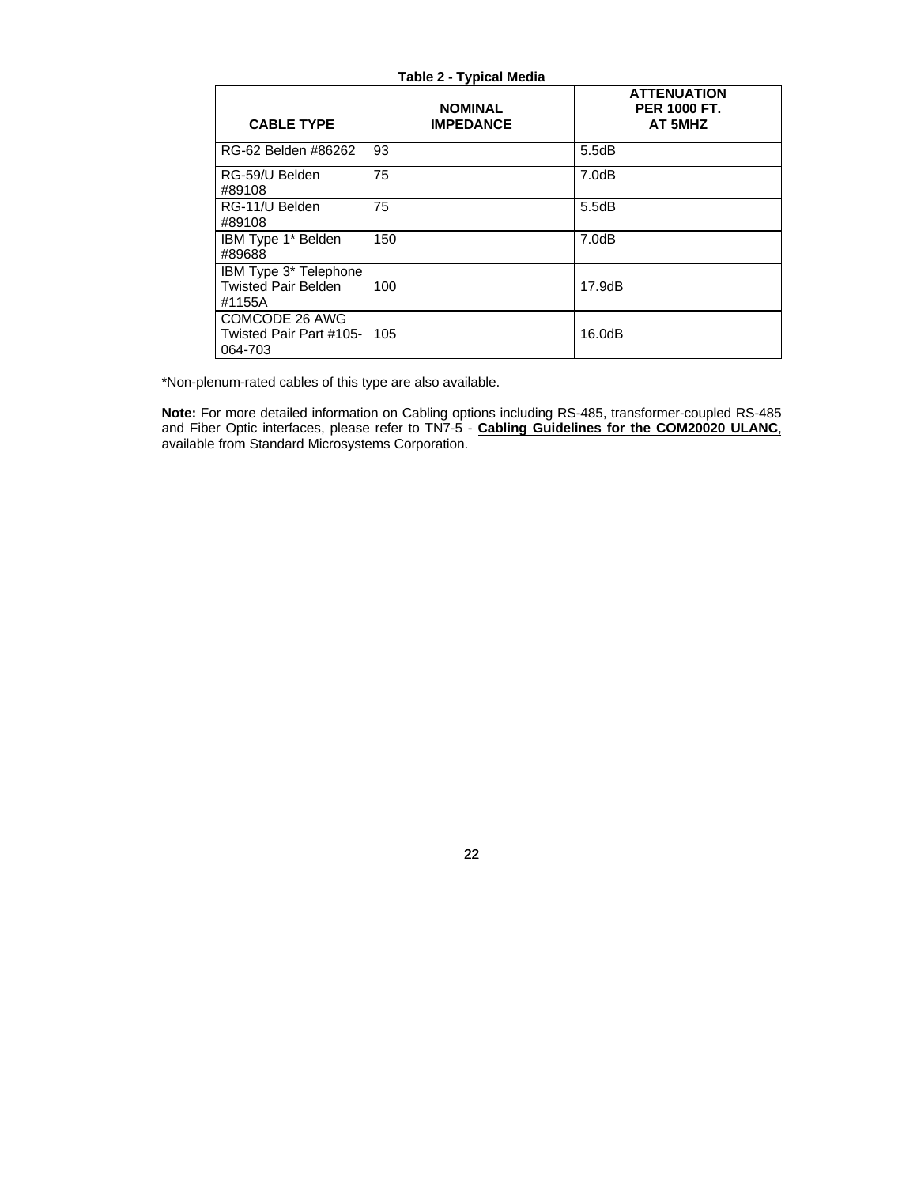**Table 2 - Typical Media**

| CABLE TYPE | NOMINAL IMPEDANCE | ATTENUATION PER 1000 FT. AT 5MHZ |
|---|---|---|
| RG-62 Belden #86262 | 93 | 5.5dB |
| RG-59/U Belden #89108 | 75 | 7.0dB |
| RG-11/U Belden #89108 | 75 | 5.5dB |
| IBM Type 1* Belden #89688 | 150 | 7.0dB |
| IBM Type 3* Telephone Twisted Pair Belden #1155A | 100 | 17.9dB |
| COMCODE 26 AWG Twisted Pair Part #105-064-703 | 105 | 16.0dB |

*Non-plenum-rated cables of this type are also available.

**Note:** For more detailed information on Cabling options including RS-485, transformer-coupled RS-485 and Fiber Optic interfaces, please refer to TN7-5 - **Cabling Guidelines for the COM20020 ULANC**, available from Standard Microsystems Corporation.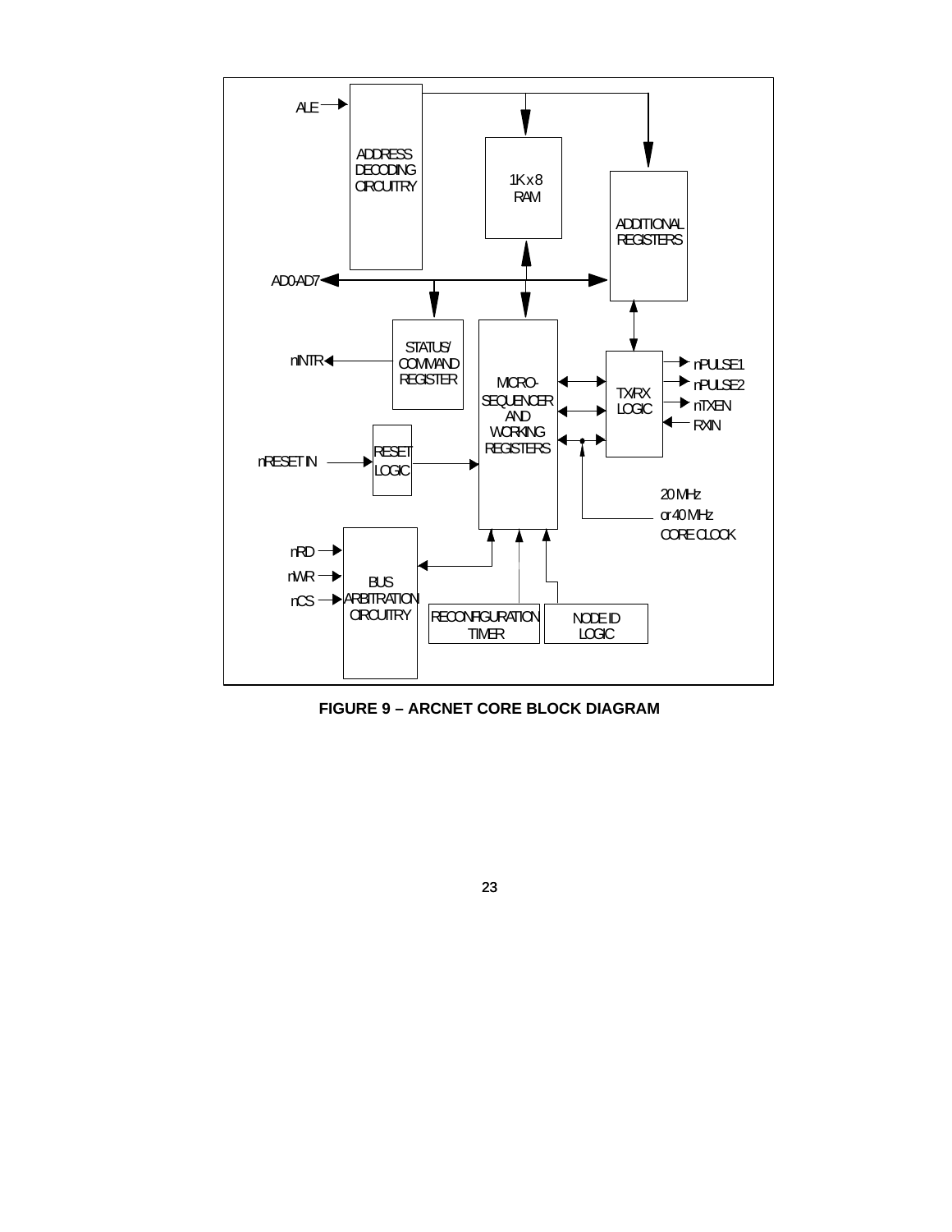ALE

ADDRESS DECODING CIRCUITRY

1K x 8 RAM

ADDITIONAL REGISTERS

AD0-AD7

STATUS/ COMMAND REGISTER

nINTR

MICRO- SEQUENCER AND WORKING REGISTERS

TX/RX LOGIC

nPULSE1

nPULSE2

nTXEN

RXIN

RESET LOGIC

nRESET IN

20 MHz or 40 MHz CORE CLOCK

nRD

nWR

nCS

BUS ARBITRATION CIRCUITRY

RECONFIGURATION TIMER

NODE ID LOGIC

**FIGURE 9 – ARCNET CORE BLOCK DIAGRAM**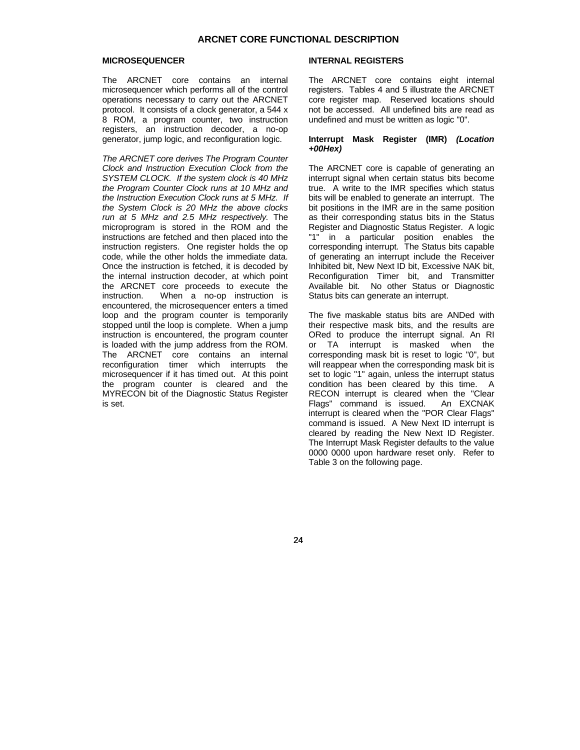# ARCNET CORE FUNCTIONAL DESCRIPTION

## MICROSEQUENCER

The ARCNET core contains an internal microsequencer which performs all of the control operations necessary to carry out the ARCNET protocol. It consists of a clock generator, a 544 x 8 ROM, a program counter, two instruction registers, an instruction decoder, a no-op generator, jump logic, and reconfiguration logic.

*The ARCNET core derives The Program Counter Clock and Instruction Execution Clock from the SYSTEM CLOCK. If the system clock is 40 MHz the Program Counter Clock runs at 10 MHz and the Instruction Execution Clock runs at 5 MHz. If the System Clock is 20 MHz the above clocks run at 5 MHz and 2.5 MHz respectively.* The microprogram is stored in the ROM and the instructions are fetched and then placed into the instruction registers. One register holds the op code, while the other holds the immediate data. Once the instruction is fetched, it is decoded by the internal instruction decoder, at which point the ARCNET core proceeds to execute the instruction. When a no-op instruction is encountered, the microsequencer enters a timed loop and the program counter is temporarily stopped until the loop is complete. When a jump instruction is encountered, the program counter is loaded with the jump address from the ROM. The ARCNET core contains an internal reconfiguration timer which interrupts the microsequencer if it has timed out. At this point the program counter is cleared and the MYRECON bit of the Diagnostic Status Register is set.

## INTERNAL REGISTERS

The ARCNET core contains eight internal registers. Tables 4 and 5 illustrate the ARCNET core register map. Reserved locations should not be accessed. All undefined bits are read as undefined and must be written as logic "0".

### Interrupt Mask Register (IMR) *(Location +00Hex)*

The ARCNET core is capable of generating an interrupt signal when certain status bits become true. A write to the IMR specifies which status bits will be enabled to generate an interrupt. The bit positions in the IMR are in the same position as their corresponding status bits in the Status Register and Diagnostic Status Register. A logic "1" in a particular position enables the corresponding interrupt. The Status bits capable of generating an interrupt include the Receiver Inhibited bit, New Next ID bit, Excessive NAK bit, Reconfiguration Timer bit, and Transmitter Available bit. No other Status or Diagnostic Status bits can generate an interrupt.

The five maskable status bits are ANDed with their respective mask bits, and the results are ORed to produce the interrupt signal. An RI or TA interrupt is masked when the corresponding mask bit is reset to logic "0", but will reappear when the corresponding mask bit is set to logic "1" again, unless the interrupt status condition has been cleared by this time. A RECON interrupt is cleared when the "Clear Flags" command is issued. An EXCNAK interrupt is cleared when the "POR Clear Flags" command is issued. A New Next ID interrupt is cleared by reading the New Next ID Register. The Interrupt Mask Register defaults to the value 0000 0000 upon hardware reset only. Refer to Table 3 on the following page.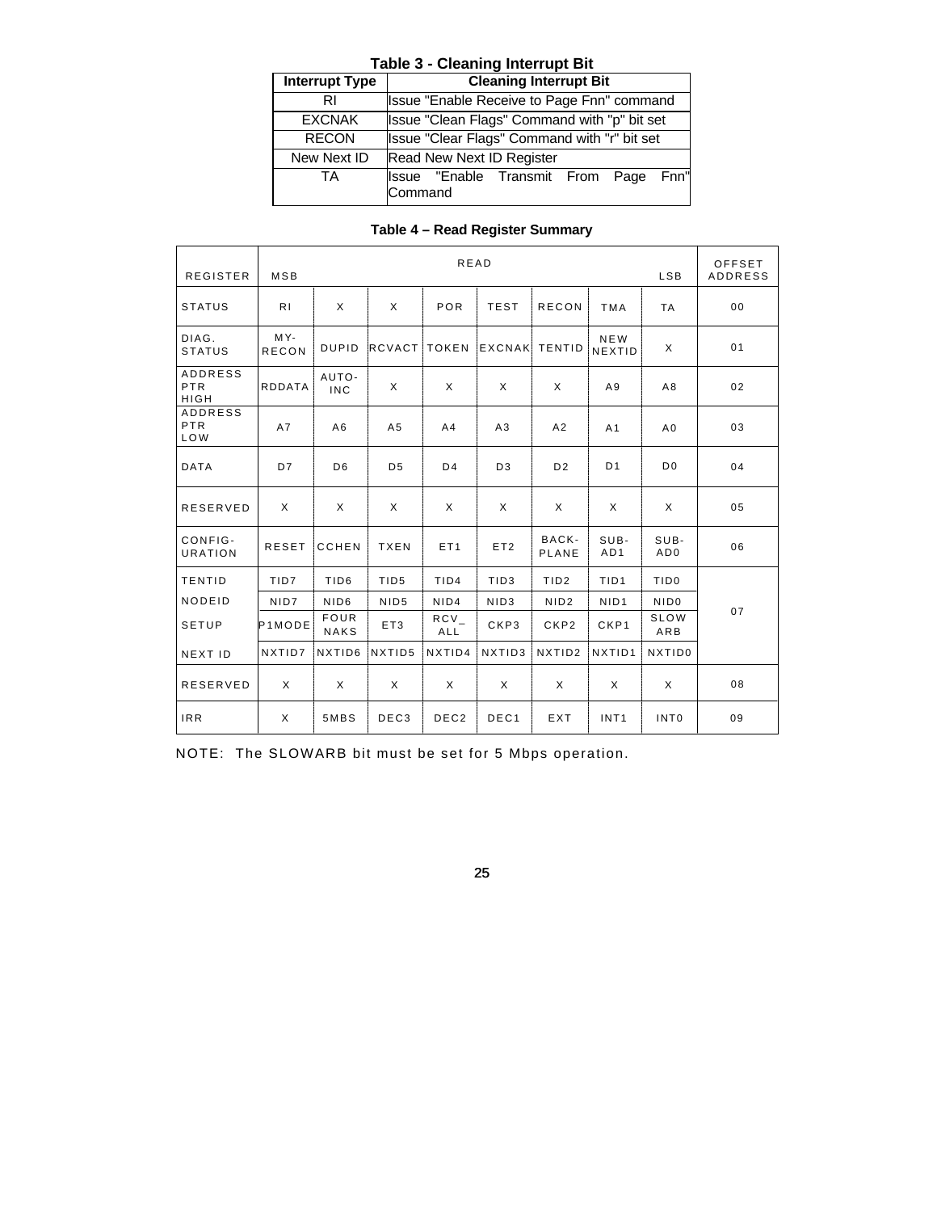**Table 3 - Cleaning Interrupt Bit**

| Interrupt Type | Cleaning Interrupt Bit |
|---|---|
| RI | Issue "Enable Receive to Page Fnn" command |
| EXCNAK | Issue "Clean Flags" Command with "p" bit set |
| RECON | Issue "Clear Flags" Command with "r" bit set |
| New Next ID | Read New Next ID Register |
| TA | Issue "Enable Transmit From Page Fnn" Command |

**Table 4 – Read Register Summary**

| REGISTER | READ MSB | | | | | | | LSB | OFFSET ADDRESS |
|---|---|---|---|---|---|---|---|---|---|
| STATUS | RI | X | X | POR | TEST | RECON | TMA | TA | 00 |
| DIAG. STATUS | MY-RECON | DUPID | RCVACT | TOKEN | EXCNAK | TENTID | NEW NEXTID | X | 01 |
| ADDRESS PTR HIGH | RDDATA | AUTO-INC | X | X | X | X | A9 | A8 | 02 |
| ADDRESS PTR LOW | A7 | A6 | A5 | A4 | A3 | A2 | A1 | A0 | 03 |
| DATA | D7 | D6 | D5 | D4 | D3 | D2 | D1 | D0 | 04 |
| RESERVED | X | X | X | X | X | X | X | X | 05 |
| CONFIG-URATION | RESET | CCHEN | TXEN | ET1 | ET2 | BACK-PLANE | SUB-AD1 | SUB-AD0 | 06 |
| TENTID | TID7 | TID6 | TID5 | TID4 | TID3 | TID2 | TID1 | TID0 | 07 |
| NODEID | NID7 | NID6 | NID5 | NID4 | NID3 | NID2 | NID1 | NID0 | 07 |
| SETUP | P1MODE | FOUR NAKS | ET3 | RCV_ALL | CKP3 | CKP2 | CKP1 | SLOW ARB | 07 |
| NEXT ID | NXTID7 | NXTID6 | NXTID5 | NXTID4 | NXTID3 | NXTID2 | NXTID1 | NXTID0 | 07 |
| RESERVED | X | X | X | X | X | X | X | X | 08 |
| IRR | X | 5MBS | DEC3 | DEC2 | DEC1 | EXT | INT1 | INT0 | 09 |

NOTE: The SLOWARB bit must be set for 5 Mbps operation.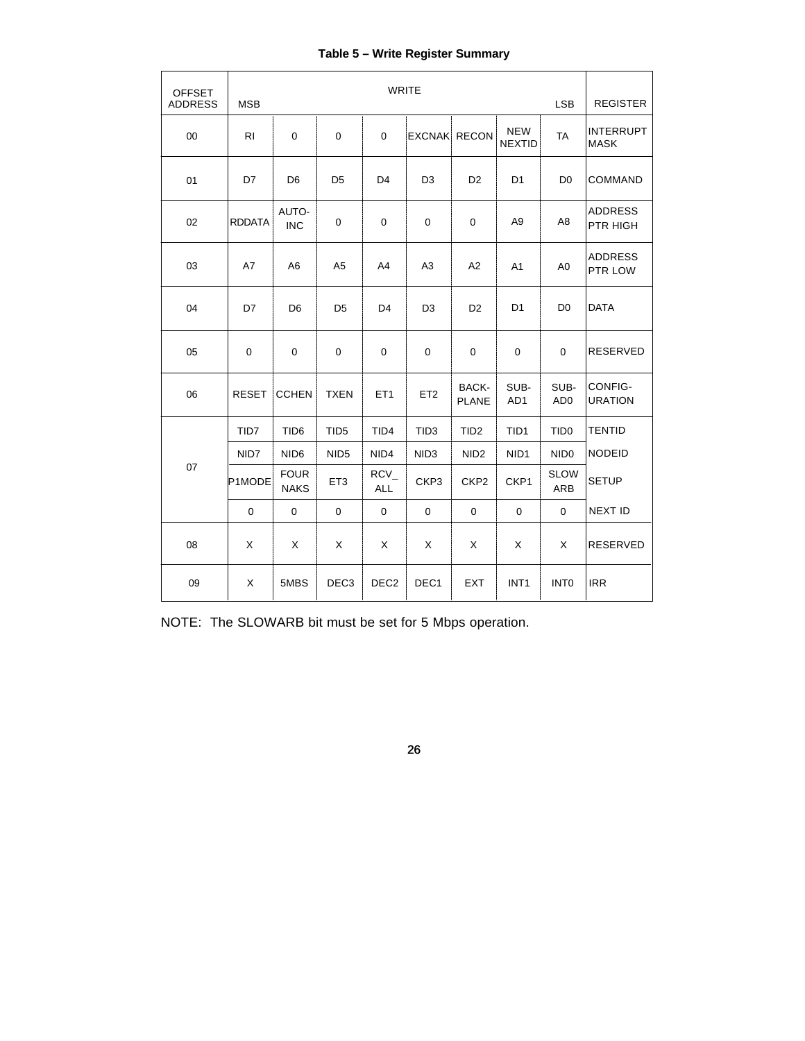**Table 5 – Write Register Summary**

| OFFSET ADDRESS | WRITE MSB | | | | | | | LSB | REGISTER |
|---|---|---|---|---|---|---|---|---|---|
| 00 | RI | 0 | 0 | 0 | EXCNAK | RECON | NEW NEXTID | TA | INTERRUPT MASK |
| 01 | D7 | D6 | D5 | D4 | D3 | D2 | D1 | D0 | COMMAND |
| 02 | RDDATA | AUTO-INC | 0 | 0 | 0 | 0 | A9 | A8 | ADDRESS PTR HIGH |
| 03 | A7 | A6 | A5 | A4 | A3 | A2 | A1 | A0 | ADDRESS PTR LOW |
| 04 | D7 | D6 | D5 | D4 | D3 | D2 | D1 | D0 | DATA |
| 05 | 0 | 0 | 0 | 0 | 0 | 0 | 0 | 0 | RESERVED |
| 06 | RESET | CCHEN | TXEN | ET1 | ET2 | BACK-PLANE | SUB-AD1 | SUB-AD0 | CONFIG-URATION |
| 07 | TID7 | TID6 | TID5 | TID4 | TID3 | TID2 | TID1 | TID0 | TENTID |
| | NID7 | NID6 | NID5 | NID4 | NID3 | NID2 | NID1 | NID0 | NODEID |
| | P1MODE | FOUR NAKS | ET3 | RCV_ALL | CKP3 | CKP2 | CKP1 | SLOW ARB | SETUP |
| | 0 | 0 | 0 | 0 | 0 | 0 | 0 | 0 | NEXT ID |
| 08 | X | X | X | X | X | X | X | X | RESERVED |
| 09 | X | 5MBS | DEC3 | DEC2 | DEC1 | EXT | INT1 | INT0 | IRR |

NOTE: The SLOWARB bit must be set for 5 Mbps operation.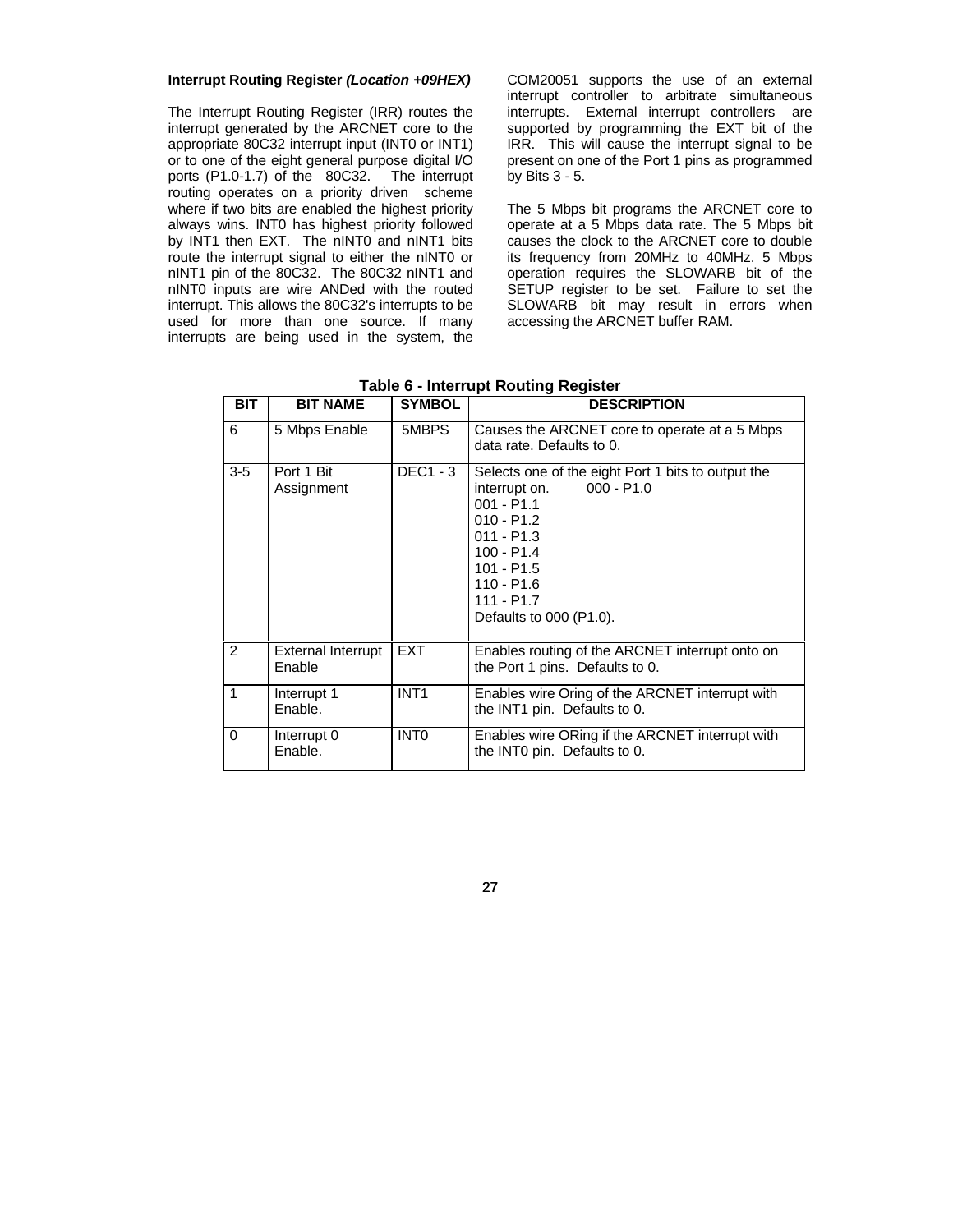**Interrupt Routing Register** ***(Location +09HEX)***

The Interrupt Routing Register (IRR) routes the interrupt generated by the ARCNET core to the appropriate 80C32 interrupt input (INT0 or INT1) or to one of the eight general purpose digital I/O ports (P1.0-1.7) of the 80C32. The interrupt routing operates on a priority driven scheme where if two bits are enabled the highest priority always wins. INT0 has highest priority followed by INT1 then EXT. The nINT0 and nINT1 bits route the interrupt signal to either the nINT0 or nINT1 pin of the 80C32. The 80C32 nINT1 and nINT0 inputs are wire ANDed with the routed interrupt. This allows the 80C32's interrupts to be used for more than one source. If many interrupts are being used in the system, the COM20051 supports the use of an external interrupt controller to arbitrate simultaneous interrupts. External interrupt controllers are supported by programming the EXT bit of the IRR. This will cause the interrupt signal to be present on one of the Port 1 pins as programmed by Bits 3 - 5.

The 5 Mbps bit programs the ARCNET core to operate at a 5 Mbps data rate. The 5 Mbps bit causes the clock to the ARCNET core to double its frequency from 20MHz to 40MHz. 5 Mbps operation requires the SLOWARB bit of the SETUP register to be set. Failure to set the SLOWARB bit may result in errors when accessing the ARCNET buffer RAM.

**Table 6 - Interrupt Routing Register**

| BIT | BIT NAME | SYMBOL | DESCRIPTION |
|---|---|---|---|
| 6 | 5 Mbps Enable | 5MBPS | Causes the ARCNET core to operate at a 5 Mbps data rate. Defaults to 0. |
| 3-5 | Port 1 Bit Assignment | DEC1 - 3 | Selects one of the eight Port 1 bits to output the interrupt on. 000 - P1.0<br>001 - P1.1<br>010 - P1.2<br>011 - P1.3<br>100 - P1.4<br>101 - P1.5<br>110 - P1.6<br>111 - P1.7<br>Defaults to 000 (P1.0). |
| 2 | External Interrupt Enable | EXT | Enables routing of the ARCNET interrupt onto on the Port 1 pins. Defaults to 0. |
| 1 | Interrupt 1 Enable. | INT1 | Enables wire Oring of the ARCNET interrupt with the INT1 pin. Defaults to 0. |
| 0 | Interrupt 0 Enable. | INT0 | Enables wire ORing if the ARCNET interrupt with the INT0 pin. Defaults to 0. |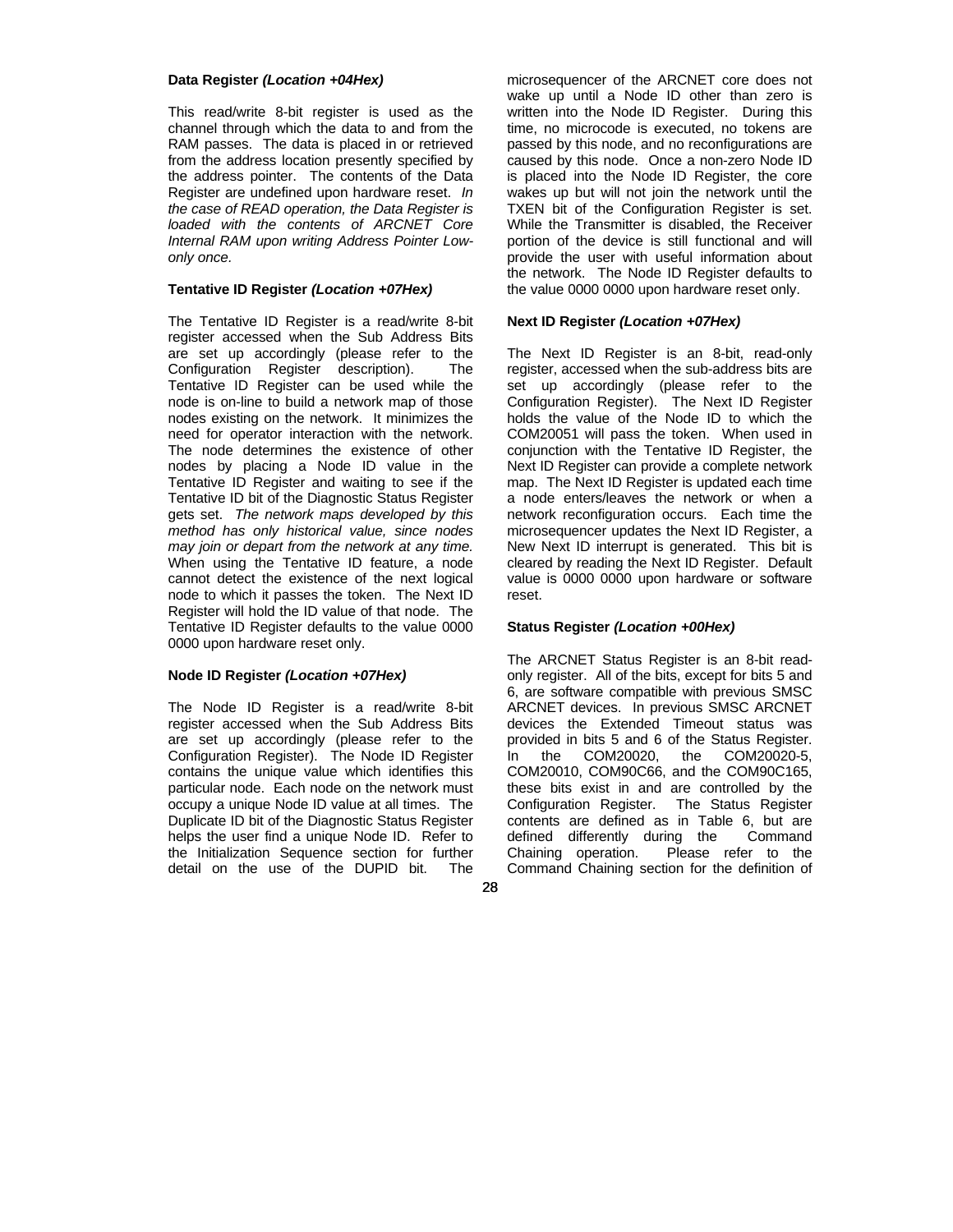**Data Register** ***(Location +04Hex)***

This read/write 8-bit register is used as the channel through which the data to and from the RAM passes. The data is placed in or retrieved from the address location presently specified by the address pointer. The contents of the Data Register are undefined upon hardware reset. *In the case of READ operation, the Data Register is loaded with the contents of ARCNET Core Internal RAM upon writing Address Pointer Low-only once.*

**Tentative ID Register** ***(Location +07Hex)***

The Tentative ID Register is a read/write 8-bit register accessed when the Sub Address Bits are set up accordingly (please refer to the Configuration Register description). The Tentative ID Register can be used while the node is on-line to build a network map of those nodes existing on the network. It minimizes the need for operator interaction with the network. The node determines the existence of other nodes by placing a Node ID value in the Tentative ID Register and waiting to see if the Tentative ID bit of the Diagnostic Status Register gets set. *The network maps developed by this method has only historical value, since nodes may join or depart from the network at any time.* When using the Tentative ID feature, a node cannot detect the existence of the next logical node to which it passes the token. The Next ID Register will hold the ID value of that node. The Tentative ID Register defaults to the value 0000 0000 upon hardware reset only.

**Node ID Register** ***(Location +07Hex)***

The Node ID Register is a read/write 8-bit register accessed when the Sub Address Bits are set up accordingly (please refer to the Configuration Register). The Node ID Register contains the unique value which identifies this particular node. Each node on the network must occupy a unique Node ID value at all times. The Duplicate ID bit of the Diagnostic Status Register helps the user find a unique Node ID. Refer to the Initialization Sequence section for further detail on the use of the DUPID bit. The microsequencer of the ARCNET core does not wake up until a Node ID other than zero is written into the Node ID Register. During this time, no microcode is executed, no tokens are passed by this node, and no reconfigurations are caused by this node. Once a non-zero Node ID is placed into the Node ID Register, the core wakes up but will not join the network until the TXEN bit of the Configuration Register is set. While the Transmitter is disabled, the Receiver portion of the device is still functional and will provide the user with useful information about the network. The Node ID Register defaults to the value 0000 0000 upon hardware reset only.

**Next ID Register** ***(Location +07Hex)***

The Next ID Register is an 8-bit, read-only register, accessed when the sub-address bits are set up accordingly (please refer to the Configuration Register). The Next ID Register holds the value of the Node ID to which the COM20051 will pass the token. When used in conjunction with the Tentative ID Register, the Next ID Register can provide a complete network map. The Next ID Register is updated each time a node enters/leaves the network or when a network reconfiguration occurs. Each time the microsequencer updates the Next ID Register, a New Next ID interrupt is generated. This bit is cleared by reading the Next ID Register. Default value is 0000 0000 upon hardware or software reset.

**Status Register** ***(Location +00Hex)***

The ARCNET Status Register is an 8-bit read-only register. All of the bits, except for bits 5 and 6, are software compatible with previous SMSC ARCNET devices. In previous SMSC ARCNET devices the Extended Timeout status was provided in bits 5 and 6 of the Status Register. In the COM20020, the COM20020-5, COM20010, COM90C66, and the COM90C165, these bits exist in and are controlled by the Configuration Register. The Status Register contents are defined as in Table 6, but are defined differently during the Command Chaining operation. Please refer to the Command Chaining section for the definition of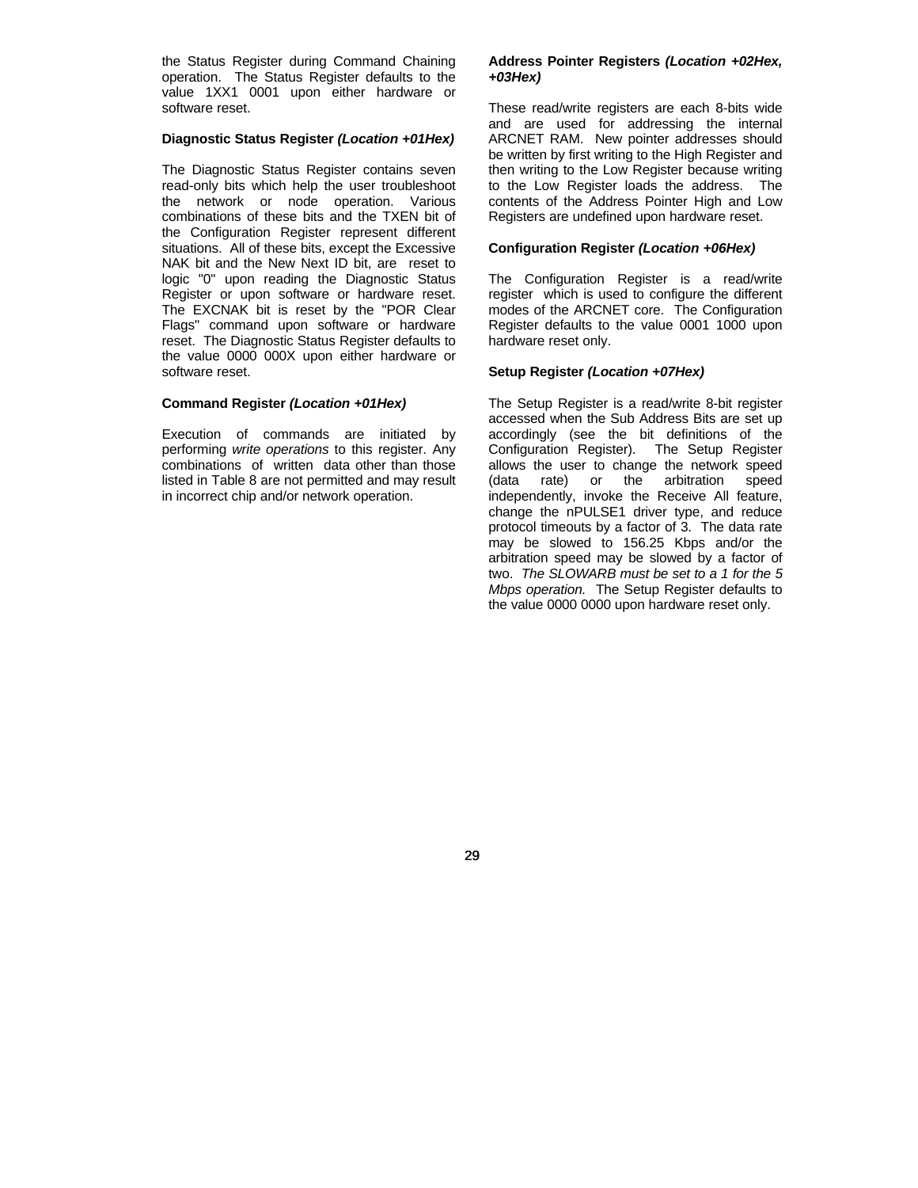the Status Register during Command Chaining operation. The Status Register defaults to the value 1XX1 0001 upon either hardware or software reset.

**Diagnostic Status Register *(Location +01Hex)***

The Diagnostic Status Register contains seven read-only bits which help the user troubleshoot the network or node operation. Various combinations of these bits and the TXEN bit of the Configuration Register represent different situations. All of these bits, except the Excessive NAK bit and the New Next ID bit, are reset to logic "0" upon reading the Diagnostic Status Register or upon software or hardware reset. The EXCNAK bit is reset by the "POR Clear Flags" command upon software or hardware reset. The Diagnostic Status Register defaults to the value 0000 000X upon either hardware or software reset.

**Command Register *(Location +01Hex)***

Execution of commands are initiated by performing *write operations* to this register. Any combinations of written data other than those listed in Table 8 are not permitted and may result in incorrect chip and/or network operation.

**Address Pointer Registers *(Location +02Hex, +03Hex)***

These read/write registers are each 8-bits wide and are used for addressing the internal ARCNET RAM. New pointer addresses should be written by first writing to the High Register and then writing to the Low Register because writing to the Low Register loads the address. The contents of the Address Pointer High and Low Registers are undefined upon hardware reset.

**Configuration Register *(Location +06Hex)***

The Configuration Register is a read/write register which is used to configure the different modes of the ARCNET core. The Configuration Register defaults to the value 0001 1000 upon hardware reset only.

**Setup Register *(Location +07Hex)***

The Setup Register is a read/write 8-bit register accessed when the Sub Address Bits are set up accordingly (see the bit definitions of the Configuration Register). The Setup Register allows the user to change the network speed (data rate) or the arbitration speed independently, invoke the Receive All feature, change the nPULSE1 driver type, and reduce protocol timeouts by a factor of 3. The data rate may be slowed to 156.25 Kbps and/or the arbitration speed may be slowed by a factor of two. *The SLOWARB must be set to a 1 for the 5 Mbps operation.* The Setup Register defaults to the value 0000 0000 upon hardware reset only.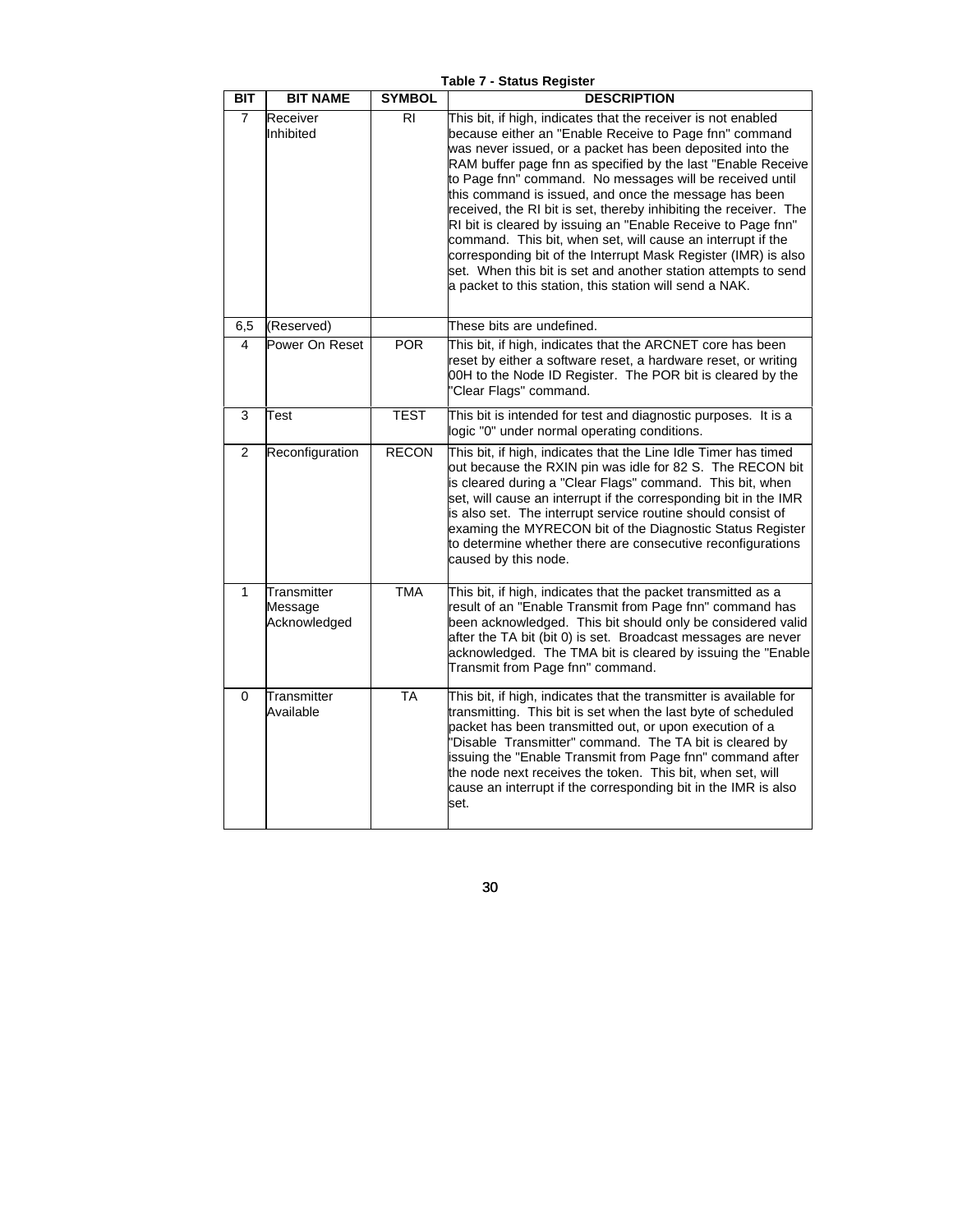**Table 7 - Status Register**

| BIT | BIT NAME | SYMBOL | DESCRIPTION |
|---|---|---|---|
| 7 | Receiver Inhibited | RI | This bit, if high, indicates that the receiver is not enabled because either an "Enable Receive to Page fnn" command was never issued, or a packet has been deposited into the RAM buffer page fnn as specified by the last "Enable Receive to Page fnn" command. No messages will be received until this command is issued, and once the message has been received, the RI bit is set, thereby inhibiting the receiver. The RI bit is cleared by issuing an "Enable Receive to Page fnn" command. This bit, when set, will cause an interrupt if the corresponding bit of the Interrupt Mask Register (IMR) is also set. When this bit is set and another station attempts to send a packet to this station, this station will send a NAK. |
| 6,5 | (Reserved) | | These bits are undefined. |
| 4 | Power On Reset | POR | This bit, if high, indicates that the ARCNET core has been reset by either a software reset, a hardware reset, or writing 00H to the Node ID Register. The POR bit is cleared by the "Clear Flags" command. |
| 3 | Test | TEST | This bit is intended for test and diagnostic purposes. It is a logic "0" under normal operating conditions. |
| 2 | Reconfiguration | RECON | This bit, if high, indicates that the Line Idle Timer has timed out because the RXIN pin was idle for 82 S. The RECON bit is cleared during a "Clear Flags" command. This bit, when set, will cause an interrupt if the corresponding bit in the IMR is also set. The interrupt service routine should consist of examing the MYRECON bit of the Diagnostic Status Register to determine whether there are consecutive reconfigurations caused by this node. |
| 1 | Transmitter Message Acknowledged | TMA | This bit, if high, indicates that the packet transmitted as a result of an "Enable Transmit from Page fnn" command has been acknowledged. This bit should only be considered valid after the TA bit (bit 0) is set. Broadcast messages are never acknowledged. The TMA bit is cleared by issuing the "Enable Transmit from Page fnn" command. |
| 0 | Transmitter Available | TA | This bit, if high, indicates that the transmitter is available for transmitting. This bit is set when the last byte of scheduled packet has been transmitted out, or upon execution of a "Disable Transmitter" command. The TA bit is cleared by issuing the "Enable Transmit from Page fnn" command after the node next receives the token. This bit, when set, will cause an interrupt if the corresponding bit in the IMR is also set. |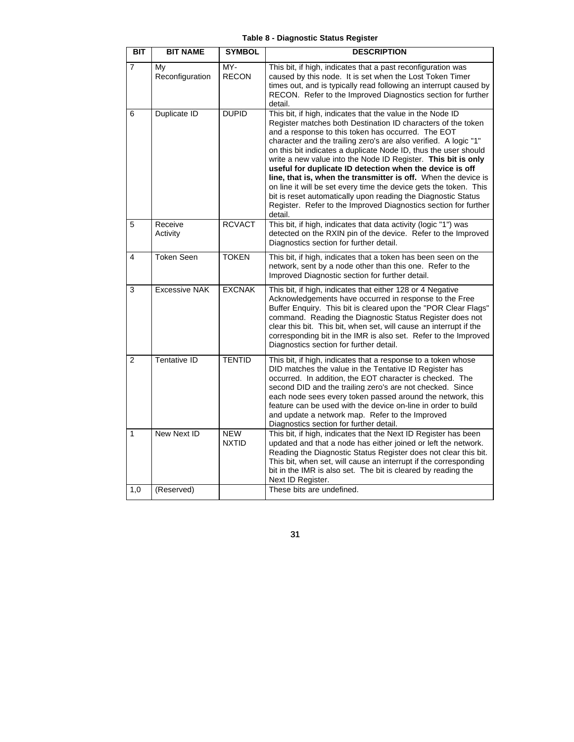**Table 8 - Diagnostic Status Register**

| BIT | BIT NAME | SYMBOL | DESCRIPTION |
|---|---|---|---|
| 7 | My Reconfiguration | MY-RECON | This bit, if high, indicates that a past reconfiguration was caused by this node. It is set when the Lost Token Timer times out, and is typically read following an interrupt caused by RECON. Refer to the Improved Diagnostics section for further detail. |
| 6 | Duplicate ID | DUPID | This bit, if high, indicates that the value in the Node ID Register matches both Destination ID characters of the token and a response to this token has occurred. The EOT character and the trailing zero's are also verified. A logic "1" on this bit indicates a duplicate Node ID, thus the user should write a new value into the Node ID Register. **This bit is only useful for duplicate ID detection when the device is off line, that is, when the transmitter is off.** When the device is on line it will be set every time the device gets the token. This bit is reset automatically upon reading the Diagnostic Status Register. Refer to the Improved Diagnostics section for further detail. |
| 5 | Receive Activity | RCVACT | This bit, if high, indicates that data activity (logic "1") was detected on the RXIN pin of the device. Refer to the Improved Diagnostics section for further detail. |
| 4 | Token Seen | TOKEN | This bit, if high, indicates that a token has been seen on the network, sent by a node other than this one. Refer to the Improved Diagnostic section for further detail. |
| 3 | Excessive NAK | EXCNAK | This bit, if high, indicates that either 128 or 4 Negative Acknowledgements have occurred in response to the Free Buffer Enquiry. This bit is cleared upon the "POR Clear Flags" command. Reading the Diagnostic Status Register does not clear this bit. This bit, when set, will cause an interrupt if the corresponding bit in the IMR is also set. Refer to the Improved Diagnostics section for further detail. |
| 2 | Tentative ID | TENTID | This bit, if high, indicates that a response to a token whose DID matches the value in the Tentative ID Register has occurred. In addition, the EOT character is checked. The second DID and the trailing zero's are not checked. Since each node sees every token passed around the network, this feature can be used with the device on-line in order to build and update a network map. Refer to the Improved Diagnostics section for further detail. |
| 1 | New Next ID | NEW NXTID | This bit, if high, indicates that the Next ID Register has been updated and that a node has either joined or left the network. Reading the Diagnostic Status Register does not clear this bit. This bit, when set, will cause an interrupt if the corresponding bit in the IMR is also set. The bit is cleared by reading the Next ID Register. |
| 1,0 | (Reserved) | | These bits are undefined. |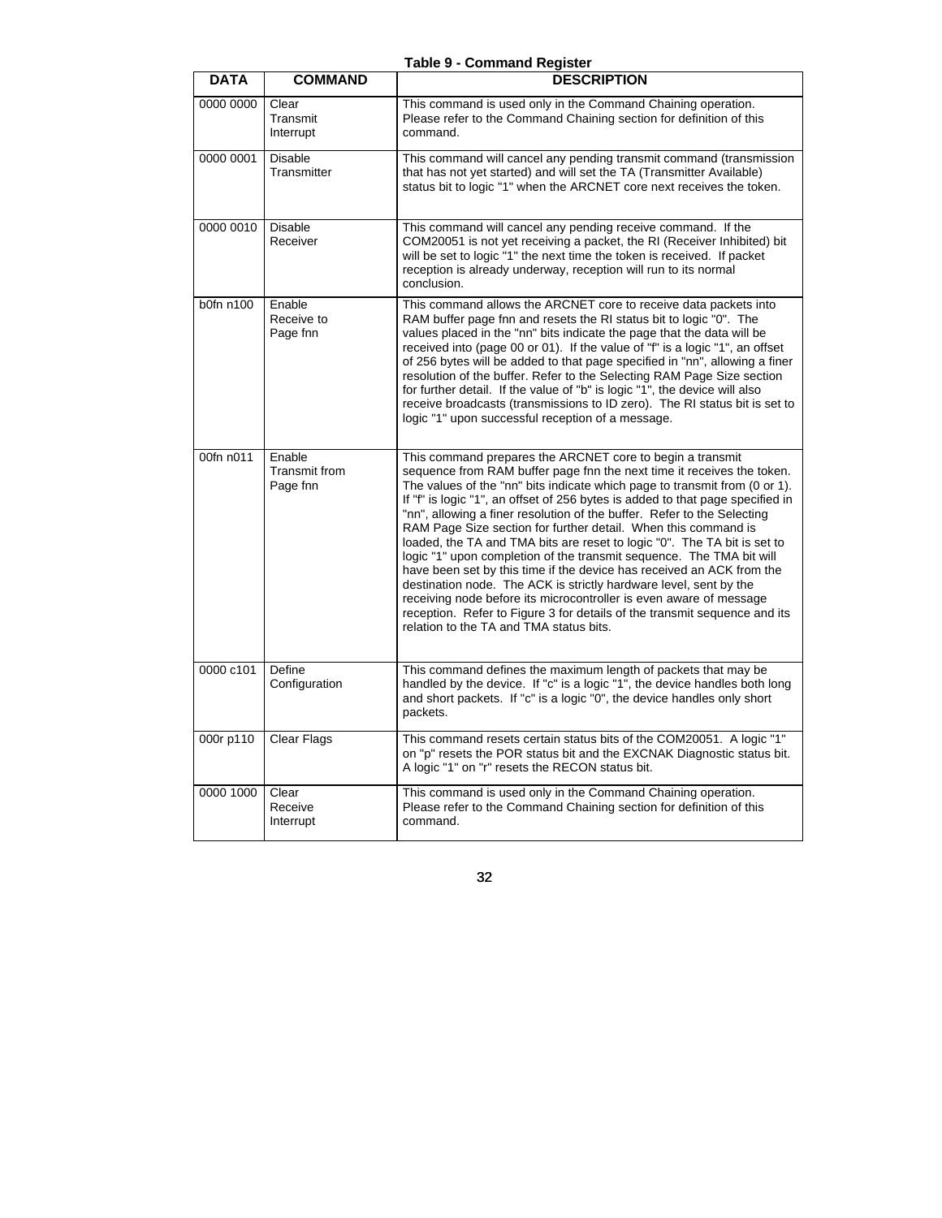**Table 9 - Command Register**

| DATA | COMMAND | DESCRIPTION |
|---|---|---|
| 0000 0000 | Clear Transmit Interrupt | This command is used only in the Command Chaining operation. Please refer to the Command Chaining section for definition of this command. |
| 0000 0001 | Disable Transmitter | This command will cancel any pending transmit command (transmission that has not yet started) and will set the TA (Transmitter Available) status bit to logic "1" when the ARCNET core next receives the token. |
| 0000 0010 | Disable Receiver | This command will cancel any pending receive command. If the COM20051 is not yet receiving a packet, the RI (Receiver Inhibited) bit will be set to logic "1" the next time the token is received. If packet reception is already underway, reception will run to its normal conclusion. |
| b0fn n100 | Enable Receive to Page fnn | This command allows the ARCNET core to receive data packets into RAM buffer page fnn and resets the RI status bit to logic "0". The values placed in the "nn" bits indicate the page that the data will be received into (page 00 or 01). If the value of "f" is a logic "1", an offset of 256 bytes will be added to that page specified in "nn", allowing a finer resolution of the buffer. Refer to the Selecting RAM Page Size section for further detail. If the value of "b" is logic "1", the device will also receive broadcasts (transmissions to ID zero). The RI status bit is set to logic "1" upon successful reception of a message. |
| 00fn n011 | Enable Transmit from Page fnn | This command prepares the ARCNET core to begin a transmit sequence from RAM buffer page fnn the next time it receives the token. The values of the "nn" bits indicate which page to transmit from (0 or 1). If "f" is logic "1", an offset of 256 bytes is added to that page specified in "nn", allowing a finer resolution of the buffer. Refer to the Selecting RAM Page Size section for further detail. When this command is loaded, the TA and TMA bits are reset to logic "0". The TA bit is set to logic "1" upon completion of the transmit sequence. The TMA bit will have been set by this time if the device has received an ACK from the destination node. The ACK is strictly hardware level, sent by the receiving node before its microcontroller is even aware of message reception. Refer to Figure 3 for details of the transmit sequence and its relation to the TA and TMA status bits. |
| 0000 c101 | Define Configuration | This command defines the maximum length of packets that may be handled by the device. If "c" is a logic "1", the device handles both long and short packets. If "c" is a logic "0", the device handles only short packets. |
| 000r p110 | Clear Flags | This command resets certain status bits of the COM20051. A logic "1" on "p" resets the POR status bit and the EXCNAK Diagnostic status bit. A logic "1" on "r" resets the RECON status bit. |
| 0000 1000 | Clear Receive Interrupt | This command is used only in the Command Chaining operation. Please refer to the Command Chaining section for definition of this command. |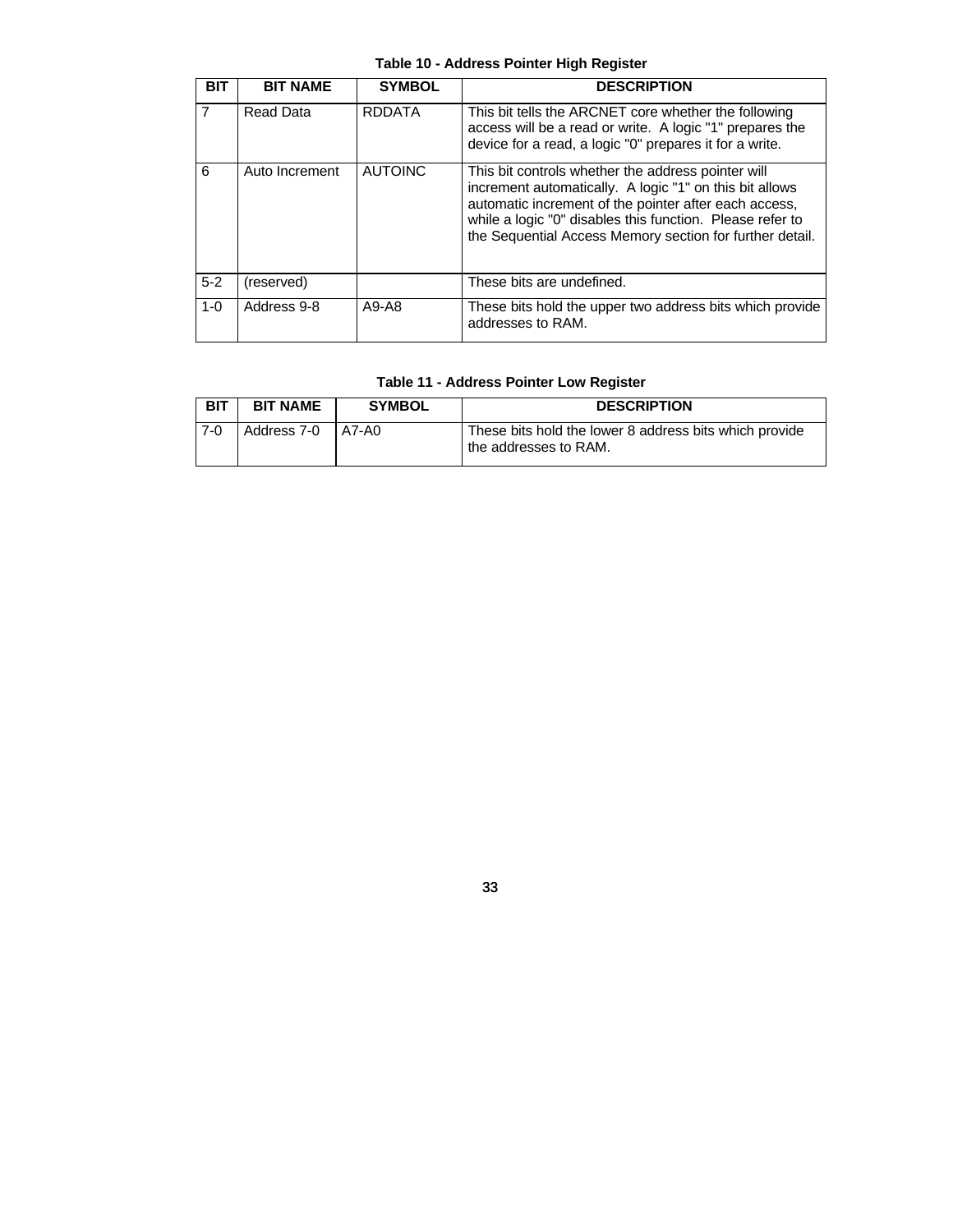**Table 10 - Address Pointer High Register**

| BIT | BIT NAME | SYMBOL | DESCRIPTION |
|---|---|---|---|
| 7 | Read Data | RDDATA | This bit tells the ARCNET core whether the following access will be a read or write. A logic "1" prepares the device for a read, a logic "0" prepares it for a write. |
| 6 | Auto Increment | AUTOINC | This bit controls whether the address pointer will increment automatically. A logic "1" on this bit allows automatic increment of the pointer after each access, while a logic "0" disables this function. Please refer to the Sequential Access Memory section for further detail. |
| 5-2 | (reserved) | | These bits are undefined. |
| 1-0 | Address 9-8 | A9-A8 | These bits hold the upper two address bits which provide addresses to RAM. |

**Table 11 - Address Pointer Low Register**

| BIT | BIT NAME | SYMBOL | DESCRIPTION |
|---|---|---|---|
| 7-0 | Address 7-0 | A7-A0 | These bits hold the lower 8 address bits which provide the addresses to RAM. |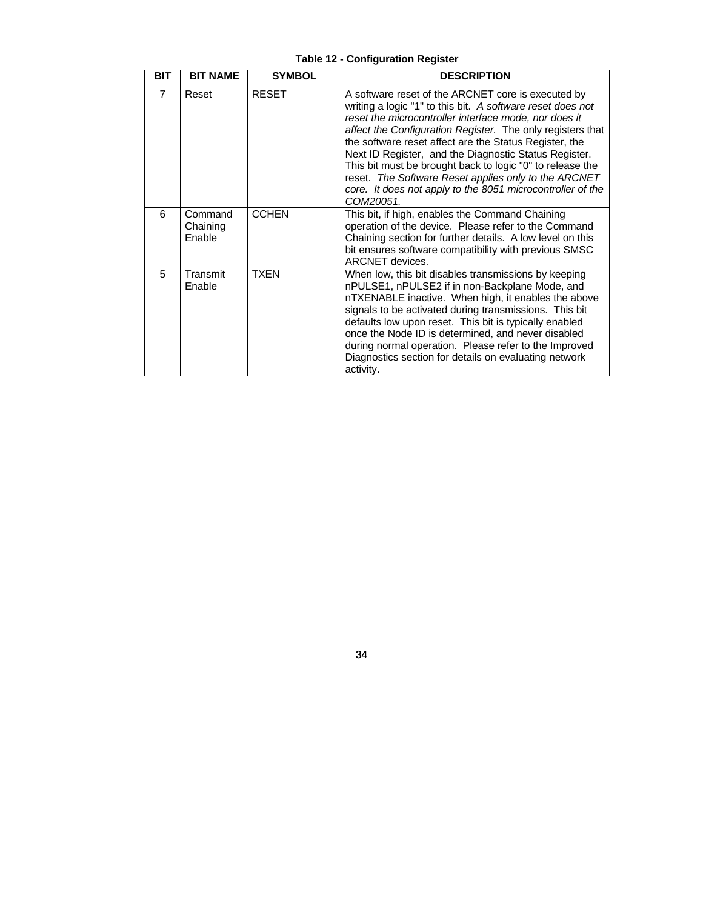**Table 12 - Configuration Register**

| BIT | BIT NAME | SYMBOL | DESCRIPTION |
|---|---|---|---|
| 7 | Reset | RESET | A software reset of the ARCNET core is executed by writing a logic "1" to this bit. *A software reset does not reset the microcontroller interface mode, nor does it affect the Configuration Register.* The only registers that the software reset affect are the Status Register, the Next ID Register, and the Diagnostic Status Register. This bit must be brought back to logic "0" to release the reset. *The Software Reset applies only to the ARCNET core. It does not apply to the 8051 microcontroller of the COM20051.* |
| 6 | Command Chaining Enable | CCHEN | This bit, if high, enables the Command Chaining operation of the device. Please refer to the Command Chaining section for further details. A low level on this bit ensures software compatibility with previous SMSC ARCNET devices. |
| 5 | Transmit Enable | TXEN | When low, this bit disables transmissions by keeping nPULSE1, nPULSE2 if in non-Backplane Mode, and nTXENABLE inactive. When high, it enables the above signals to be activated during transmissions. This bit defaults low upon reset. This bit is typically enabled once the Node ID is determined, and never disabled during normal operation. Please refer to the Improved Diagnostics section for details on evaluating network activity. |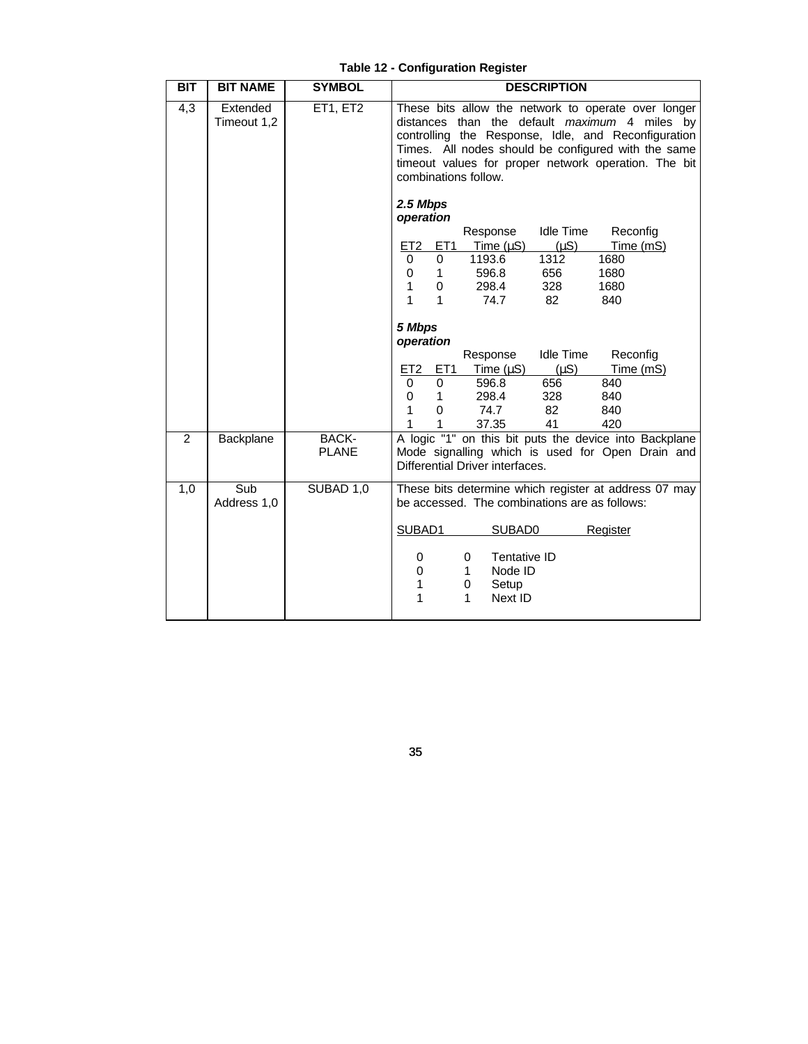**Table 12 - Configuration Register**

| BIT | BIT NAME | SYMBOL | DESCRIPTION |
|---|---|---|---|
| 4,3 | Extended Timeout 1,2 | ET1, ET2 | These bits allow the network to operate over longer distances than the default *maximum* 4 miles by controlling the Response, Idle, and Reconfiguration Times. All nodes should be configured with the same timeout values for proper network operation. The bit combinations follow.<br><br>***2.5 Mbps operation***<br>ET2 ET1 Response Time (μS) Idle Time (μS) Reconfig Time (mS)<br>0 0 1193.6 1312 1680<br>0 1 596.8 656 1680<br>1 0 298.4 328 1680<br>1 1 74.7 82 840<br><br>***5 Mbps operation***<br>ET2 ET1 Response Time (μS) Idle Time (μS) Reconfig Time (mS)<br>0 0 596.8 656 840<br>0 1 298.4 328 840<br>1 0 74.7 82 840<br>1 1 37.35 41 420 |
| 2 | Backplane | BACK-PLANE | A logic "1" on this bit puts the device into Backplane Mode signalling which is used for Open Drain and Differential Driver interfaces. |
| 1,0 | Sub Address 1,0 | SUBAD 1,0 | These bits determine which register at address 07 may be accessed. The combinations are as follows:<br><br>SUBAD1 SUBAD0 Register<br>0 0 Tentative ID<br>0 1 Node ID<br>1 0 Setup<br>1 1 Next ID |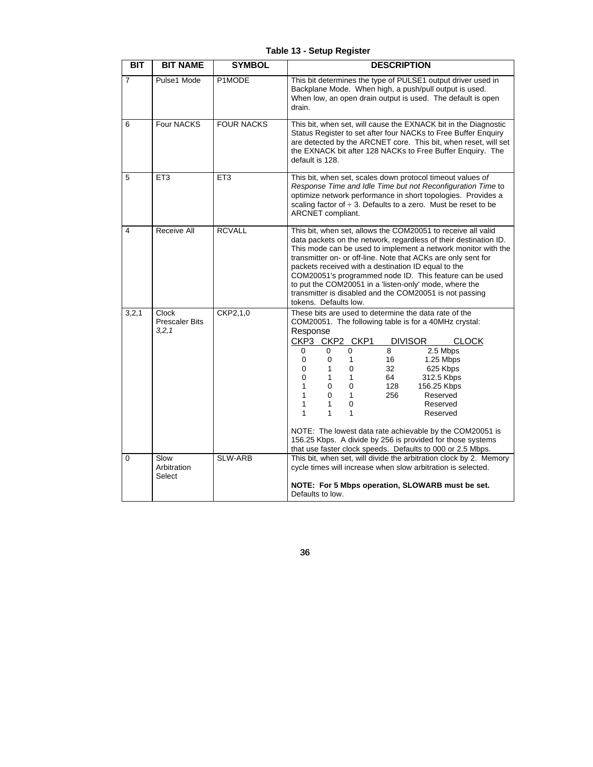**Table 13 - Setup Register**

| BIT | BIT NAME | SYMBOL | DESCRIPTION |
|---|---|---|---|
| 7 | Pulse1 Mode | P1MODE | This bit determines the type of PULSE1 output driver used in Backplane Mode. When high, a push/pull output is used. When low, an open drain output is used. The default is open drain. |
| 6 | Four NACKS | FOUR NACKS | This bit, when set, will cause the EXNACK bit in the Diagnostic Status Register to set after four NACKs to Free Buffer Enquiry are detected by the ARCNET core. This bit, when reset, will set the EXNACK bit after 128 NACKs to Free Buffer Enquiry. The default is 128. |
| 5 | ET3 | ET3 | This bit, when set, scales down protocol timeout values *of Response Time and Idle Time but not Reconfiguration Time* to optimize network performance in short topologies. Provides a scaling factor of ÷ 3. Defaults to a zero. Must be reset to be ARCNET compliant. |
| 4 | Receive All | RCVALL | This bit, when set, allows the COM20051 to receive all valid data packets on the network, regardless of their destination ID. This mode can be used to implement a network monitor with the transmitter on- or off-line. Note that ACKs are only sent for packets received with a destination ID equal to the COM20051's programmed node ID. This feature can be used to put the COM20051 in a 'listen-only' mode, where the transmitter is disabled and the COM20051 is not passing tokens. Defaults low. |
| 3,2,1 | Clock Prescaler Bits *3,2,1* | CKP2,1,0 | These bits are used to determine the data rate of the COM20051. The following table is for a 40MHz crystal:<br>Response<br>CKP3 CKP2 CKP1 — DIVISOR — CLOCK<br>0 0 0 — 8 — 2.5 Mbps<br>0 0 1 — 16 — 1.25 Mbps<br>0 1 0 — 32 — 625 Kbps<br>0 1 1 — 64 — 312.5 Kbps<br>1 0 0 — 128 — 156.25 Kbps<br>1 0 1 — 256 — Reserved<br>1 1 0 — Reserved<br>1 1 1 — Reserved<br><br>NOTE: The lowest data rate achievable by the COM20051 is 156.25 Kbps. A divide by 256 is provided for those systems that use faster clock speeds. Defaults to 000 or 2.5 Mbps. |
| 0 | Slow Arbitration Select | SLW-ARB | This bit, when set, will divide the arbitration clock by 2. Memory cycle times will increase when slow arbitration is selected.<br><br>**NOTE: For 5 Mbps operation, SLOWARB must be set.** Defaults to low. |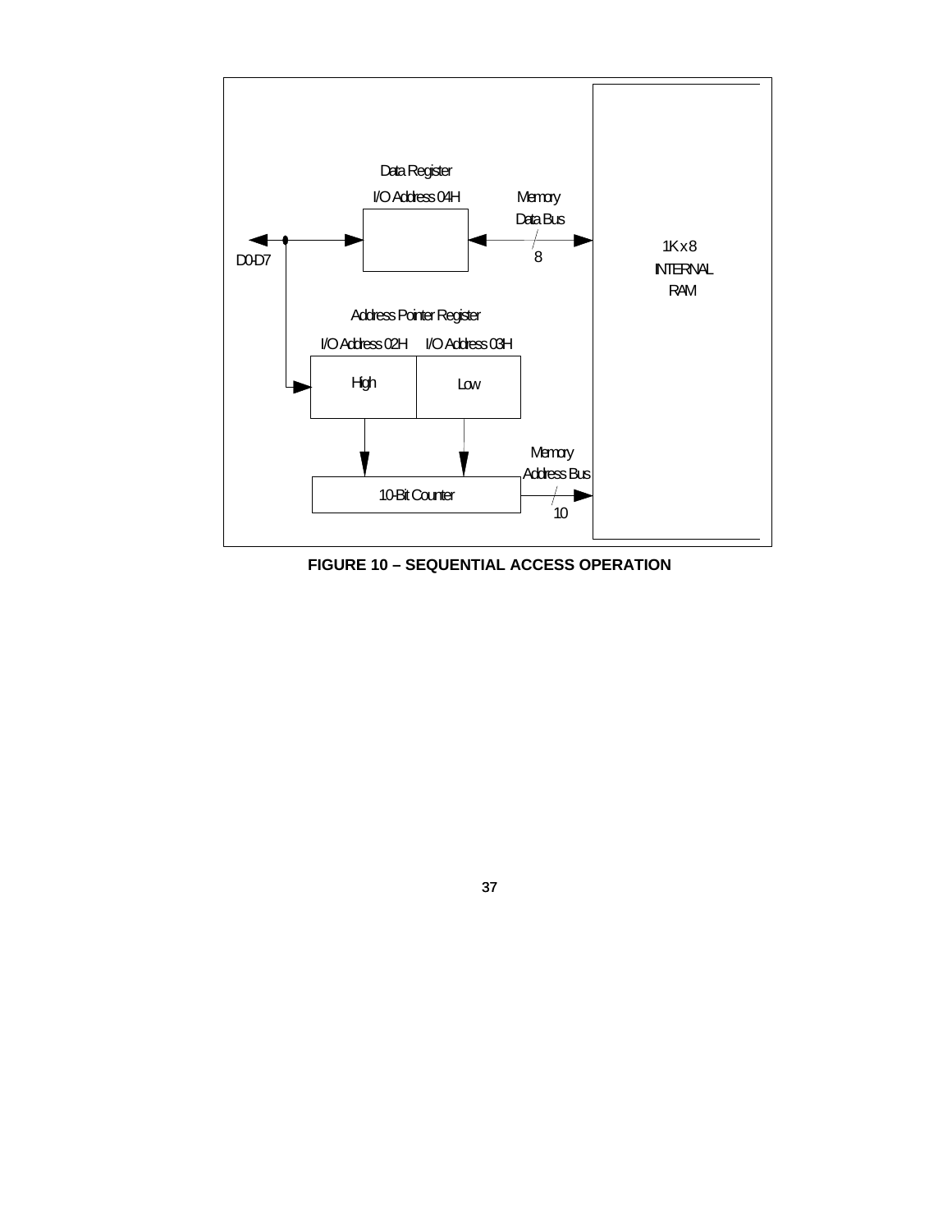Data Register

I/O Address 04H

Memory Data Bus

8

D0-D7

1K x 8 INTERNAL RAM

Address Pointer Register

I/O Address 02H

I/O Address 03H

High

Low

10-Bit Counter

Memory Address Bus

10

**FIGURE 10 – SEQUENTIAL ACCESS OPERATION**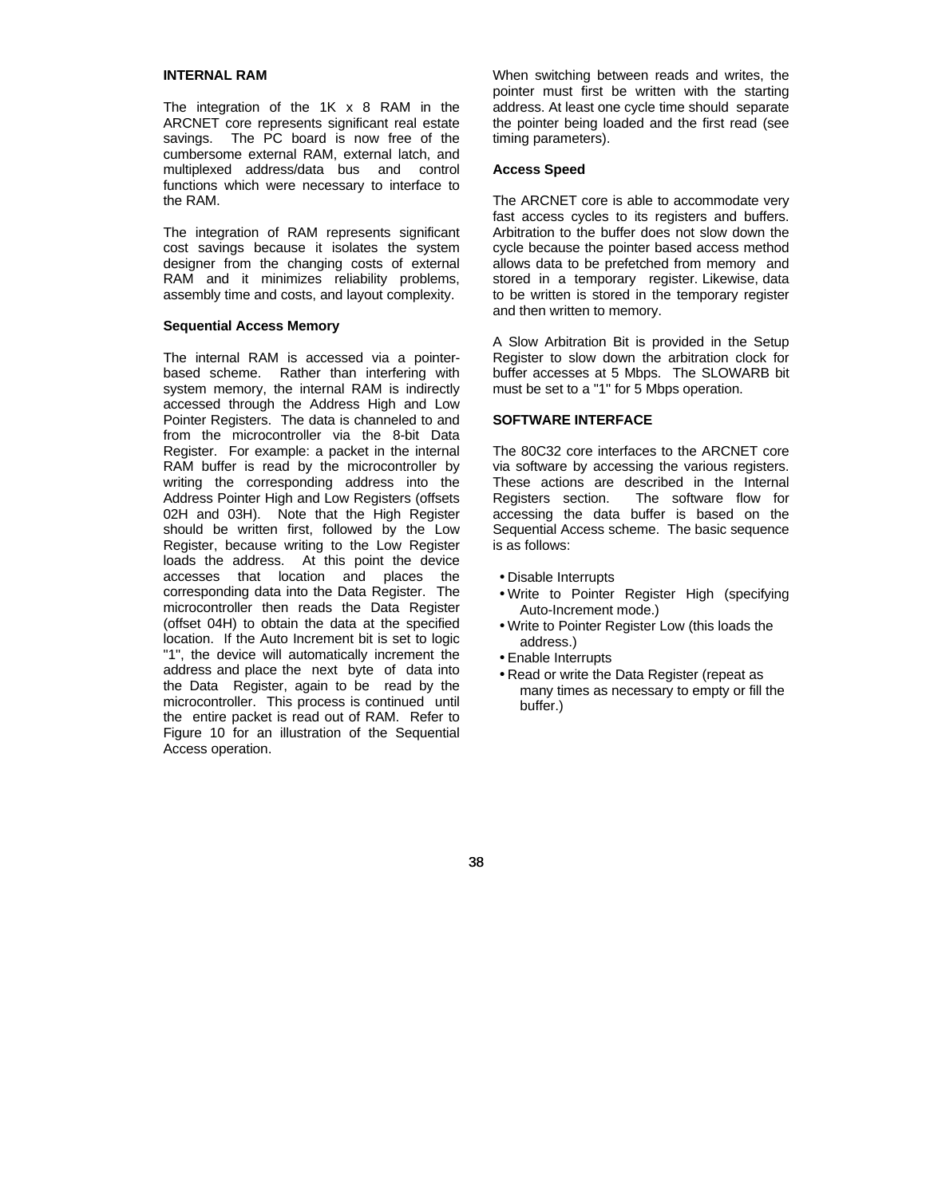## INTERNAL RAM

The integration of the 1K x 8 RAM in the ARCNET core represents significant real estate savings. The PC board is now free of the cumbersome external RAM, external latch, and multiplexed address/data bus and control functions which were necessary to interface to the RAM.

The integration of RAM represents significant cost savings because it isolates the system designer from the changing costs of external RAM and it minimizes reliability problems, assembly time and costs, and layout complexity.

### Sequential Access Memory

The internal RAM is accessed via a pointer-based scheme. Rather than interfering with system memory, the internal RAM is indirectly accessed through the Address High and Low Pointer Registers. The data is channeled to and from the microcontroller via the 8-bit Data Register. For example: a packet in the internal RAM buffer is read by the microcontroller by writing the corresponding address into the Address Pointer High and Low Registers (offsets 02H and 03H). Note that the High Register should be written first, followed by the Low Register, because writing to the Low Register loads the address. At this point the device accesses that location and places the corresponding data into the Data Register. The microcontroller then reads the Data Register (offset 04H) to obtain the data at the specified location. If the Auto Increment bit is set to logic "1", the device will automatically increment the address and place the next byte of data into the Data Register, again to be read by the microcontroller. This process is continued until the entire packet is read out of RAM. Refer to Figure 10 for an illustration of the Sequential Access operation.

When switching between reads and writes, the pointer must first be written with the starting address. At least one cycle time should separate the pointer being loaded and the first read (see timing parameters).

### Access Speed

The ARCNET core is able to accommodate very fast access cycles to its registers and buffers. Arbitration to the buffer does not slow down the cycle because the pointer based access method allows data to be prefetched from memory and stored in a temporary register. Likewise, data to be written is stored in the temporary register and then written to memory.

A Slow Arbitration Bit is provided in the Setup Register to slow down the arbitration clock for buffer accesses at 5 Mbps. The SLOWARB bit must be set to a "1" for 5 Mbps operation.

## SOFTWARE INTERFACE

The 80C32 core interfaces to the ARCNET core via software by accessing the various registers. These actions are described in the Internal Registers section. The software flow for accessing the data buffer is based on the Sequential Access scheme. The basic sequence is as follows:

- Disable Interrupts
- Write to Pointer Register High (specifying Auto-Increment mode.)
- Write to Pointer Register Low (this loads the address.)
- Enable Interrupts
- Read or write the Data Register (repeat as many times as necessary to empty or fill the buffer.)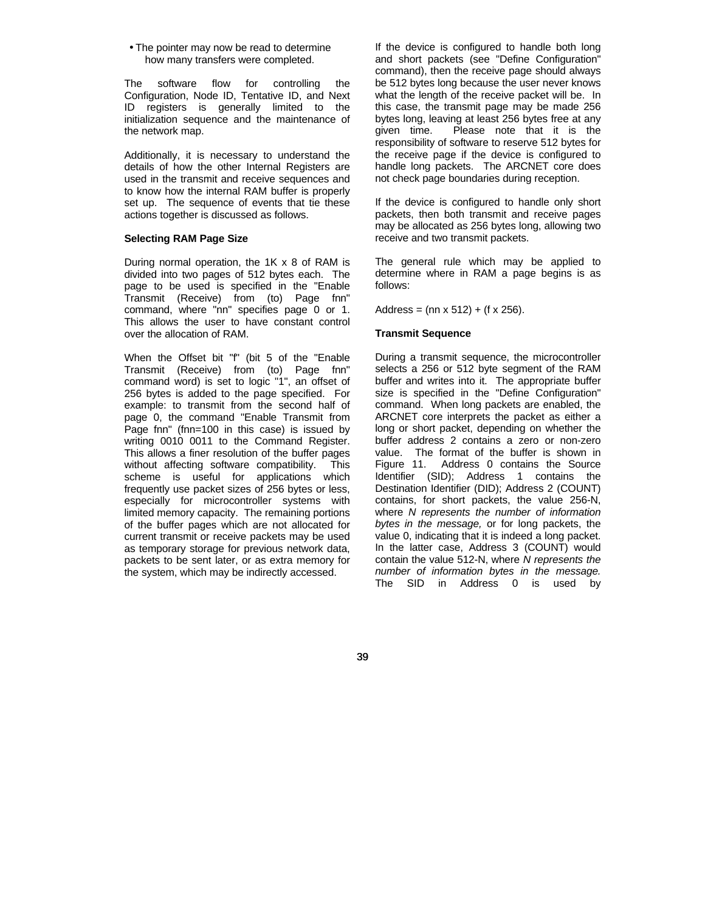- The pointer may now be read to determine how many transfers were completed.

The software flow for controlling the Configuration, Node ID, Tentative ID, and Next ID registers is generally limited to the initialization sequence and the maintenance of the network map.

Additionally, it is necessary to understand the details of how the other Internal Registers are used in the transmit and receive sequences and to know how the internal RAM buffer is properly set up. The sequence of events that tie these actions together is discussed as follows.

**Selecting RAM Page Size**

During normal operation, the 1K x 8 of RAM is divided into two pages of 512 bytes each. The page to be used is specified in the "Enable Transmit (Receive) from (to) Page fnn" command, where "nn" specifies page 0 or 1. This allows the user to have constant control over the allocation of RAM.

When the Offset bit "f" (bit 5 of the "Enable Transmit (Receive) from (to) Page fnn" command word) is set to logic "1", an offset of 256 bytes is added to the page specified. For example: to transmit from the second half of page 0, the command "Enable Transmit from Page fnn" (fnn=100 in this case) is issued by writing 0010 0011 to the Command Register. This allows a finer resolution of the buffer pages without affecting software compatibility. This scheme is useful for applications which frequently use packet sizes of 256 bytes or less, especially for microcontroller systems with limited memory capacity. The remaining portions of the buffer pages which are not allocated for current transmit or receive packets may be used as temporary storage for previous network data, packets to be sent later, or as extra memory for the system, which may be indirectly accessed.

If the device is configured to handle both long and short packets (see "Define Configuration" command), then the receive page should always be 512 bytes long because the user never knows what the length of the receive packet will be. In this case, the transmit page may be made 256 bytes long, leaving at least 256 bytes free at any given time. Please note that it is the responsibility of software to reserve 512 bytes for the receive page if the device is configured to handle long packets. The ARCNET core does not check page boundaries during reception.

If the device is configured to handle only short packets, then both transmit and receive pages may be allocated as 256 bytes long, allowing two receive and two transmit packets.

The general rule which may be applied to determine where in RAM a page begins is as follows:

Address = (nn x 512) + (f x 256).

**Transmit Sequence**

During a transmit sequence, the microcontroller selects a 256 or 512 byte segment of the RAM buffer and writes into it. The appropriate buffer size is specified in the "Define Configuration" command. When long packets are enabled, the ARCNET core interprets the packet as either a long or short packet, depending on whether the buffer address 2 contains a zero or non-zero value. The format of the buffer is shown in Figure 11. Address 0 contains the Source Identifier (SID); Address 1 contains the Destination Identifier (DID); Address 2 (COUNT) contains, for short packets, the value 256-N, where *N represents the number of information bytes in the message,* or for long packets, the value 0, indicating that it is indeed a long packet. In the latter case, Address 3 (COUNT) would contain the value 512-N, where *N represents the number of information bytes in the message.* The SID in Address 0 is used by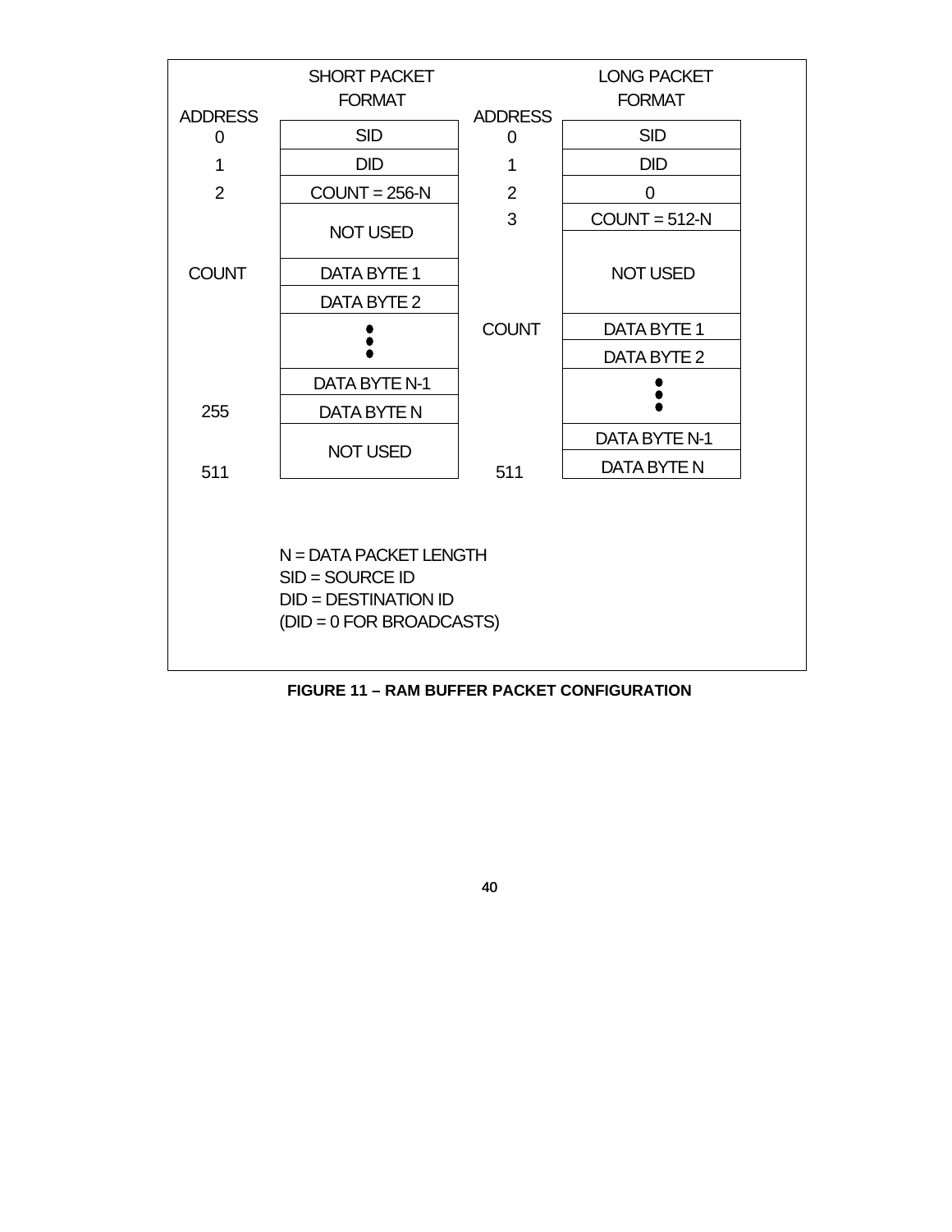| ADDRESS | SHORT PACKET FORMAT | ADDRESS | LONG PACKET FORMAT |
|---|---|---|---|
| 0 | SID | 0 | SID |
| 1 | DID | 1 | DID |
| 2 | COUNT = 256-N | 2 | 0 |
| | NOT USED | 3 | COUNT = 512-N |
| COUNT | DATA BYTE 1 | | NOT USED |
| | DATA BYTE 2 | COUNT | DATA BYTE 1 |
| | ⋮ | | DATA BYTE 2 |
| | DATA BYTE N-1 | | ⋮ |
| 255 | DATA BYTE N | | DATA BYTE N-1 |
| 511 | NOT USED | 511 | DATA BYTE N |

N = DATA PACKET LENGTH
SID = SOURCE ID
DID = DESTINATION ID
(DID = 0 FOR BROADCASTS)

**FIGURE 11 – RAM BUFFER PACKET CONFIGURATION**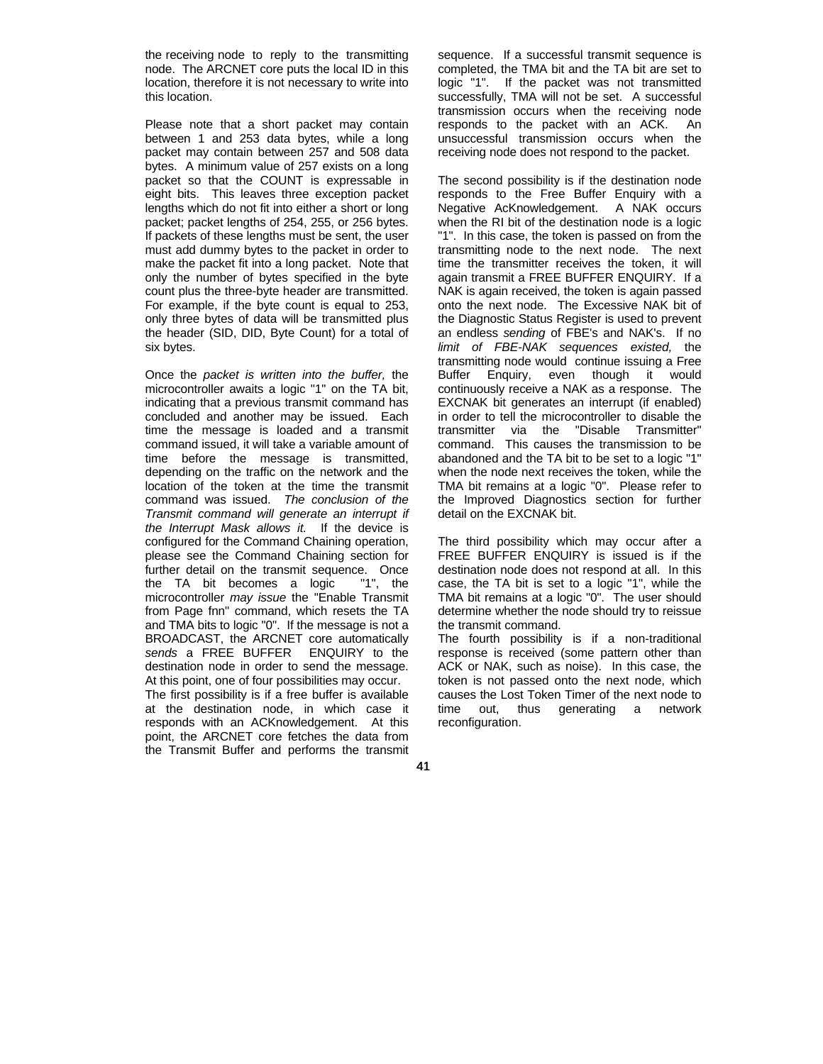the receiving node to reply to the transmitting node. The ARCNET core puts the local ID in this location, therefore it is not necessary to write into this location.

Please note that a short packet may contain between 1 and 253 data bytes, while a long packet may contain between 257 and 508 data bytes. A minimum value of 257 exists on a long packet so that the COUNT is expressable in eight bits. This leaves three exception packet lengths which do not fit into either a short or long packet; packet lengths of 254, 255, or 256 bytes. If packets of these lengths must be sent, the user must add dummy bytes to the packet in order to make the packet fit into a long packet. Note that only the number of bytes specified in the byte count plus the three-byte header are transmitted. For example, if the byte count is equal to 253, only three bytes of data will be transmitted plus the header (SID, DID, Byte Count) for a total of six bytes.

Once the *packet is written into the buffer,* the microcontroller awaits a logic "1" on the TA bit, indicating that a previous transmit command has concluded and another may be issued. Each time the message is loaded and a transmit command issued, it will take a variable amount of time before the message is transmitted, depending on the traffic on the network and the location of the token at the time the transmit command was issued. *The conclusion of the Transmit command will generate an interrupt if the Interrupt Mask allows it.* If the device is configured for the Command Chaining operation, please see the Command Chaining section for further detail on the transmit sequence. Once the TA bit becomes a logic "1", the microcontroller *may issue* the "Enable Transmit from Page fnn" command, which resets the TA and TMA bits to logic "0". If the message is not a BROADCAST, the ARCNET core automatically *sends* a FREE BUFFER ENQUIRY to the destination node in order to send the message. At this point, one of four possibilities may occur.

The first possibility is if a free buffer is available at the destination node, in which case it responds with an ACKnowledgement. At this point, the ARCNET core fetches the data from the Transmit Buffer and performs the transmit sequence. If a successful transmit sequence is completed, the TMA bit and the TA bit are set to logic "1". If the packet was not transmitted successfully, TMA will not be set. A successful transmission occurs when the receiving node responds to the packet with an ACK. An unsuccessful transmission occurs when the receiving node does not respond to the packet.

The second possibility is if the destination node responds to the Free Buffer Enquiry with a Negative AcKnowledgement. A NAK occurs when the RI bit of the destination node is a logic "1". In this case, the token is passed on from the transmitting node to the next node. The next time the transmitter receives the token, it will again transmit a FREE BUFFER ENQUIRY. If a NAK is again received, the token is again passed onto the next node. The Excessive NAK bit of the Diagnostic Status Register is used to prevent an endless *sending* of FBE's and NAK's. If no *limit of FBE-NAK sequences existed,* the transmitting node would continue issuing a Free Buffer Enquiry, even though it would continuously receive a NAK as a response. The EXCNAK bit generates an interrupt (if enabled) in order to tell the microcontroller to disable the transmitter via the "Disable Transmitter" command. This causes the transmission to be abandoned and the TA bit to be set to a logic "1" when the node next receives the token, while the TMA bit remains at a logic "0". Please refer to the Improved Diagnostics section for further detail on the EXCNAK bit.

The third possibility which may occur after a FREE BUFFER ENQUIRY is issued is if the destination node does not respond at all. In this case, the TA bit is set to a logic "1", while the TMA bit remains at a logic "0". The user should determine whether the node should try to reissue the transmit command.

The fourth possibility is if a non-traditional response is received (some pattern other than ACK or NAK, such as noise). In this case, the token is not passed onto the next node, which causes the Lost Token Timer of the next node to time out, thus generating a network reconfiguration.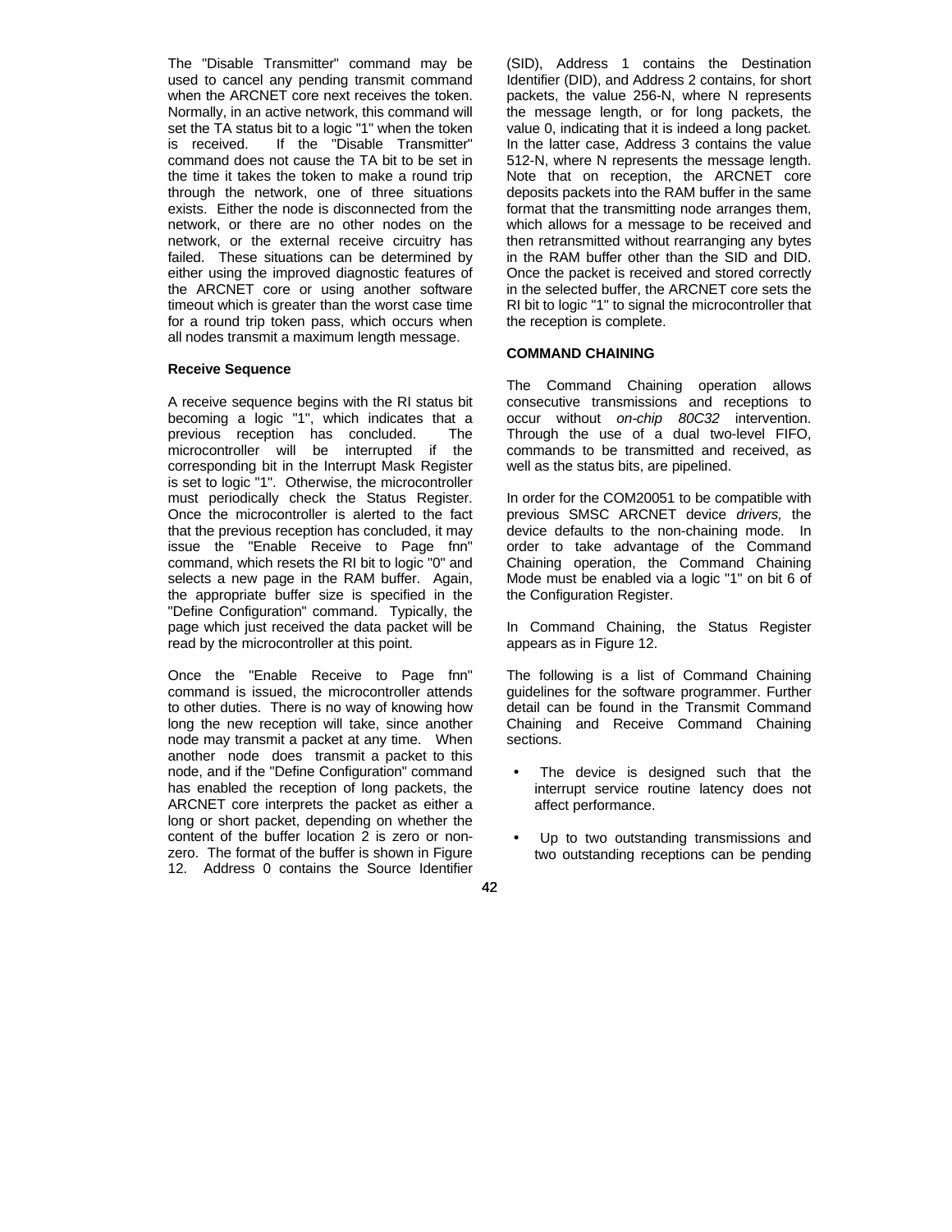The "Disable Transmitter" command may be used to cancel any pending transmit command when the ARCNET core next receives the token. Normally, in an active network, this command will set the TA status bit to a logic "1" when the token is received. If the "Disable Transmitter" command does not cause the TA bit to be set in the time it takes the token to make a round trip through the network, one of three situations exists. Either the node is disconnected from the network, or there are no other nodes on the network, or the external receive circuitry has failed. These situations can be determined by either using the improved diagnostic features of the ARCNET core or using another software timeout which is greater than the worst case time for a round trip token pass, which occurs when all nodes transmit a maximum length message.

**Receive Sequence**

A receive sequence begins with the RI status bit becoming a logic "1", which indicates that a previous reception has concluded. The microcontroller will be interrupted if the corresponding bit in the Interrupt Mask Register is set to logic "1". Otherwise, the microcontroller must periodically check the Status Register. Once the microcontroller is alerted to the fact that the previous reception has concluded, it may issue the "Enable Receive to Page fnn" command, which resets the RI bit to logic "0" and selects a new page in the RAM buffer. Again, the appropriate buffer size is specified in the "Define Configuration" command. Typically, the page which just received the data packet will be read by the microcontroller at this point.

Once the "Enable Receive to Page fnn" command is issued, the microcontroller attends to other duties. There is no way of knowing how long the new reception will take, since another node may transmit a packet at any time. When another node does transmit a packet to this node, and if the "Define Configuration" command has enabled the reception of long packets, the ARCNET core interprets the packet as either a long or short packet, depending on whether the content of the buffer location 2 is zero or non-zero. The format of the buffer is shown in Figure 12. Address 0 contains the Source Identifier (SID), Address 1 contains the Destination Identifier (DID), and Address 2 contains, for short packets, the value 256-N, where N represents the message length, or for long packets, the value 0, indicating that it is indeed a long packet. In the latter case, Address 3 contains the value 512-N, where N represents the message length. Note that on reception, the ARCNET core deposits packets into the RAM buffer in the same format that the transmitting node arranges them, which allows for a message to be received and then retransmitted without rearranging any bytes in the RAM buffer other than the SID and DID. Once the packet is received and stored correctly in the selected buffer, the ARCNET core sets the RI bit to logic "1" to signal the microcontroller that the reception is complete.

**COMMAND CHAINING**

The Command Chaining operation allows consecutive transmissions and receptions to occur without *on-chip 80C32* intervention. Through the use of a dual two-level FIFO, commands to be transmitted and received, as well as the status bits, are pipelined.

In order for the COM20051 to be compatible with previous SMSC ARCNET device *drivers,* the device defaults to the non-chaining mode. In order to take advantage of the Command Chaining operation, the Command Chaining Mode must be enabled via a logic "1" on bit 6 of the Configuration Register.

In Command Chaining, the Status Register appears as in Figure 12.

The following is a list of Command Chaining guidelines for the software programmer. Further detail can be found in the Transmit Command Chaining and Receive Command Chaining sections.

- The device is designed such that the interrupt service routine latency does not affect performance.
- Up to two outstanding transmissions and two outstanding receptions can be pending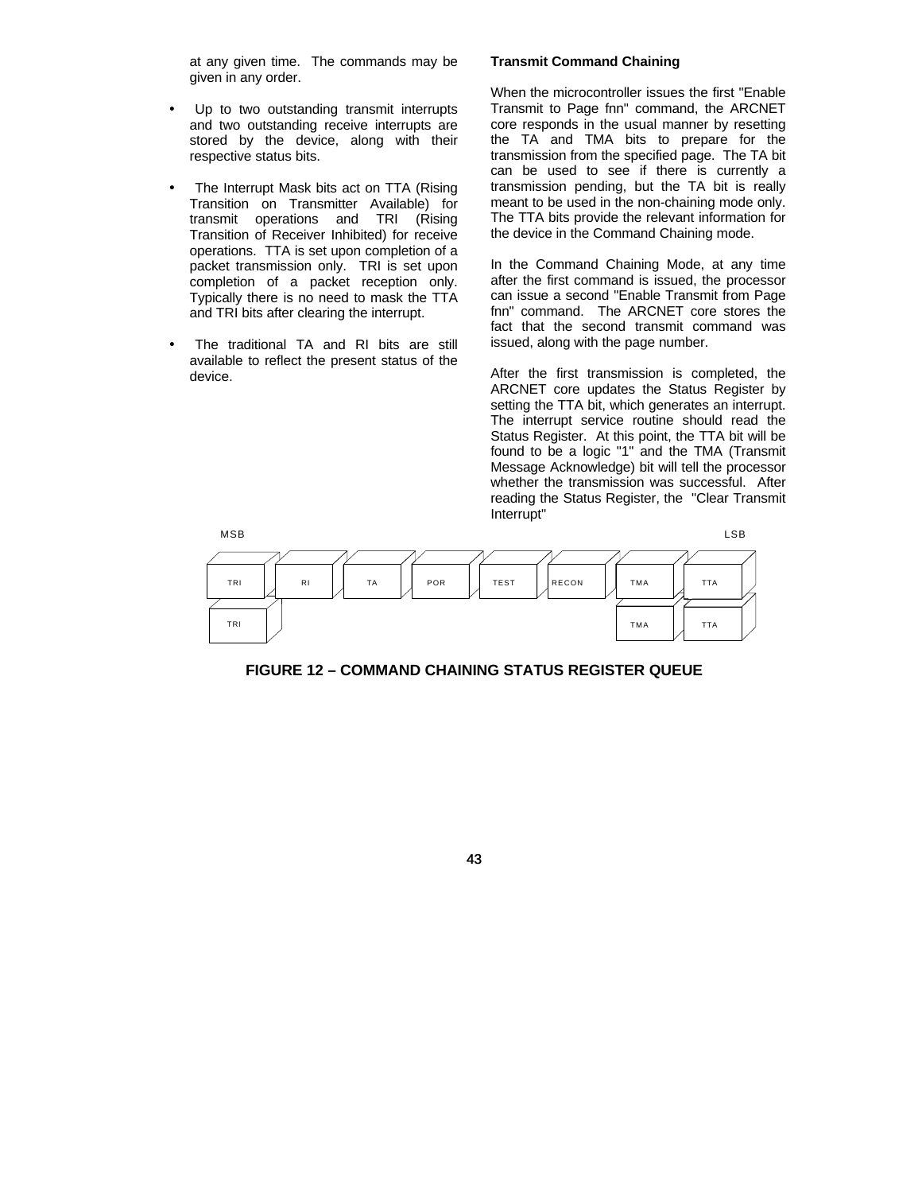at any given time. The commands may be given in any order.

- Up to two outstanding transmit interrupts and two outstanding receive interrupts are stored by the device, along with their respective status bits.
- The Interrupt Mask bits act on TTA (Rising Transition on Transmitter Available) for transmit operations and TRI (Rising Transition of Receiver Inhibited) for receive operations. TTA is set upon completion of a packet transmission only. TRI is set upon completion of a packet reception only. Typically there is no need to mask the TTA and TRI bits after clearing the interrupt.
- The traditional TA and RI bits are still available to reflect the present status of the device.

**Transmit Command Chaining**

When the microcontroller issues the first "Enable Transmit to Page fnn" command, the ARCNET core responds in the usual manner by resetting the TA and TMA bits to prepare for the transmission from the specified page. The TA bit can be used to see if there is currently a transmission pending, but the TA bit is really meant to be used in the non-chaining mode only. The TTA bits provide the relevant information for the device in the Command Chaining mode.

In the Command Chaining Mode, at any time after the first command is issued, the processor can issue a second "Enable Transmit from Page fnn" command. The ARCNET core stores the fact that the second transmit command was issued, along with the page number.

After the first transmission is completed, the ARCNET core updates the Status Register by setting the TTA bit, which generates an interrupt. The interrupt service routine should read the Status Register. At this point, the TTA bit will be found to be a logic "1" and the TMA (Transmit Message Acknowledge) bit will tell the processor whether the transmission was successful. After reading the Status Register, the "Clear Transmit Interrupt"

| MSB | | | | | | | LSB |
|---|---|---|---|---|---|---|---|
| TRI | RI | TA | POR | TEST | RECON | TMA | TTA |
| TRI | | | | | | TMA | TTA |

**FIGURE 12 – COMMAND CHAINING STATUS REGISTER QUEUE**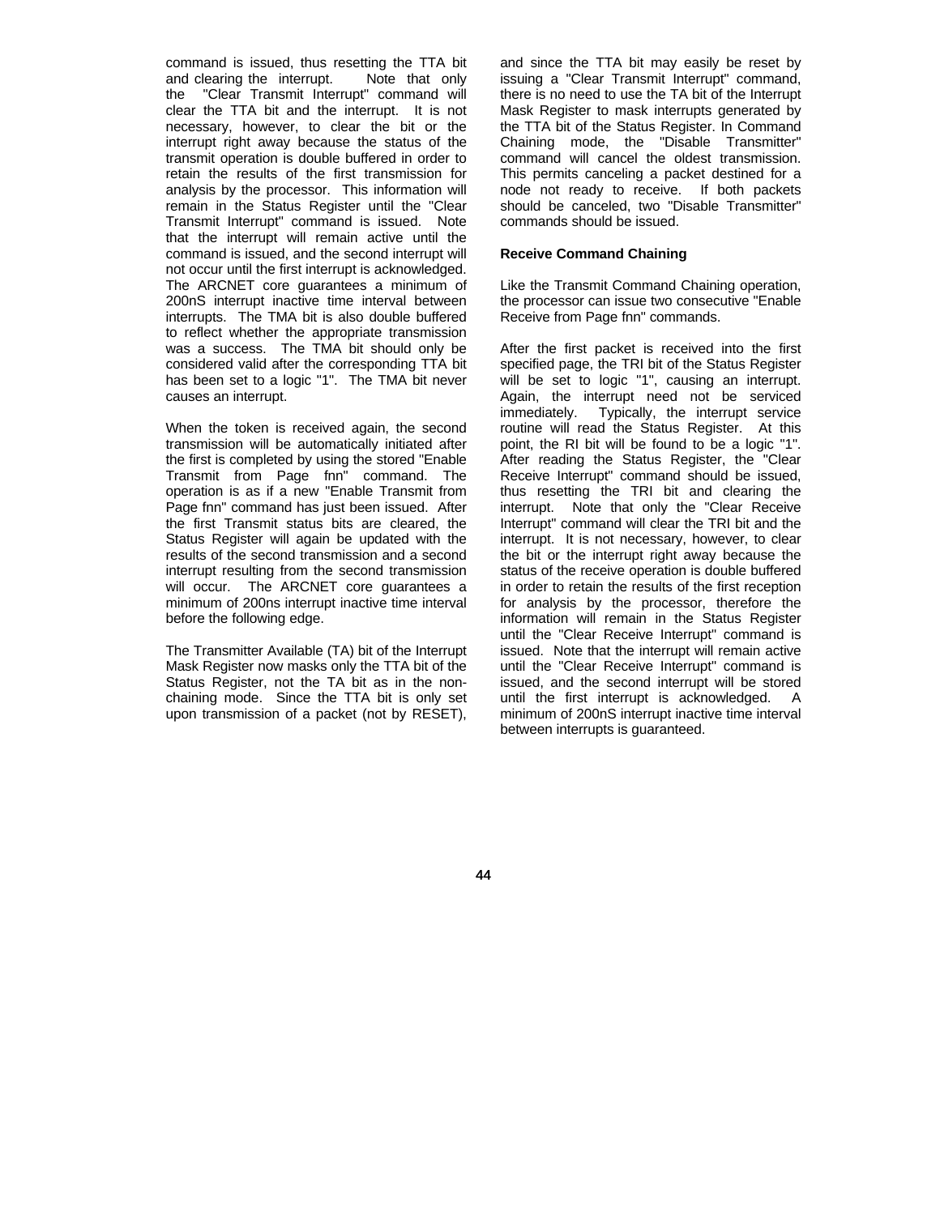command is issued, thus resetting the TTA bit and clearing the interrupt. Note that only the "Clear Transmit Interrupt" command will clear the TTA bit and the interrupt. It is not necessary, however, to clear the bit or the interrupt right away because the status of the transmit operation is double buffered in order to retain the results of the first transmission for analysis by the processor. This information will remain in the Status Register until the "Clear Transmit Interrupt" command is issued. Note that the interrupt will remain active until the command is issued, and the second interrupt will not occur until the first interrupt is acknowledged. The ARCNET core guarantees a minimum of 200nS interrupt inactive time interval between interrupts. The TMA bit is also double buffered to reflect whether the appropriate transmission was a success. The TMA bit should only be considered valid after the corresponding TTA bit has been set to a logic "1". The TMA bit never causes an interrupt.

When the token is received again, the second transmission will be automatically initiated after the first is completed by using the stored "Enable Transmit from Page fnn" command. The operation is as if a new "Enable Transmit from Page fnn" command has just been issued. After the first Transmit status bits are cleared, the Status Register will again be updated with the results of the second transmission and a second interrupt resulting from the second transmission will occur. The ARCNET core guarantees a minimum of 200ns interrupt inactive time interval before the following edge.

The Transmitter Available (TA) bit of the Interrupt Mask Register now masks only the TTA bit of the Status Register, not the TA bit as in the non-chaining mode. Since the TTA bit is only set upon transmission of a packet (not by RESET), and since the TTA bit may easily be reset by issuing a "Clear Transmit Interrupt" command, there is no need to use the TA bit of the Interrupt Mask Register to mask interrupts generated by the TTA bit of the Status Register. In Command Chaining mode, the "Disable Transmitter" command will cancel the oldest transmission. This permits canceling a packet destined for a node not ready to receive. If both packets should be canceled, two "Disable Transmitter" commands should be issued.

**Receive Command Chaining**

Like the Transmit Command Chaining operation, the processor can issue two consecutive "Enable Receive from Page fnn" commands.

After the first packet is received into the first specified page, the TRI bit of the Status Register will be set to logic "1", causing an interrupt. Again, the interrupt need not be serviced immediately. Typically, the interrupt service routine will read the Status Register. At this point, the RI bit will be found to be a logic "1". After reading the Status Register, the "Clear Receive Interrupt" command should be issued, thus resetting the TRI bit and clearing the interrupt. Note that only the "Clear Receive Interrupt" command will clear the TRI bit and the interrupt. It is not necessary, however, to clear the bit or the interrupt right away because the status of the receive operation is double buffered in order to retain the results of the first reception for analysis by the processor, therefore the information will remain in the Status Register until the "Clear Receive Interrupt" command is issued. Note that the interrupt will remain active until the "Clear Receive Interrupt" command is issued, and the second interrupt will be stored until the first interrupt is acknowledged. A minimum of 200nS interrupt inactive time interval between interrupts is guaranteed.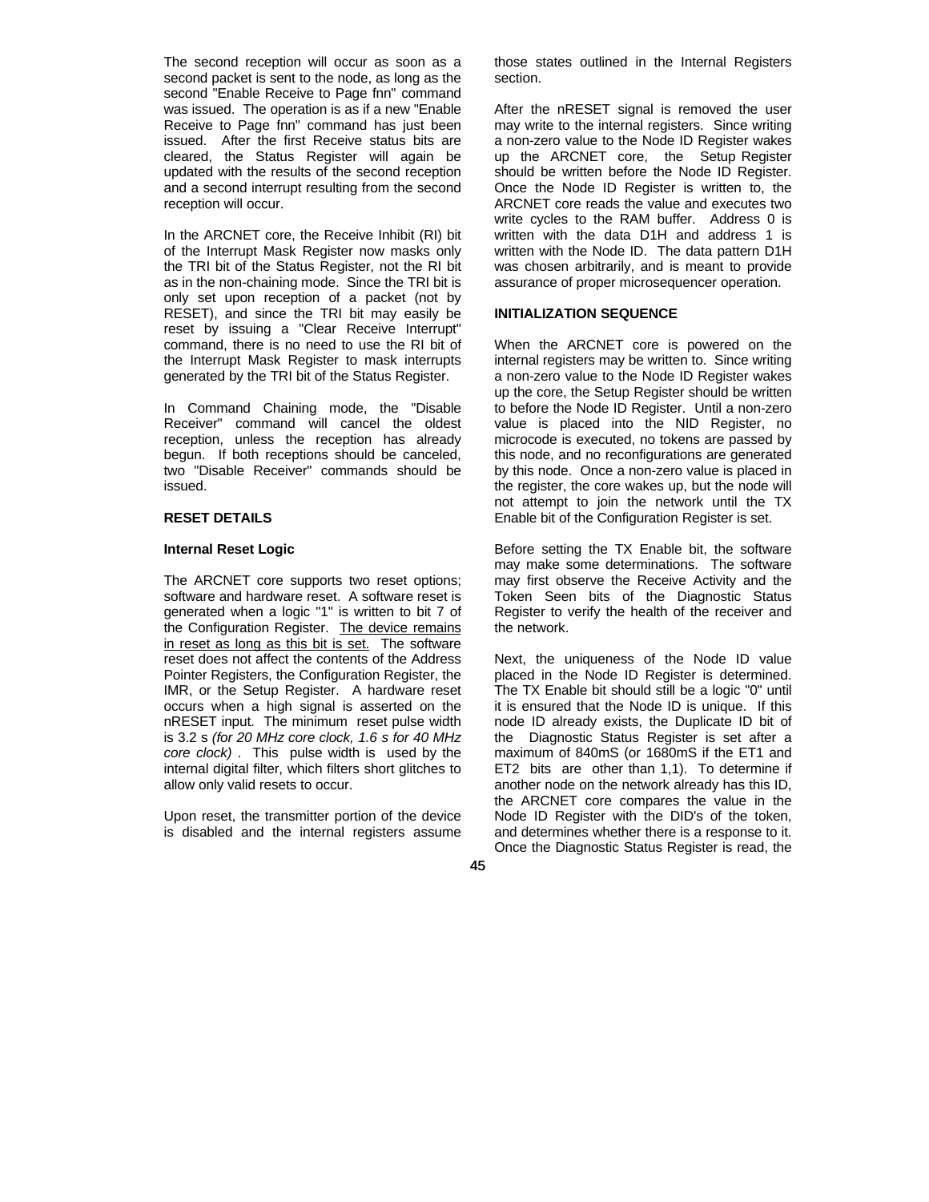The second reception will occur as soon as a second packet is sent to the node, as long as the second "Enable Receive to Page fnn" command was issued. The operation is as if a new "Enable Receive to Page fnn" command has just been issued. After the first Receive status bits are cleared, the Status Register will again be updated with the results of the second reception and a second interrupt resulting from the second reception will occur.

In the ARCNET core, the Receive Inhibit (RI) bit of the Interrupt Mask Register now masks only the TRI bit of the Status Register, not the RI bit as in the non-chaining mode. Since the TRI bit is only set upon reception of a packet (not by RESET), and since the TRI bit may easily be reset by issuing a "Clear Receive Interrupt" command, there is no need to use the RI bit of the Interrupt Mask Register to mask interrupts generated by the TRI bit of the Status Register.

In Command Chaining mode, the "Disable Receiver" command will cancel the oldest reception, unless the reception has already begun. If both receptions should be canceled, two "Disable Receiver" commands should be issued.

## RESET DETAILS

### Internal Reset Logic

The ARCNET core supports two reset options; software and hardware reset. A software reset is generated when a logic "1" is written to bit 7 of the Configuration Register. <u>The device remains in reset as long as this bit is set.</u> The software reset does not affect the contents of the Address Pointer Registers, the Configuration Register, the IMR, or the Setup Register. A hardware reset occurs when a high signal is asserted on the nRESET input. The minimum reset pulse width is 3.2 s *(for 20 MHz core clock, 1.6 s for 40 MHz core clock)* . This pulse width is used by the internal digital filter, which filters short glitches to allow only valid resets to occur.

Upon reset, the transmitter portion of the device is disabled and the internal registers assume those states outlined in the Internal Registers section.

After the nRESET signal is removed the user may write to the internal registers. Since writing a non-zero value to the Node ID Register wakes up the ARCNET core, the Setup Register should be written before the Node ID Register. Once the Node ID Register is written to, the ARCNET core reads the value and executes two write cycles to the RAM buffer. Address 0 is written with the data D1H and address 1 is written with the Node ID. The data pattern D1H was chosen arbitrarily, and is meant to provide assurance of proper microsequencer operation.

## INITIALIZATION SEQUENCE

When the ARCNET core is powered on the internal registers may be written to. Since writing a non-zero value to the Node ID Register wakes up the core, the Setup Register should be written to before the Node ID Register. Until a non-zero value is placed into the NID Register, no microcode is executed, no tokens are passed by this node, and no reconfigurations are generated by this node. Once a non-zero value is placed in the register, the core wakes up, but the node will not attempt to join the network until the TX Enable bit of the Configuration Register is set.

Before setting the TX Enable bit, the software may make some determinations. The software may first observe the Receive Activity and the Token Seen bits of the Diagnostic Status Register to verify the health of the receiver and the network.

Next, the uniqueness of the Node ID value placed in the Node ID Register is determined. The TX Enable bit should still be a logic "0" until it is ensured that the Node ID is unique. If this node ID already exists, the Duplicate ID bit of the Diagnostic Status Register is set after a maximum of 840mS (or 1680mS if the ET1 and ET2 bits are other than 1,1). To determine if another node on the network already has this ID, the ARCNET core compares the value in the Node ID Register with the DID's of the token, and determines whether there is a response to it. Once the Diagnostic Status Register is read, the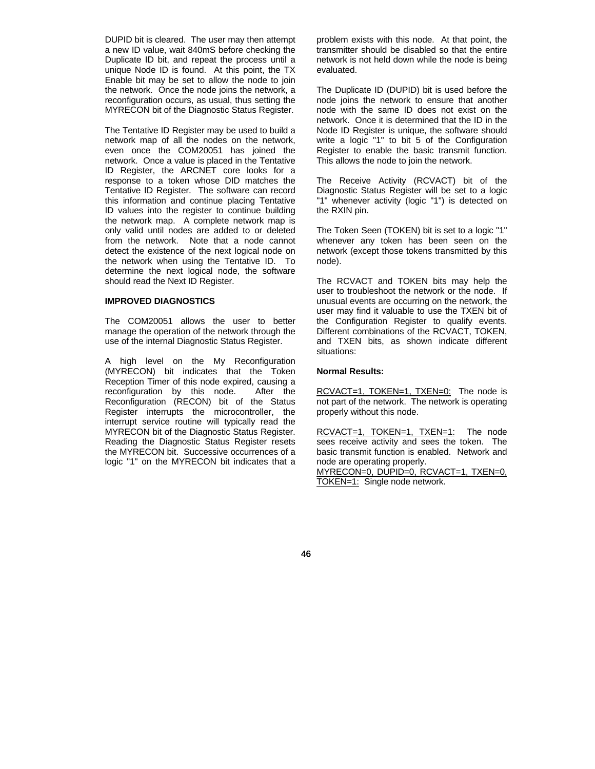DUPID bit is cleared. The user may then attempt a new ID value, wait 840mS before checking the Duplicate ID bit, and repeat the process until a unique Node ID is found. At this point, the TX Enable bit may be set to allow the node to join the network. Once the node joins the network, a reconfiguration occurs, as usual, thus setting the MYRECON bit of the Diagnostic Status Register.

The Tentative ID Register may be used to build a network map of all the nodes on the network, even once the COM20051 has joined the network. Once a value is placed in the Tentative ID Register, the ARCNET core looks for a response to a token whose DID matches the Tentative ID Register. The software can record this information and continue placing Tentative ID values into the register to continue building the network map. A complete network map is only valid until nodes are added to or deleted from the network. Note that a node cannot detect the existence of the next logical node on the network when using the Tentative ID. To determine the next logical node, the software should read the Next ID Register.

**IMPROVED DIAGNOSTICS**

The COM20051 allows the user to better manage the operation of the network through the use of the internal Diagnostic Status Register.

A high level on the My Reconfiguration (MYRECON) bit indicates that the Token Reception Timer of this node expired, causing a reconfiguration by this node. After the Reconfiguration (RECON) bit of the Status Register interrupts the microcontroller, the interrupt service routine will typically read the MYRECON bit of the Diagnostic Status Register. Reading the Diagnostic Status Register resets the MYRECON bit. Successive occurrences of a logic "1" on the MYRECON bit indicates that a problem exists with this node. At that point, the transmitter should be disabled so that the entire network is not held down while the node is being evaluated.

The Duplicate ID (DUPID) bit is used before the node joins the network to ensure that another node with the same ID does not exist on the network. Once it is determined that the ID in the Node ID Register is unique, the software should write a logic "1" to bit 5 of the Configuration Register to enable the basic transmit function. This allows the node to join the network.

The Receive Activity (RCVACT) bit of the Diagnostic Status Register will be set to a logic "1" whenever activity (logic "1") is detected on the RXIN pin.

The Token Seen (TOKEN) bit is set to a logic "1" whenever any token has been seen on the network (except those tokens transmitted by this node).

The RCVACT and TOKEN bits may help the user to troubleshoot the network or the node. If unusual events are occurring on the network, the user may find it valuable to use the TXEN bit of the Configuration Register to qualify events. Different combinations of the RCVACT, TOKEN, and TXEN bits, as shown indicate different situations:

**Normal Results:**

RCVACT=1, TOKEN=1, TXEN=0: The node is not part of the network. The network is operating properly without this node.

RCVACT=1, TOKEN=1, TXEN=1: The node sees receive activity and sees the token. The basic transmit function is enabled. Network and node are operating properly.

MYRECON=0, DUPID=0, RCVACT=1, TXEN=0, TOKEN=1: Single node network.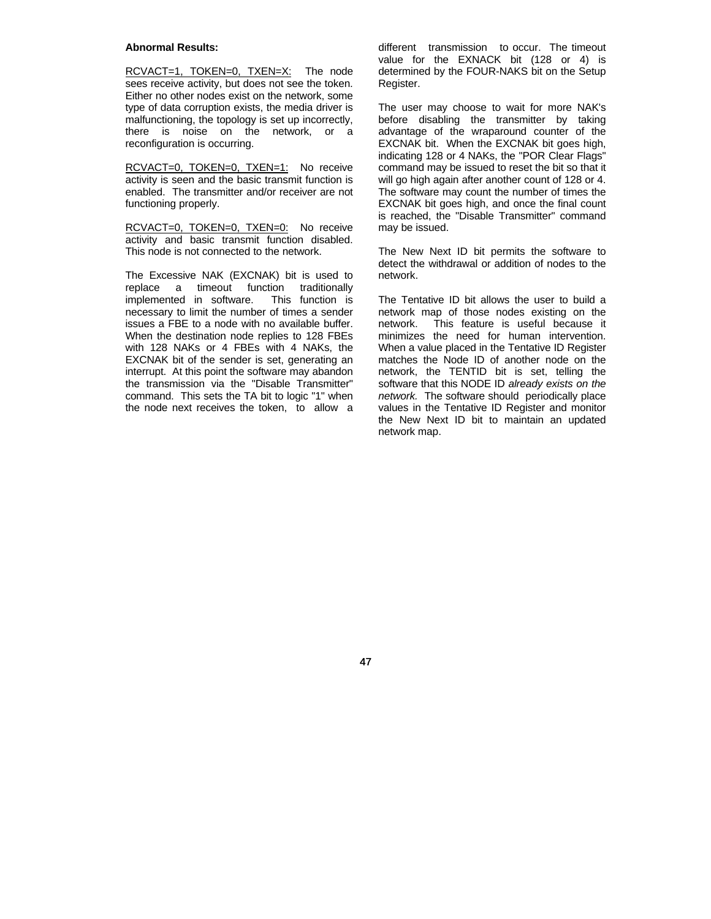**Abnormal Results:**

RCVACT=1, TOKEN=0, TXEN=X: The node sees receive activity, but does not see the token. Either no other nodes exist on the network, some type of data corruption exists, the media driver is malfunctioning, the topology is set up incorrectly, there is noise on the network, or a reconfiguration is occurring.

RCVACT=0, TOKEN=0, TXEN=1: No receive activity is seen and the basic transmit function is enabled. The transmitter and/or receiver are not functioning properly.

RCVACT=0, TOKEN=0, TXEN=0: No receive activity and basic transmit function disabled. This node is not connected to the network.

The Excessive NAK (EXCNAK) bit is used to replace a timeout function traditionally implemented in software. This function is necessary to limit the number of times a sender issues a FBE to a node with no available buffer. When the destination node replies to 128 FBEs with 128 NAKs or 4 FBEs with 4 NAKs, the EXCNAK bit of the sender is set, generating an interrupt. At this point the software may abandon the transmission via the "Disable Transmitter" command. This sets the TA bit to logic "1" when the node next receives the token, to allow a different transmission to occur. The timeout value for the EXNACK bit (128 or 4) is determined by the FOUR-NAKS bit on the Setup Register.

The user may choose to wait for more NAK's before disabling the transmitter by taking advantage of the wraparound counter of the EXCNAK bit. When the EXCNAK bit goes high, indicating 128 or 4 NAKs, the "POR Clear Flags" command may be issued to reset the bit so that it will go high again after another count of 128 or 4. The software may count the number of times the EXCNAK bit goes high, and once the final count is reached, the "Disable Transmitter" command may be issued.

The New Next ID bit permits the software to detect the withdrawal or addition of nodes to the network.

The Tentative ID bit allows the user to build a network map of those nodes existing on the network. This feature is useful because it minimizes the need for human intervention. When a value placed in the Tentative ID Register matches the Node ID of another node on the network, the TENTID bit is set, telling the software that this NODE ID *already exists on the network.* The software should periodically place values in the Tentative ID Register and monitor the New Next ID bit to maintain an updated network map.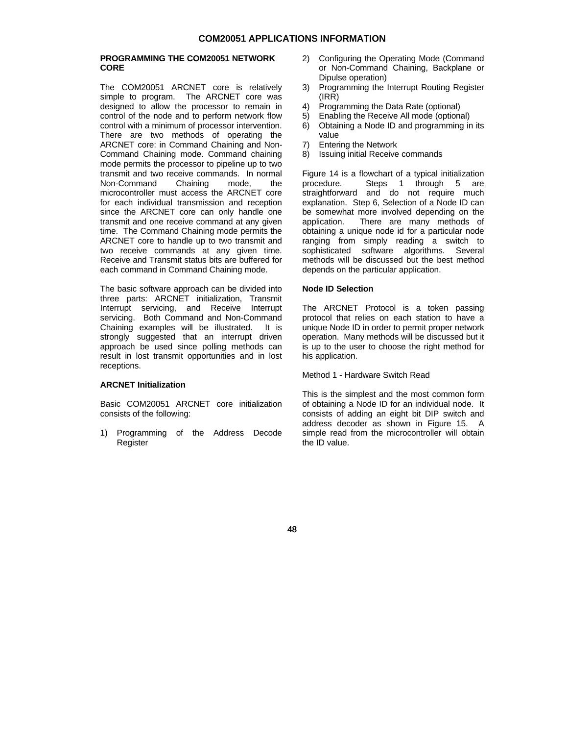# COM20051 APPLICATIONS INFORMATION

**PROGRAMMING THE COM20051 NETWORK CORE**

The COM20051 ARCNET core is relatively simple to program. The ARCNET core was designed to allow the processor to remain in control of the node and to perform network flow control with a minimum of processor intervention. There are two methods of operating the ARCNET core: in Command Chaining and Non-Command Chaining mode. Command chaining mode permits the processor to pipeline up to two transmit and two receive commands. In normal Non-Command Chaining mode, the microcontroller must access the ARCNET core for each individual transmission and reception since the ARCNET core can only handle one transmit and one receive command at any given time. The Command Chaining mode permits the ARCNET core to handle up to two transmit and two receive commands at any given time. Receive and Transmit status bits are buffered for each command in Command Chaining mode.

The basic software approach can be divided into three parts: ARCNET initialization, Transmit Interrupt servicing, and Receive Interrupt servicing. Both Command and Non-Command Chaining examples will be illustrated. It is strongly suggested that an interrupt driven approach be used since polling methods can result in lost transmit opportunities and in lost receptions.

**ARCNET Initialization**

Basic COM20051 ARCNET core initialization consists of the following:

1) Programming of the Address Decode Register
2) Configuring the Operating Mode (Command or Non-Command Chaining, Backplane or Dipulse operation)
3) Programming the Interrupt Routing Register (IRR)
4) Programming the Data Rate (optional)
5) Enabling the Receive All mode (optional)
6) Obtaining a Node ID and programming in its value
7) Entering the Network
8) Issuing initial Receive commands

Figure 14 is a flowchart of a typical initialization procedure. Steps 1 through 5 are straightforward and do not require much explanation. Step 6, Selection of a Node ID can be somewhat more involved depending on the application. There are many methods of obtaining a unique node id for a particular node ranging from simply reading a switch to sophisticated software algorithms. Several methods will be discussed but the best method depends on the particular application.

**Node ID Selection**

The ARCNET Protocol is a token passing protocol that relies on each station to have a unique Node ID in order to permit proper network operation. Many methods will be discussed but it is up to the user to choose the right method for his application.

Method 1 - Hardware Switch Read

This is the simplest and the most common form of obtaining a Node ID for an individual node. It consists of adding an eight bit DIP switch and address decoder as shown in Figure 15. A simple read from the microcontroller will obtain the ID value.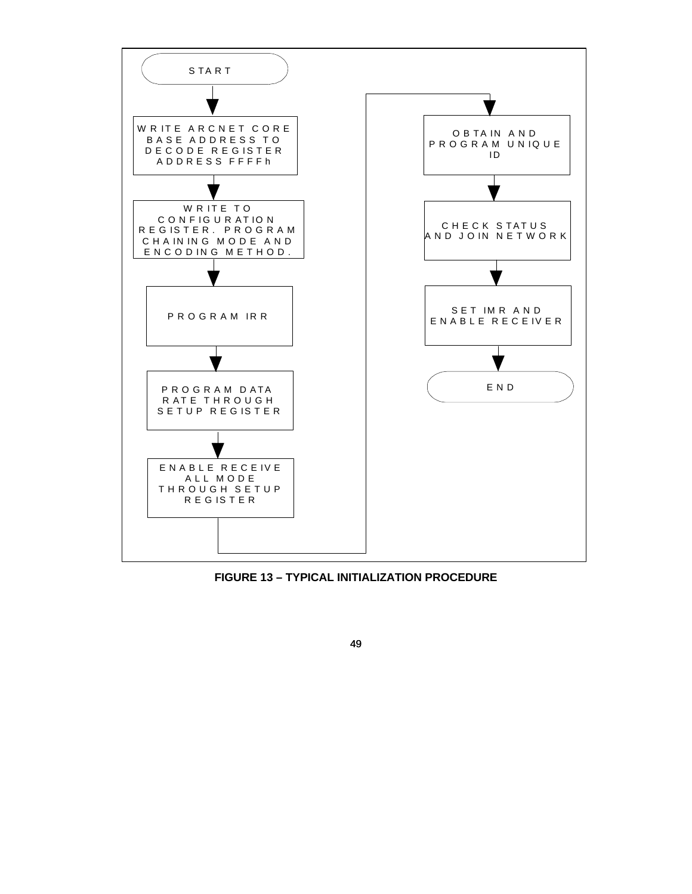START

WRITE ARCNET CORE BASE ADDRESS TO DECODE REGISTER ADDRESS FFFFh

WRITE TO CONFIGURATION REGISTER. PROGRAM CHAINING MODE AND ENCODING METHOD.

PROGRAM IRR

PROGRAM DATA RATE THROUGH SETUP REGISTER

ENABLE RECEIVE ALL MODE THROUGH SETUP REGISTER

OBTAIN AND PROGRAM UNIQUE ID

CHECK STATUS AND JOIN NETWORK

SET IMR AND ENABLE RECEIVER

END

**FIGURE 13 – TYPICAL INITIALIZATION PROCEDURE**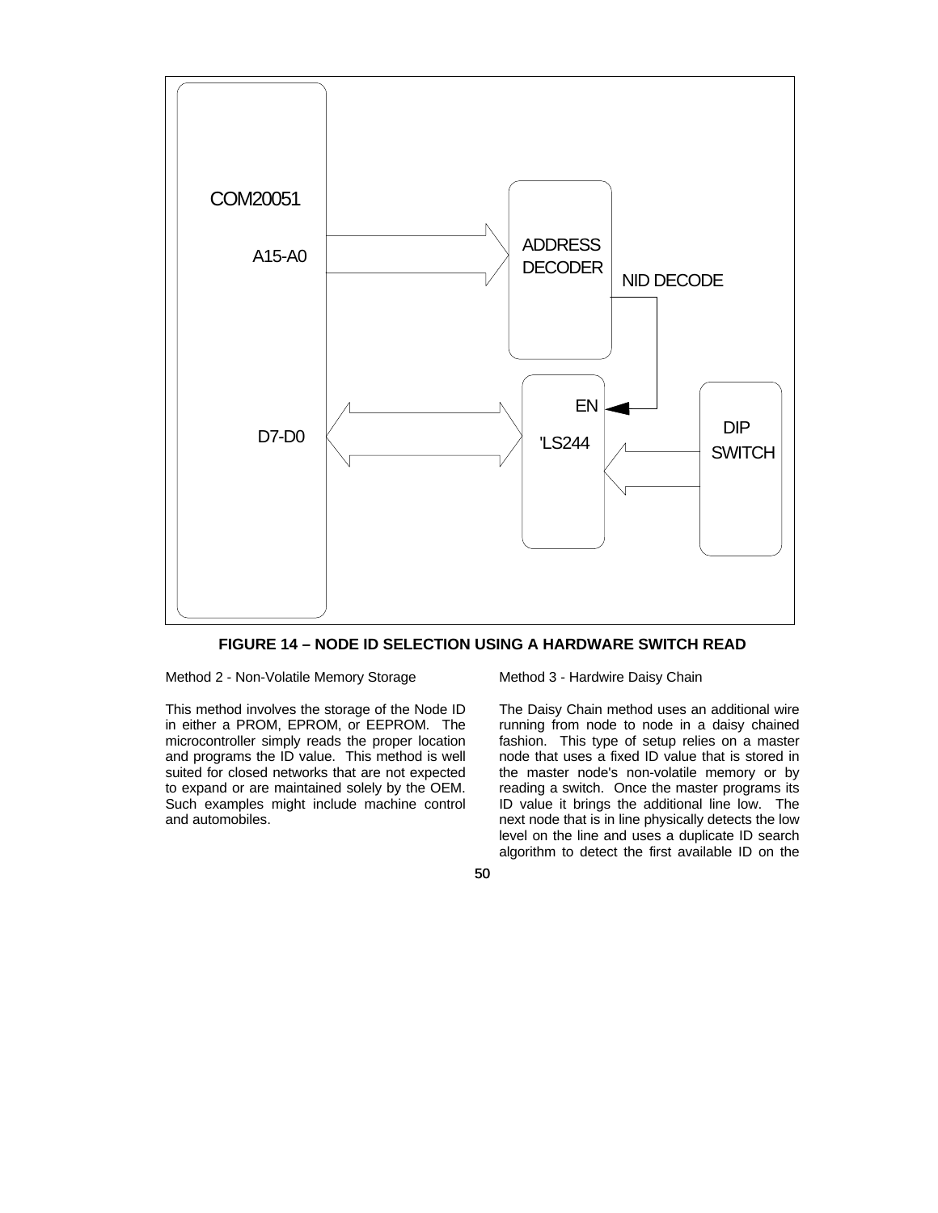COM20051

A15-A0

D7-D0

ADDRESS DECODER

NID DECODE

EN

'LS244

DIP SWITCH

**FIGURE 14 – NODE ID SELECTION USING A HARDWARE SWITCH READ**

Method 2 - Non-Volatile Memory Storage

This method involves the storage of the Node ID in either a PROM, EPROM, or EEPROM. The microcontroller simply reads the proper location and programs the ID value. This method is well suited for closed networks that are not expected to expand or are maintained solely by the OEM. Such examples might include machine control and automobiles.

Method 3 - Hardwire Daisy Chain

The Daisy Chain method uses an additional wire running from node to node in a daisy chained fashion. This type of setup relies on a master node that uses a fixed ID value that is stored in the master node's non-volatile memory or by reading a switch. Once the master programs its ID value it brings the additional line low. The next node that is in line physically detects the low level on the line and uses a duplicate ID search algorithm to detect the first available ID on the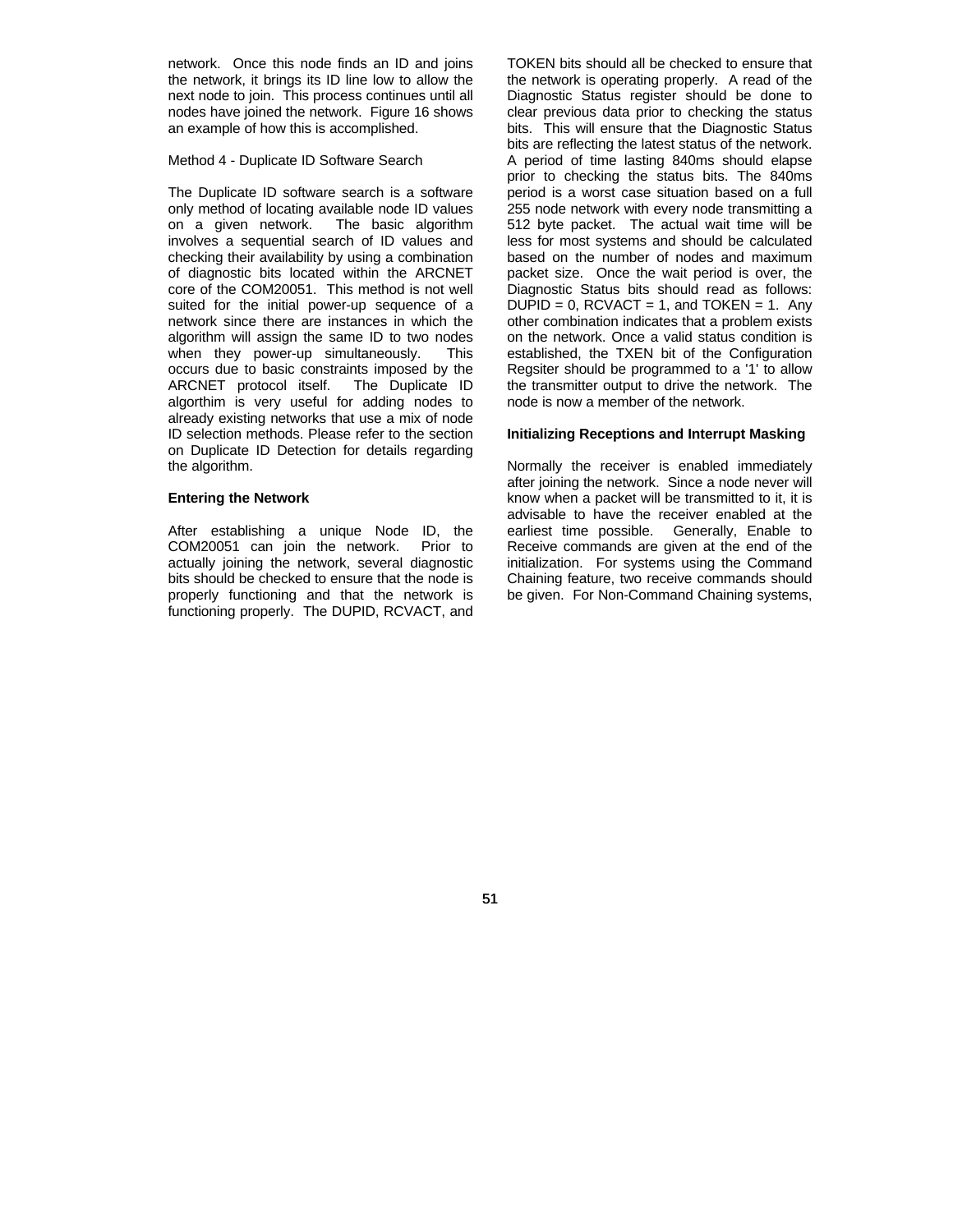network. Once this node finds an ID and joins the network, it brings its ID line low to allow the next node to join. This process continues until all nodes have joined the network. Figure 16 shows an example of how this is accomplished.

Method 4 - Duplicate ID Software Search

The Duplicate ID software search is a software only method of locating available node ID values on a given network. The basic algorithm involves a sequential search of ID values and checking their availability by using a combination of diagnostic bits located within the ARCNET core of the COM20051. This method is not well suited for the initial power-up sequence of a network since there are instances in which the algorithm will assign the same ID to two nodes when they power-up simultaneously. This occurs due to basic constraints imposed by the ARCNET protocol itself. The Duplicate ID algorthim is very useful for adding nodes to already existing networks that use a mix of node ID selection methods. Please refer to the section on Duplicate ID Detection for details regarding the algorithm.

**Entering the Network**

After establishing a unique Node ID, the COM20051 can join the network. Prior to actually joining the network, several diagnostic bits should be checked to ensure that the node is properly functioning and that the network is functioning properly. The DUPID, RCVACT, and TOKEN bits should all be checked to ensure that the network is operating properly. A read of the Diagnostic Status register should be done to clear previous data prior to checking the status bits. This will ensure that the Diagnostic Status bits are reflecting the latest status of the network. A period of time lasting 840ms should elapse prior to checking the status bits. The 840ms period is a worst case situation based on a full 255 node network with every node transmitting a 512 byte packet. The actual wait time will be less for most systems and should be calculated based on the number of nodes and maximum packet size. Once the wait period is over, the Diagnostic Status bits should read as follows: DUPID = 0, RCVACT = 1, and TOKEN = 1. Any other combination indicates that a problem exists on the network. Once a valid status condition is established, the TXEN bit of the Configuration Regsiter should be programmed to a '1' to allow the transmitter output to drive the network. The node is now a member of the network.

**Initializing Receptions and Interrupt Masking**

Normally the receiver is enabled immediately after joining the network. Since a node never will know when a packet will be transmitted to it, it is advisable to have the receiver enabled at the earliest time possible. Generally, Enable to Receive commands are given at the end of the initialization. For systems using the Command Chaining feature, two receive commands should be given. For Non-Command Chaining systems,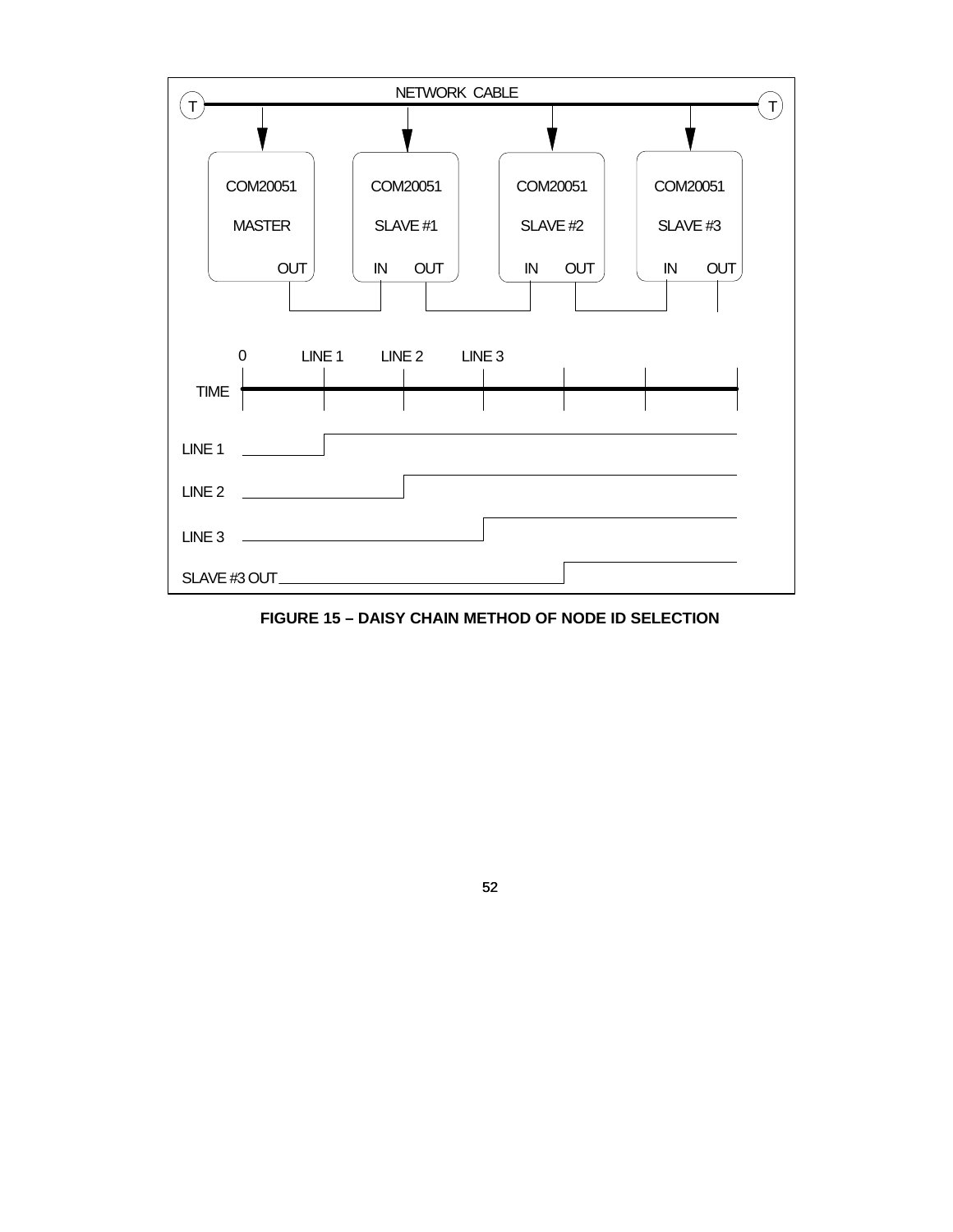NETWORK CABLE

COM20051 MASTER OUT

COM20051 SLAVE #1 IN OUT

COM20051 SLAVE #2 IN OUT

COM20051 SLAVE #3 IN OUT

TIME 0 LINE 1 LINE 2 LINE 3

LINE 1

LINE 2

LINE 3

SLAVE #3 OUT

**FIGURE 15 – DAISY CHAIN METHOD OF NODE ID SELECTION**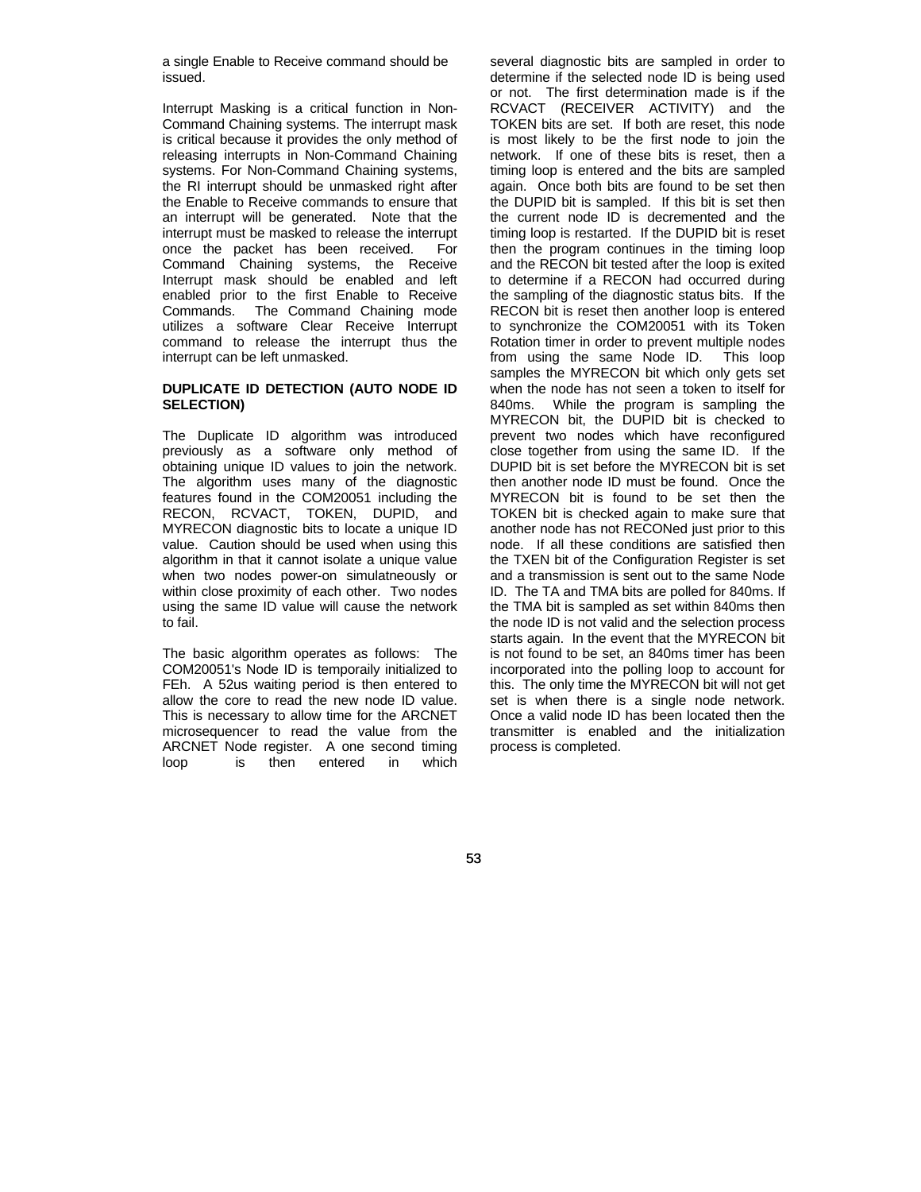a single Enable to Receive command should be issued.

Interrupt Masking is a critical function in Non-Command Chaining systems. The interrupt mask is critical because it provides the only method of releasing interrupts in Non-Command Chaining systems. For Non-Command Chaining systems, the RI interrupt should be unmasked right after the Enable to Receive commands to ensure that an interrupt will be generated. Note that the interrupt must be masked to release the interrupt once the packet has been received. For Command Chaining systems, the Receive Interrupt mask should be enabled and left enabled prior to the first Enable to Receive Commands. The Command Chaining mode utilizes a software Clear Receive Interrupt command to release the interrupt thus the interrupt can be left unmasked.

### DUPLICATE ID DETECTION (AUTO NODE ID SELECTION)

The Duplicate ID algorithm was introduced previously as a software only method of obtaining unique ID values to join the network. The algorithm uses many of the diagnostic features found in the COM20051 including the RECON, RCVACT, TOKEN, DUPID, and MYRECON diagnostic bits to locate a unique ID value. Caution should be used when using this algorithm in that it cannot isolate a unique value when two nodes power-on simulatneously or within close proximity of each other. Two nodes using the same ID value will cause the network to fail.

The basic algorithm operates as follows: The COM20051's Node ID is temporaily initialized to FEh. A 52us waiting period is then entered to allow the core to read the new node ID value. This is necessary to allow time for the ARCNET microsequencer to read the value from the ARCNET Node register. A one second timing loop is then entered in which several diagnostic bits are sampled in order to determine if the selected node ID is being used or not. The first determination made is if the RCVACT (RECEIVER ACTIVITY) and the TOKEN bits are set. If both are reset, this node is most likely to be the first node to join the network. If one of these bits is reset, then a timing loop is entered and the bits are sampled again. Once both bits are found to be set then the DUPID bit is sampled. If this bit is set then the current node ID is decremented and the timing loop is restarted. If the DUPID bit is reset then the program continues in the timing loop and the RECON bit tested after the loop is exited to determine if a RECON had occurred during the sampling of the diagnostic status bits. If the RECON bit is reset then another loop is entered to synchronize the COM20051 with its Token Rotation timer in order to prevent multiple nodes from using the same Node ID. This loop samples the MYRECON bit which only gets set when the node has not seen a token to itself for 840ms. While the program is sampling the MYRECON bit, the DUPID bit is checked to prevent two nodes which have reconfigured close together from using the same ID. If the DUPID bit is set before the MYRECON bit is set then another node ID must be found. Once the MYRECON bit is found to be set then the TOKEN bit is checked again to make sure that another node has not RECONed just prior to this node. If all these conditions are satisfied then the TXEN bit of the Configuration Register is set and a transmission is sent out to the same Node ID. The TA and TMA bits are polled for 840ms. If the TMA bit is sampled as set within 840ms then the node ID is not valid and the selection process starts again. In the event that the MYRECON bit is not found to be set, an 840ms timer has been incorporated into the polling loop to account for this. The only time the MYRECON bit will not get set is when there is a single node network. Once a valid node ID has been located then the transmitter is enabled and the initialization process is completed.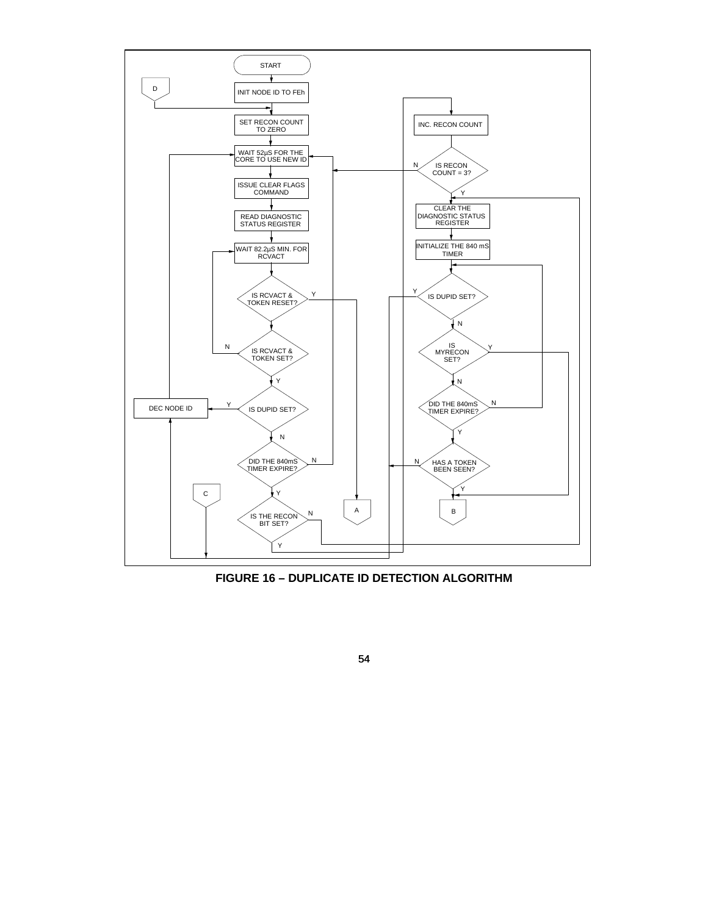START

D

INIT NODE ID TO FEh

SET RECON COUNT TO ZERO

WAIT 52µS FOR THE CORE TO USE NEW ID

ISSUE CLEAR FLAGS COMMAND

READ DIAGNOSTIC STATUS REGISTER

WAIT 82.2µS MIN. FOR RCVACT

IS RCVACT & TOKEN RESET? (Y → A)

IS RCVACT & TOKEN SET? (N → WAIT 82.2µS MIN. FOR RCVACT)

IS DUPID SET? (Y → DEC NODE ID)

DEC NODE ID

DID THE 840mS TIMER EXPIRE? (N → WAIT 52µS FOR THE CORE TO USE NEW ID)

C

IS THE RECON BIT SET? (Y → INC. RECON COUNT; N → CLEAR THE DIAGNOSTIC STATUS REGISTER)

A

INC. RECON COUNT

IS RECON COUNT = 3? (N → WAIT 52µS FOR THE CORE TO USE NEW ID)

CLEAR THE DIAGNOSTIC STATUS REGISTER

INITIALIZE THE 840 mS TIMER

IS DUPID SET? (Y → DEC NODE ID)

IS MYRECON SET? (Y → B)

DID THE 840mS TIMER EXPIRE? (N → IS DUPID SET?)

HAS A TOKEN BEEN SEEN? (N → DEC NODE ID; Y → B)

B

**FIGURE 16 – DUPLICATE ID DETECTION ALGORITHM**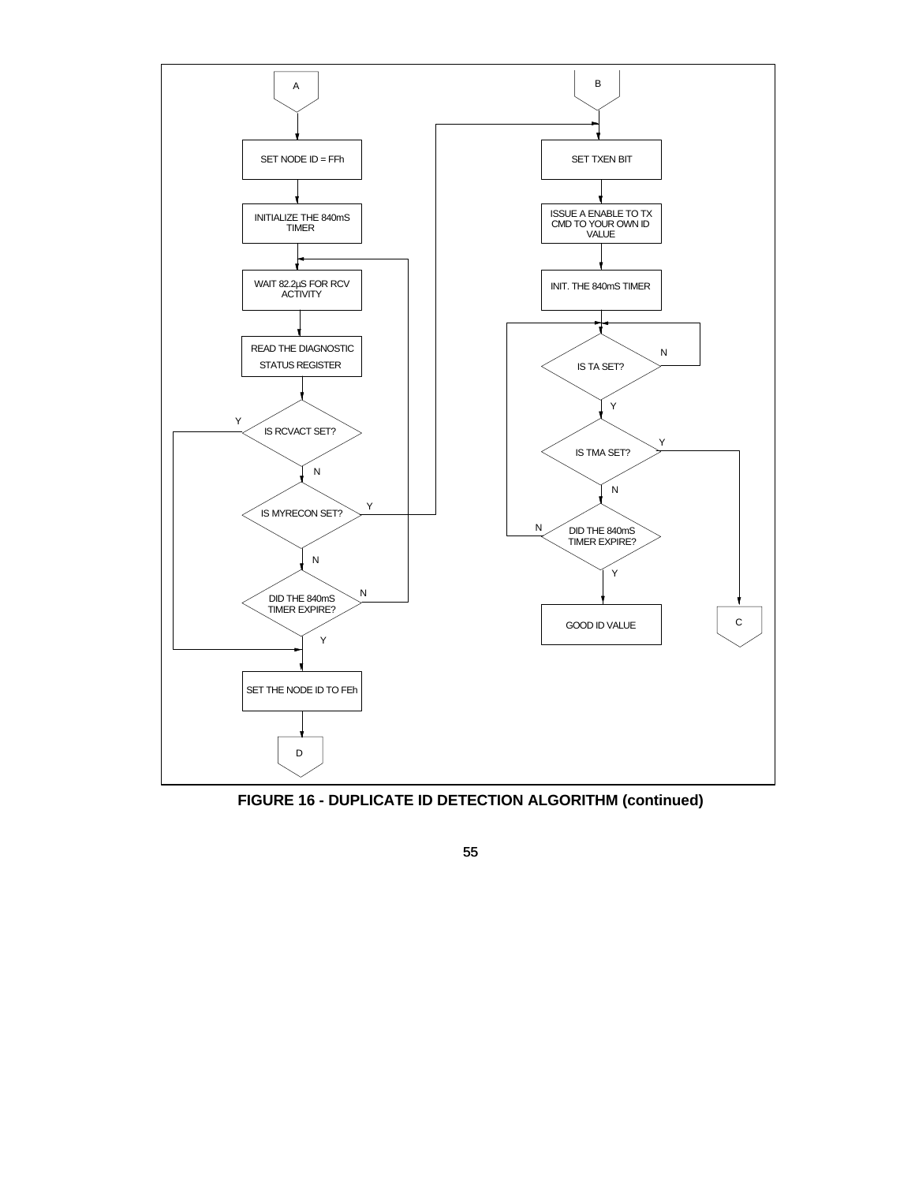A

SET NODE ID = FFh

INITIALIZE THE 840mS TIMER

WAIT 82.2µS FOR RCV ACTIVITY

READ THE DIAGNOSTIC STATUS REGISTER

IS RCVACT SET? (Y / N)

IS MYRECON SET? (Y / N)

DID THE 840mS TIMER EXPIRE? (N / Y)

SET THE NODE ID TO FEh

D

B

SET TXEN BIT

ISSUE A ENABLE TO TX CMD TO YOUR OWN ID VALUE

INIT. THE 840mS TIMER

IS TA SET? (N / Y)

IS TMA SET? (Y / N)

DID THE 840mS TIMER EXPIRE? (N / Y)

GOOD ID VALUE

C

**FIGURE 16 - DUPLICATE ID DETECTION ALGORITHM (continued)**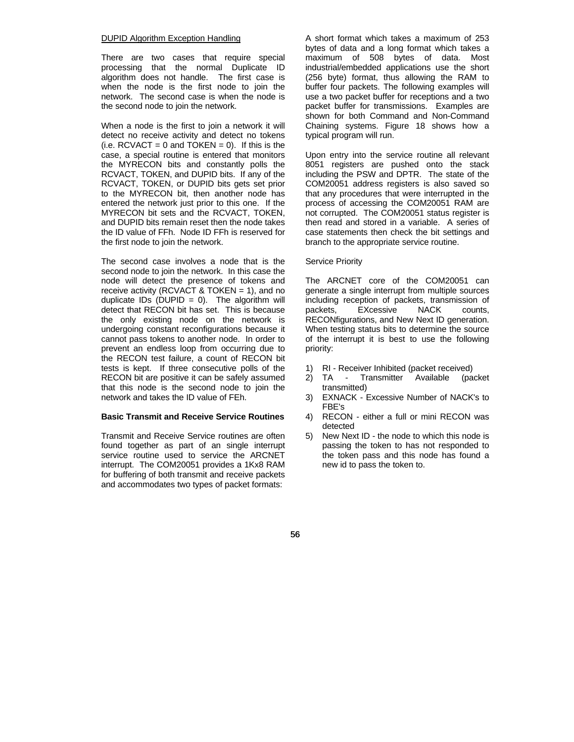DUPID Algorithm Exception Handling

There are two cases that require special processing that the normal Duplicate ID algorithm does not handle. The first case is when the node is the first node to join the network. The second case is when the node is the second node to join the network.

When a node is the first to join a network it will detect no receive activity and detect no tokens (i.e. RCVACT = 0 and TOKEN = 0). If this is the case, a special routine is entered that monitors the MYRECON bits and constantly polls the RCVACT, TOKEN, and DUPID bits. If any of the RCVACT, TOKEN, or DUPID bits gets set prior to the MYRECON bit, then another node has entered the network just prior to this one. If the MYRECON bit sets and the RCVACT, TOKEN, and DUPID bits remain reset then the node takes the ID value of FFh. Node ID FFh is reserved for the first node to join the network.

The second case involves a node that is the second node to join the network. In this case the node will detect the presence of tokens and receive activity (RCVACT & TOKEN = 1), and no duplicate IDs (DUPID = 0). The algorithm will detect that RECON bit has set. This is because the only existing node on the network is undergoing constant reconfigurations because it cannot pass tokens to another node. In order to prevent an endless loop from occurring due to the RECON test failure, a count of RECON bit tests is kept. If three consecutive polls of the RECON bit are positive it can be safely assumed that this node is the second node to join the network and takes the ID value of FEh.

**Basic Transmit and Receive Service Routines**

Transmit and Receive Service routines are often found together as part of an single interrupt service routine used to service the ARCNET interrupt. The COM20051 provides a 1Kx8 RAM for buffering of both transmit and receive packets and accommodates two types of packet formats: A short format which takes a maximum of 253 bytes of data and a long format which takes a maximum of 508 bytes of data. Most industrial/embedded applications use the short (256 byte) format, thus allowing the RAM to buffer four packets. The following examples will use a two packet buffer for receptions and a two packet buffer for transmissions. Examples are shown for both Command and Non-Command Chaining systems. Figure 18 shows how a typical program will run.

Upon entry into the service routine all relevant 8051 registers are pushed onto the stack including the PSW and DPTR. The state of the COM20051 address registers is also saved so that any procedures that were interrupted in the process of accessing the COM20051 RAM are not corrupted. The COM20051 status register is then read and stored in a variable. A series of case statements then check the bit settings and branch to the appropriate service routine.

Service Priority

The ARCNET core of the COM20051 can generate a single interrupt from multiple sources including reception of packets, transmission of packets, EXcessive NACK counts, RECONfigurations, and New Next ID generation. When testing status bits to determine the source of the interrupt it is best to use the following priority:

1) RI - Receiver Inhibited (packet received)
2) TA - Transmitter Available (packet transmitted)
3) EXNACK - Excessive Number of NACK's to FBE's
4) RECON - either a full or mini RECON was detected
5) New Next ID - the node to which this node is passing the token to has not responded to the token pass and this node has found a new id to pass the token to.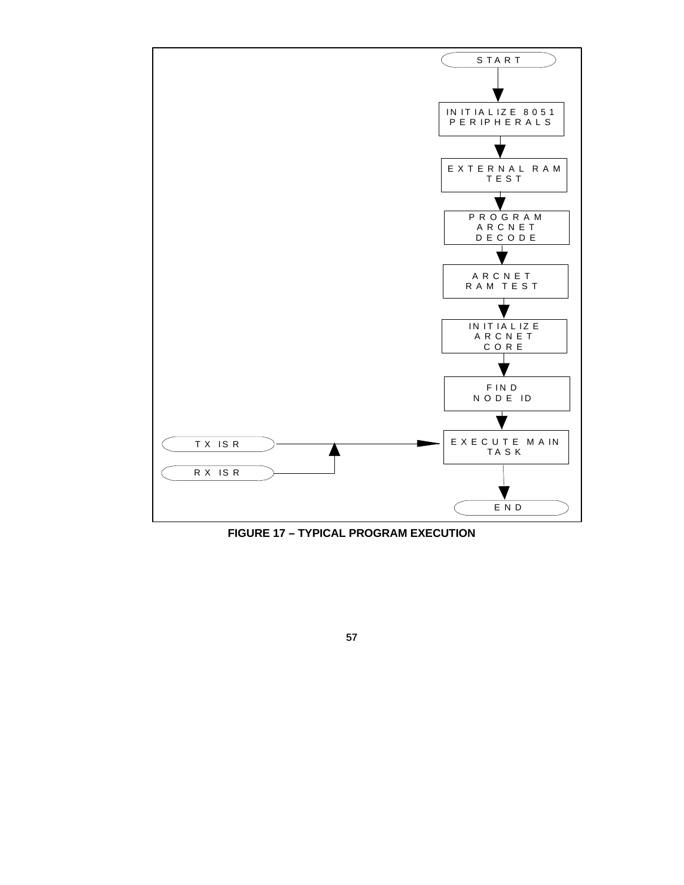START

INITIALIZE 8051 PERIPHERALS

EXTERNAL RAM TEST

PROGRAM ARCNET DECODE

ARCNET RAM TEST

INITIALIZE ARCNET CORE

FIND NODE ID

EXECUTE MAIN TASK

TX ISR

RX ISR

END

**FIGURE 17 – TYPICAL PROGRAM EXECUTION**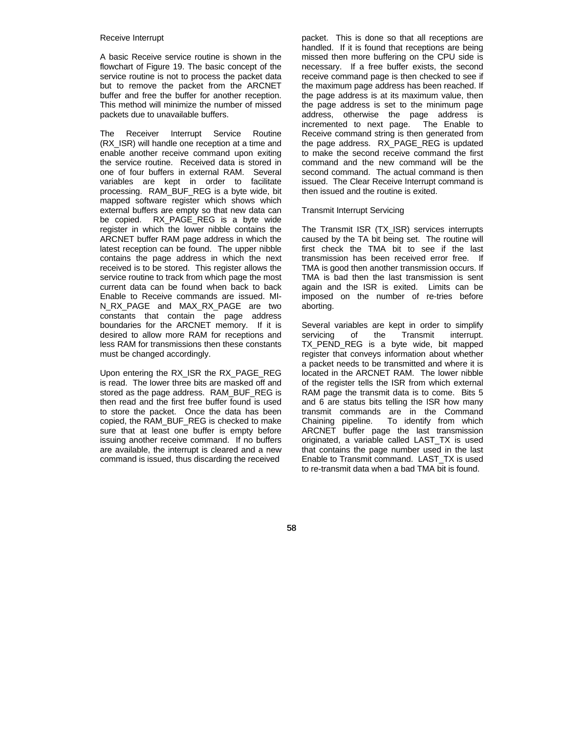### Receive Interrupt

A basic Receive service routine is shown in the flowchart of Figure 19. The basic concept of the service routine is not to process the packet data but to remove the packet from the ARCNET buffer and free the buffer for another reception. This method will minimize the number of missed packets due to unavailable buffers.

The Receiver Interrupt Service Routine (RX_ISR) will handle one reception at a time and enable another receive command upon exiting the service routine. Received data is stored in one of four buffers in external RAM. Several variables are kept in order to facilitate processing. RAM_BUF_REG is a byte wide, bit mapped software register which shows which external buffers are empty so that new data can be copied. RX_PAGE_REG is a byte wide register in which the lower nibble contains the ARCNET buffer RAM page address in which the latest reception can be found. The upper nibble contains the page address in which the next received is to be stored. This register allows the service routine to track from which page the most current data can be found when back to back Enable to Receive commands are issued. MIN_RX_PAGE and MAX_RX_PAGE are two constants that contain the page address boundaries for the ARCNET memory. If it is desired to allow more RAM for receptions and less RAM for transmissions then these constants must be changed accordingly.

Upon entering the RX_ISR the RX_PAGE_REG is read. The lower three bits are masked off and stored as the page address. RAM_BUF_REG is then read and the first free buffer found is used to store the packet. Once the data has been copied, the RAM_BUF_REG is checked to make sure that at least one buffer is empty before issuing another receive command. If no buffers are available, the interrupt is cleared and a new command is issued, thus discarding the received packet. This is done so that all receptions are handled. If it is found that receptions are being missed then more buffering on the CPU side is necessary. If a free buffer exists, the second receive command page is then checked to see if the maximum page address has been reached. If the page address is at its maximum value, then the page address is set to the minimum page address, otherwise the page address is incremented to next page. The Enable to Receive command string is then generated from the page address. RX_PAGE_REG is updated to make the second receive command the first command and the new command will be the second command. The actual command is then issued. The Clear Receive Interrupt command is then issued and the routine is exited.

### Transmit Interrupt Servicing

The Transmit ISR (TX_ISR) services interrupts caused by the TA bit being set. The routine will first check the TMA bit to see if the last transmission has been received error free. If TMA is good then another transmission occurs. If TMA is bad then the last transmission is sent again and the ISR is exited. Limits can be imposed on the number of re-tries before aborting.

Several variables are kept in order to simplify servicing of the Transmit interrupt. TX_PEND_REG is a byte wide, bit mapped register that conveys information about whether a packet needs to be transmitted and where it is located in the ARCNET RAM. The lower nibble of the register tells the ISR from which external RAM page the transmit data is to come. Bits 5 and 6 are status bits telling the ISR how many transmit commands are in the Command Chaining pipeline. To identify from which ARCNET buffer page the last transmission originated, a variable called LAST_TX is used that contains the page number used in the last Enable to Transmit command. LAST_TX is used to re-transmit data when a bad TMA bit is found.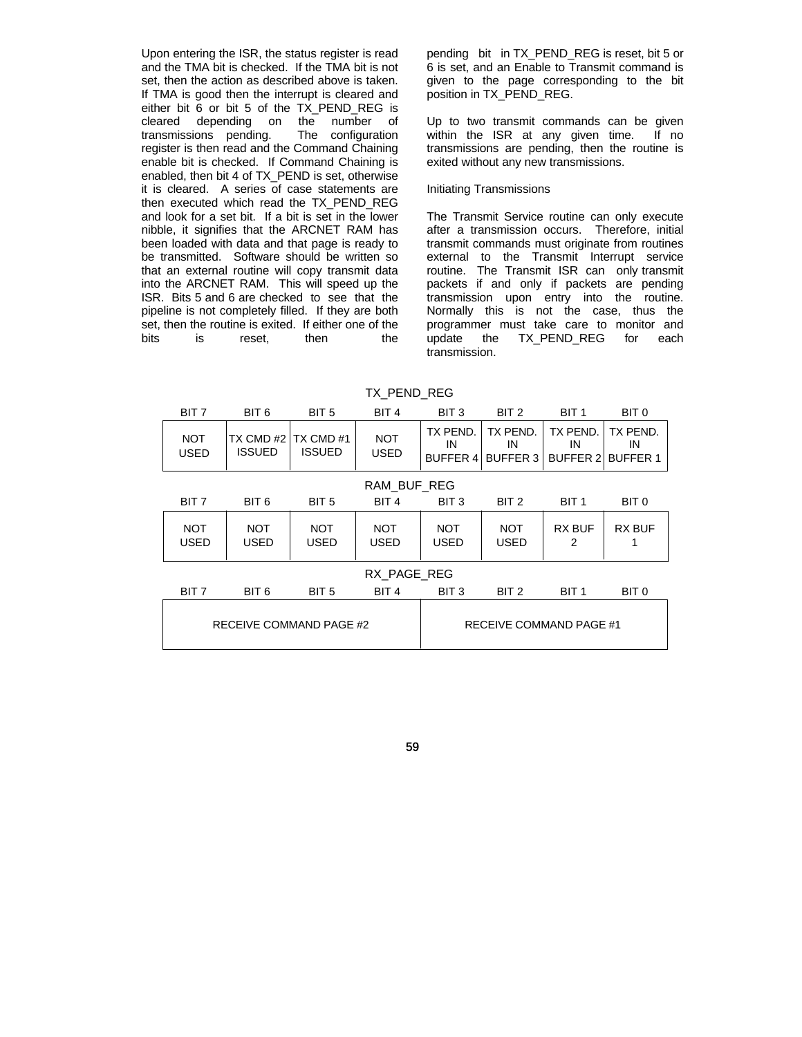Upon entering the ISR, the status register is read and the TMA bit is checked. If the TMA bit is not set, then the action as described above is taken. If TMA is good then the interrupt is cleared and either bit 6 or bit 5 of the TX_PEND_REG is cleared depending on the number of transmissions pending. The configuration register is then read and the Command Chaining enable bit is checked. If Command Chaining is enabled, then bit 4 of TX_PEND is set, otherwise it is cleared. A series of case statements are then executed which read the TX_PEND_REG and look for a set bit. If a bit is set in the lower nibble, it signifies that the ARCNET RAM has been loaded with data and that page is ready to be transmitted. Software should be written so that an external routine will copy transmit data into the ARCNET RAM. This will speed up the ISR. Bits 5 and 6 are checked to see that the pipeline is not completely filled. If they are both set, then the routine is exited. If either one of the bits is reset, then the pending bit in TX_PEND_REG is reset, bit 5 or 6 is set, and an Enable to Transmit command is given to the page corresponding to the bit position in TX_PEND_REG.

Up to two transmit commands can be given within the ISR at any given time. If no transmissions are pending, then the routine is exited without any new transmissions.

Initiating Transmissions

The Transmit Service routine can only execute after a transmission occurs. Therefore, initial transmit commands must originate from routines external to the Transmit Interrupt service routine. The Transmit ISR can only transmit packets if and only if packets are pending transmission upon entry into the routine. Normally this is not the case, thus the programmer must take care to monitor and update the TX_PEND_REG for each transmission.

TX_PEND_REG

| BIT 7 | BIT 6 | BIT 5 | BIT 4 | BIT 3 | BIT 2 | BIT 1 | BIT 0 |
|---|---|---|---|---|---|---|---|
| NOT USED | TX CMD #2 ISSUED | TX CMD #1 ISSUED | NOT USED | TX PEND. IN BUFFER 4 | TX PEND. IN BUFFER 3 | TX PEND. IN BUFFER 2 | TX PEND. IN BUFFER 1 |

RAM_BUF_REG

| BIT 7 | BIT 6 | BIT 5 | BIT 4 | BIT 3 | BIT 2 | BIT 1 | BIT 0 |
|---|---|---|---|---|---|---|---|
| NOT USED | NOT USED | NOT USED | NOT USED | NOT USED | NOT USED | RX BUF 2 | RX BUF 1 |

RX_PAGE_REG

| BIT 7 | BIT 6 | BIT 5 | BIT 4 | BIT 3 | BIT 2 | BIT 1 | BIT 0 |
|---|---|---|---|---|---|---|---|
| RECEIVE COMMAND PAGE #2 | | | | RECEIVE COMMAND PAGE #1 | | | |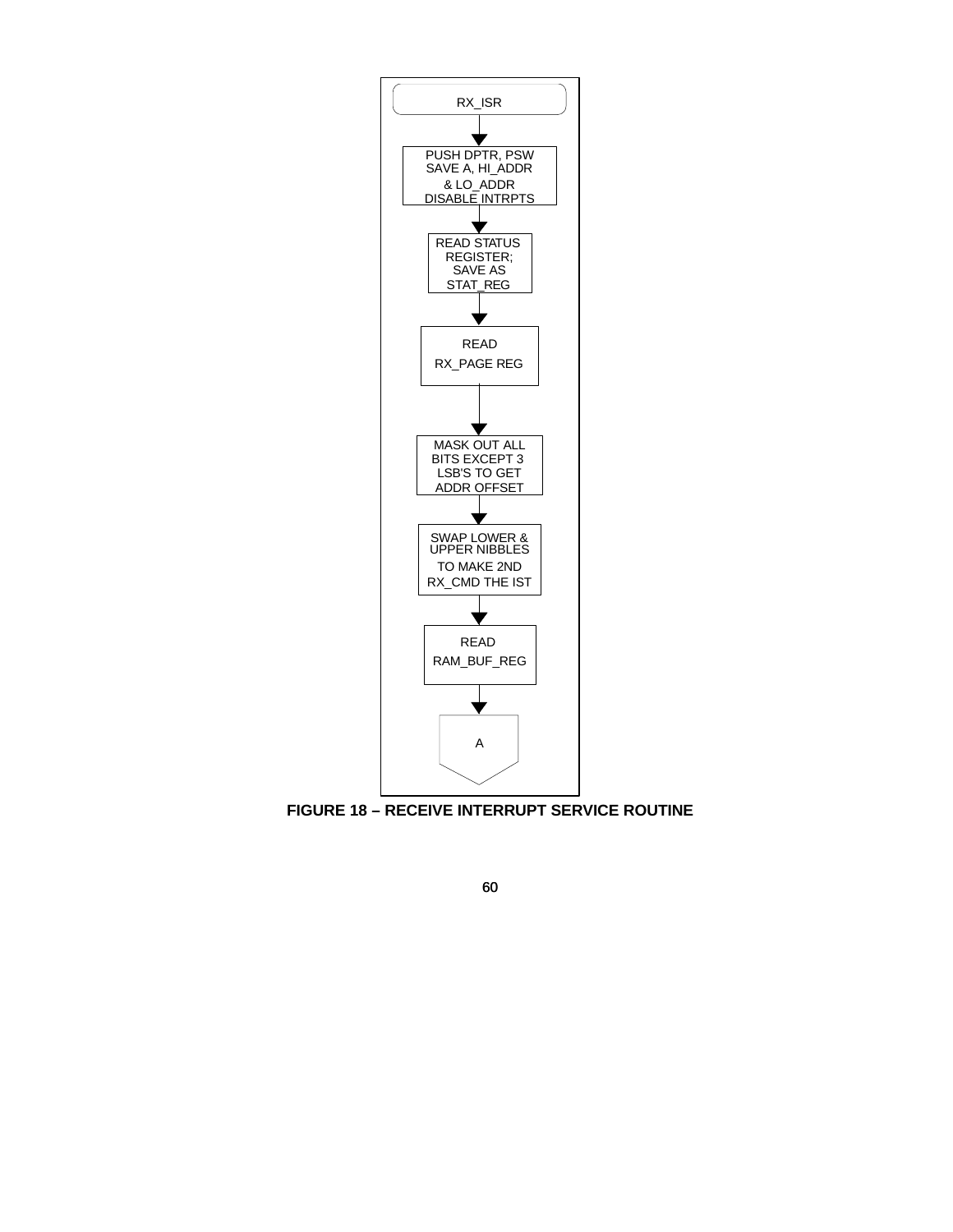RX_ISR

↓

PUSH DPTR, PSW
SAVE A, HI_ADDR
& LO_ADDR
DISABLE INTRPTS

↓

READ STATUS
REGISTER;
SAVE AS
STAT_REG

↓

READ
RX_PAGE REG

↓

MASK OUT ALL
BITS EXCEPT 3
LSB'S TO GET
ADDR OFFSET

↓

SWAP LOWER &
UPPER NIBBLES
TO MAKE 2ND
RX_CMD THE IST

↓

READ
RAM_BUF_REG

↓

A

**FIGURE 18 – RECEIVE INTERRUPT SERVICE ROUTINE**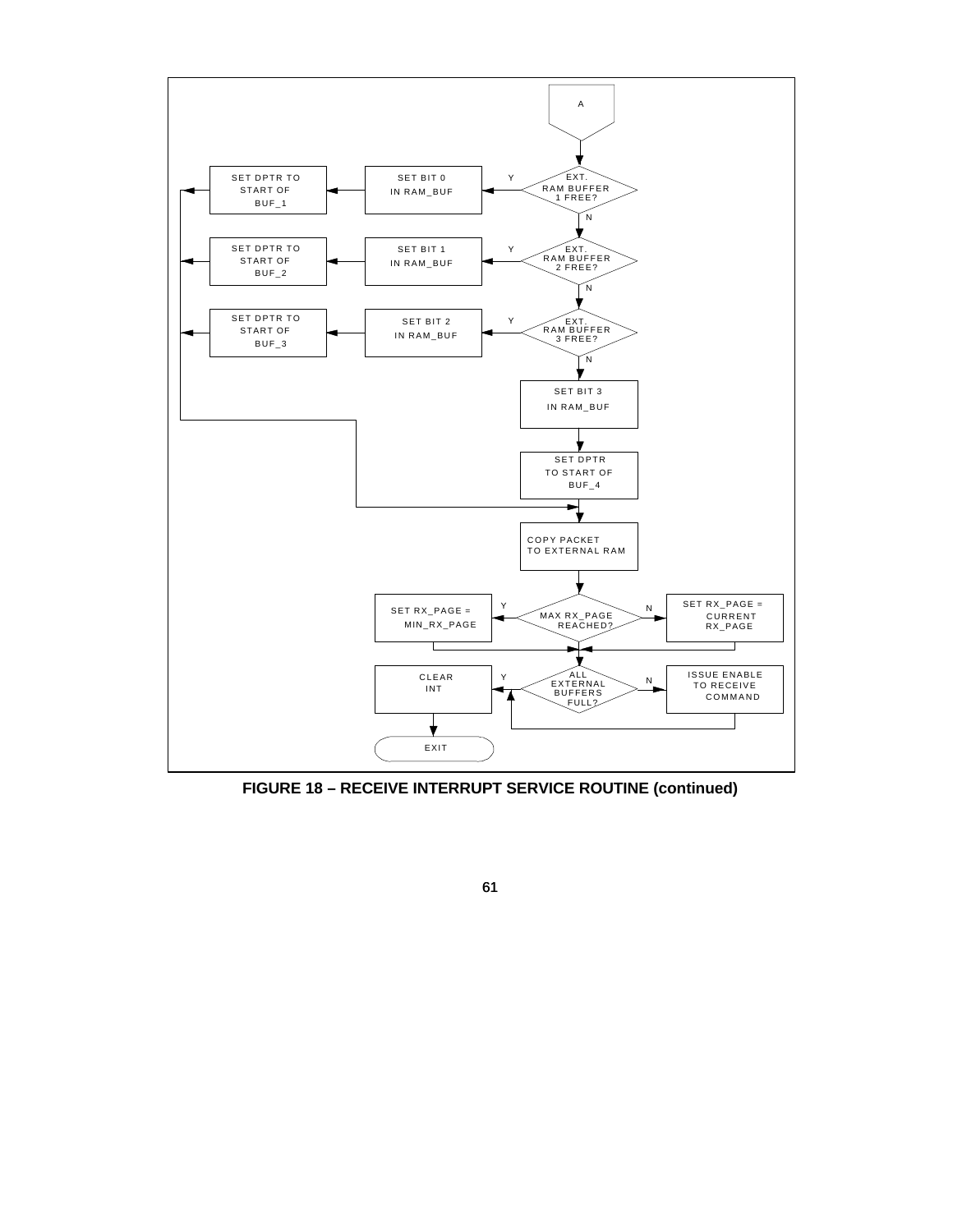A

SET DPTR TO START OF BUF_1

SET BIT 0 IN RAM_BUF

EXT. RAM BUFFER 1 FREE?

SET DPTR TO START OF BUF_2

SET BIT 1 IN RAM_BUF

EXT. RAM BUFFER 2 FREE?

SET DPTR TO START OF BUF_3

SET BIT 2 IN RAM_BUF

EXT. RAM BUFFER 3 FREE?

SET BIT 3 IN RAM_BUF

SET DPTR TO START OF BUF_4

COPY PACKET TO EXTERNAL RAM

SET RX_PAGE = MIN_RX_PAGE

MAX RX_PAGE REACHED?

SET RX_PAGE = CURRENT RX_PAGE

CLEAR INT

ALL EXTERNAL BUFFERS FULL?

ISSUE ENABLE TO RECEIVE COMMAND

EXIT

**FIGURE 18 – RECEIVE INTERRUPT SERVICE ROUTINE (continued)**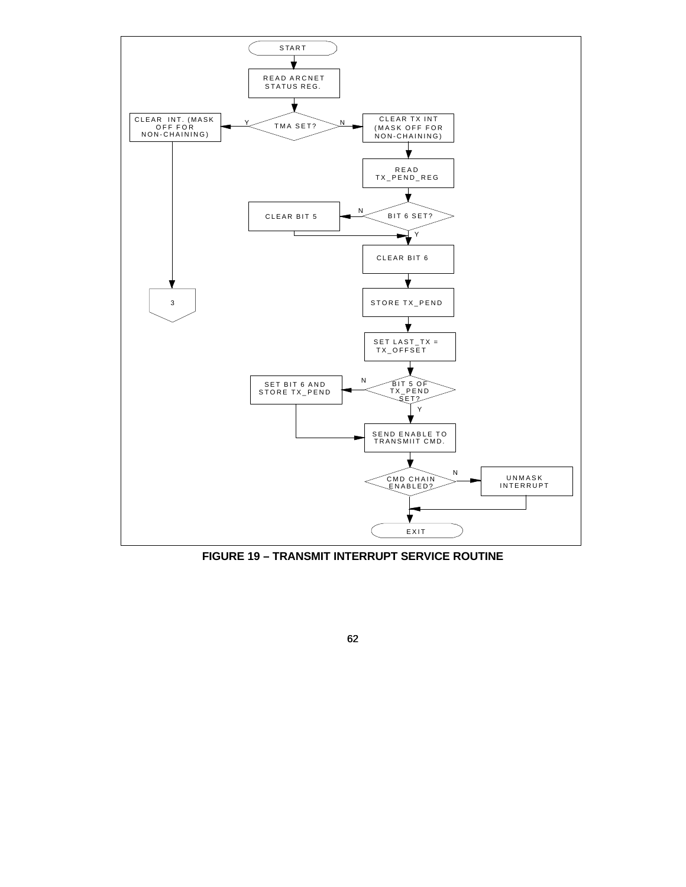START

READ ARCNET STATUS REG.

TMA SET?

- Y → CLEAR INT. (MASK OFF FOR NON-CHAINING) → 3
- N → CLEAR TX INT (MASK OFF FOR NON-CHAINING)

READ TX_PEND_REG

BIT 6 SET?

- N → CLEAR BIT 5 → CLEAR BIT 6
- Y → CLEAR BIT 6

STORE TX_PEND

SET LAST_TX = TX_OFFSET

BIT 5 OF TX_PEND SET?

- N → SET BIT 6 AND STORE TX_PEND → SEND ENABLE TO TRANSMIIT CMD.
- Y → SEND ENABLE TO TRANSMIIT CMD.

CMD CHAIN ENABLED?

- N → UNMASK INTERRUPT → EXIT
- Y → EXIT

EXIT

**FIGURE 19 – TRANSMIT INTERRUPT SERVICE ROUTINE**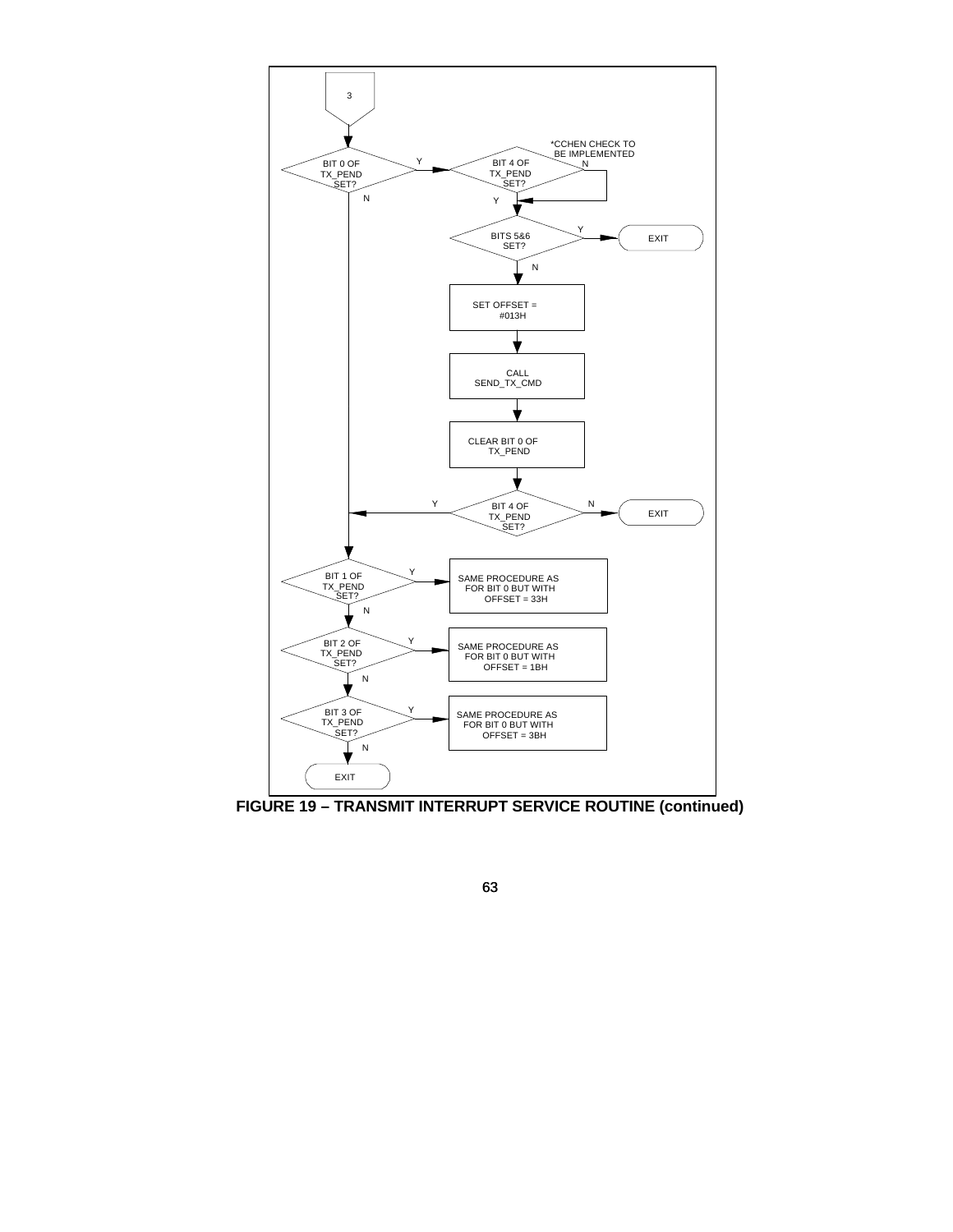3

*CCHEN CHECK TO BE IMPLEMENTED

BIT 0 OF TX_PEND SET?

Y

N

BIT 4 OF TX_PEND SET?

N

Y

BITS 5&6 SET?

Y

EXIT

N

SET OFFSET = #013H

CALL SEND_TX_CMD

CLEAR BIT 0 OF TX_PEND

BIT 4 OF TX_PEND SET?

Y

N

EXIT

BIT 1 OF TX_PEND SET?

Y

SAME PROCEDURE AS FOR BIT 0 BUT WITH OFFSET = 33H

N

BIT 2 OF TX_PEND SET?

Y

SAME PROCEDURE AS FOR BIT 0 BUT WITH OFFSET = 1BH

N

BIT 3 OF TX_PEND SET?

Y

SAME PROCEDURE AS FOR BIT 0 BUT WITH OFFSET = 3BH

N

EXIT

**FIGURE 19 – TRANSMIT INTERRUPT SERVICE ROUTINE (continued)**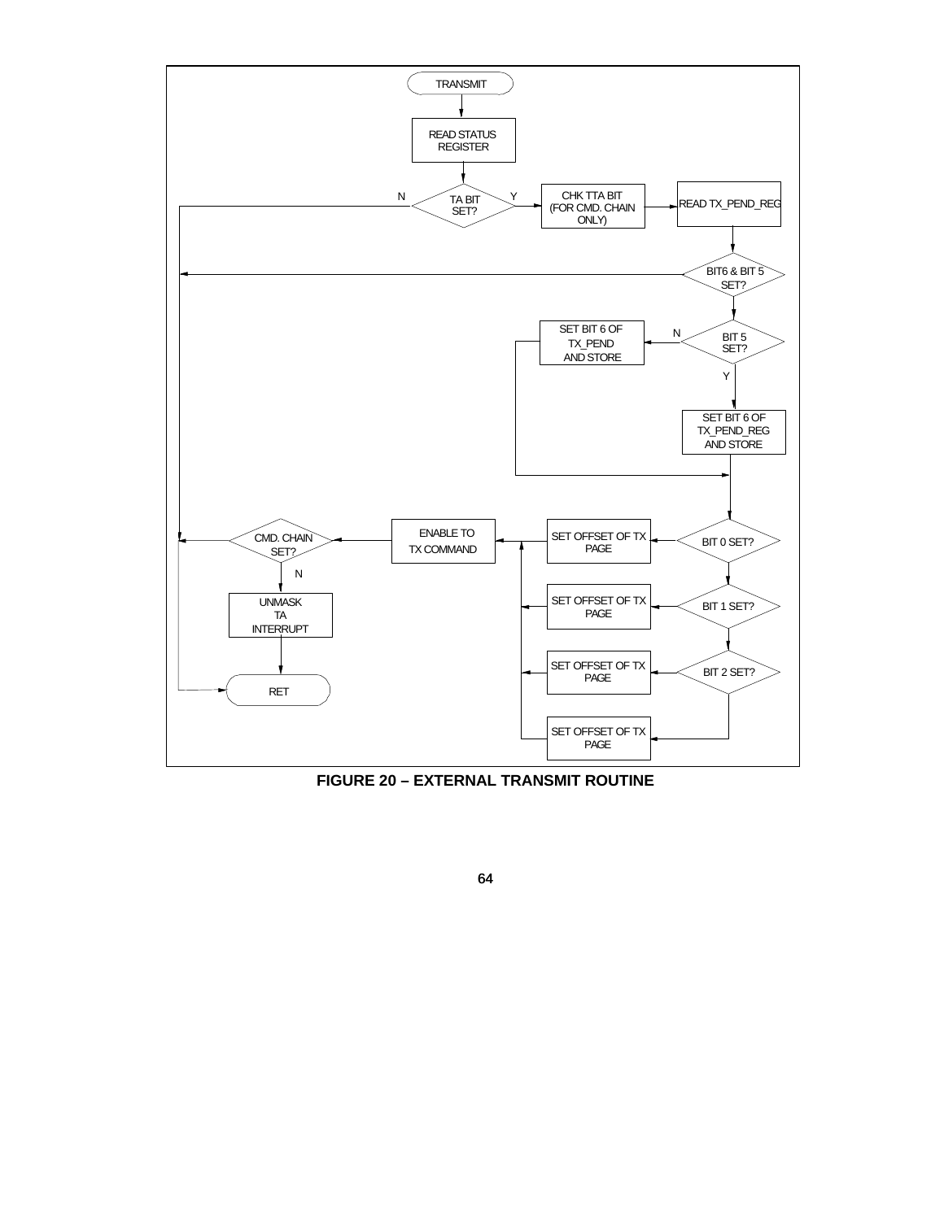TRANSMIT

READ STATUS REGISTER

TA BIT SET?

N

Y

CHK TTA BIT (FOR CMD. CHAIN ONLY)

READ TX_PEND_REG

BIT6 & BIT 5 SET?

BIT 5 SET?

N

SET BIT 6 OF TX_PEND AND STORE

Y

SET BIT 6 OF TX_PEND_REG AND STORE

BIT 0 SET?

SET OFFSET OF TX PAGE

ENABLE TO TX COMMAND

CMD. CHAIN SET?

N

UNMASK TA INTERRUPT

RET

BIT 1 SET?

SET OFFSET OF TX PAGE

BIT 2 SET?

SET OFFSET OF TX PAGE

SET OFFSET OF TX PAGE

**FIGURE 20 – EXTERNAL TRANSMIT ROUTINE**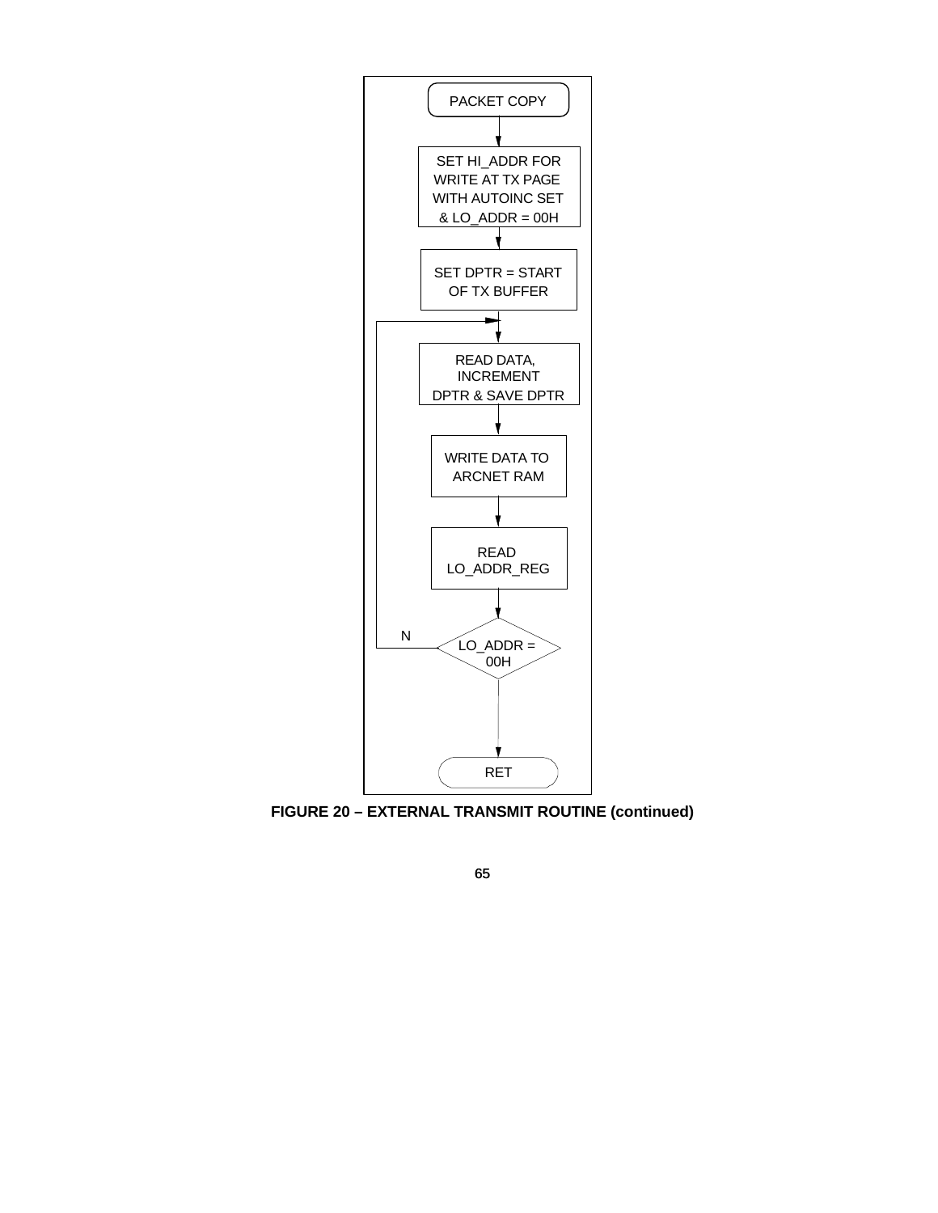PACKET COPY

SET HI_ADDR FOR WRITE AT TX PAGE WITH AUTOINC SET & LO_ADDR = 00H

SET DPTR = START OF TX BUFFER

READ DATA, INCREMENT DPTR & SAVE DPTR

WRITE DATA TO ARCNET RAM

READ LO_ADDR_REG

LO_ADDR = 00H

N

RET

**FIGURE 20 – EXTERNAL TRANSMIT ROUTINE (continued)**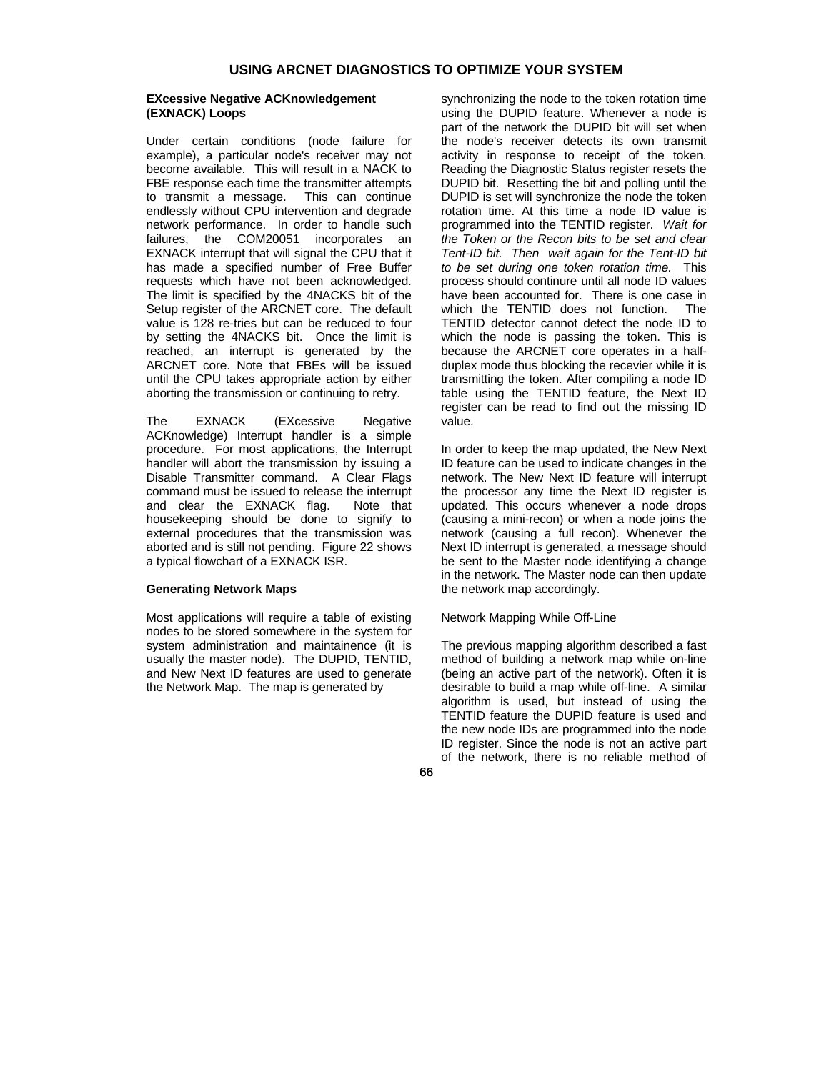## USING ARCNET DIAGNOSTICS TO OPTIMIZE YOUR SYSTEM

### EXcessive Negative ACKnowledgement (EXNACK) Loops

Under certain conditions (node failure for example), a particular node's receiver may not become available. This will result in a NACK to FBE response each time the transmitter attempts to transmit a message. This can continue endlessly without CPU intervention and degrade network performance. In order to handle such failures, the COM20051 incorporates an EXNACK interrupt that will signal the CPU that it has made a specified number of Free Buffer requests which have not been acknowledged. The limit is specified by the 4NACKS bit of the Setup register of the ARCNET core. The default value is 128 re-tries but can be reduced to four by setting the 4NACKS bit. Once the limit is reached, an interrupt is generated by the ARCNET core. Note that FBEs will be issued until the CPU takes appropriate action by either aborting the transmission or continuing to retry.

The EXNACK (EXcessive Negative ACKnowledge) Interrupt handler is a simple procedure. For most applications, the Interrupt handler will abort the transmission by issuing a Disable Transmitter command. A Clear Flags command must be issued to release the interrupt and clear the EXNACK flag. Note that housekeeping should be done to signify to external procedures that the transmission was aborted and is still not pending. Figure 22 shows a typical flowchart of a EXNACK ISR.

### Generating Network Maps

Most applications will require a table of existing nodes to be stored somewhere in the system for system administration and maintainence (it is usually the master node). The DUPID, TENTID, and New Next ID features are used to generate the Network Map. The map is generated by synchronizing the node to the token rotation time using the DUPID feature. Whenever a node is part of the network the DUPID bit will set when the node's receiver detects its own transmit activity in response to receipt of the token. Reading the Diagnostic Status register resets the DUPID bit. Resetting the bit and polling until the DUPID is set will synchronize the node the token rotation time. At this time a node ID value is programmed into the TENTID register. *Wait for the Token or the Recon bits to be set and clear Tent-ID bit. Then wait again for the Tent-ID bit to be set during one token rotation time.* This process should continure until all node ID values have been accounted for. There is one case in which the TENTID does not function. The TENTID detector cannot detect the node ID to which the node is passing the token. This is because the ARCNET core operates in a half-duplex mode thus blocking the recevier while it is transmitting the token. After compiling a node ID table using the TENTID feature, the Next ID register can be read to find out the missing ID value.

In order to keep the map updated, the New Next ID feature can be used to indicate changes in the network. The New Next ID feature will interrupt the processor any time the Next ID register is updated. This occurs whenever a node drops (causing a mini-recon) or when a node joins the network (causing a full recon). Whenever the Next ID interrupt is generated, a message should be sent to the Master node identifying a change in the network. The Master node can then update the network map accordingly.

Network Mapping While Off-Line

The previous mapping algorithm described a fast method of building a network map while on-line (being an active part of the network). Often it is desirable to build a map while off-line. A similar algorithm is used, but instead of using the TENTID feature the DUPID feature is used and the new node IDs are programmed into the node ID register. Since the node is not an active part of the network, there is no reliable method of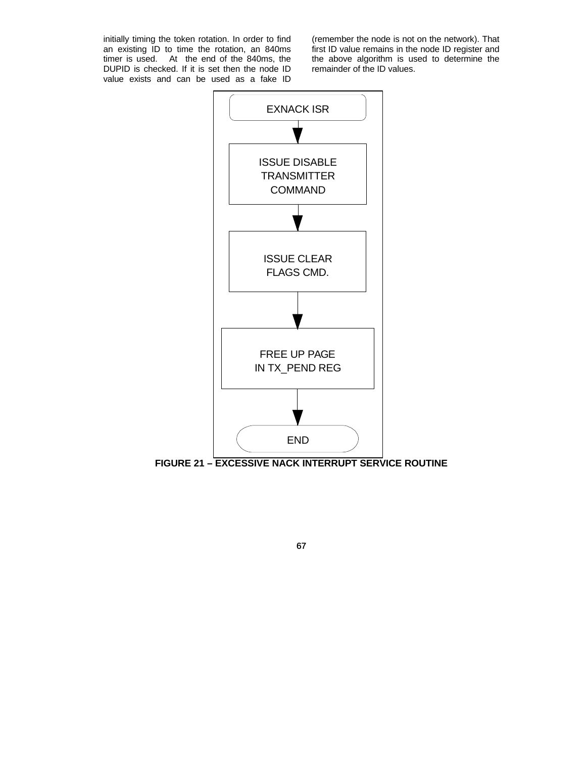initially timing the token rotation. In order to find an existing ID to time the rotation, an 840ms timer is used. At the end of the 840ms, the DUPID is checked. If it is set then the node ID value exists and can be used as a fake ID (remember the node is not on the network). That first ID value remains in the node ID register and the above algorithm is used to determine the remainder of the ID values.

EXNACK ISR

↓

ISSUE DISABLE TRANSMITTER COMMAND

↓

ISSUE CLEAR FLAGS CMD.

↓

FREE UP PAGE IN TX_PEND REG

↓

END

**FIGURE 21 – EXCESSIVE NACK INTERRUPT SERVICE ROUTINE**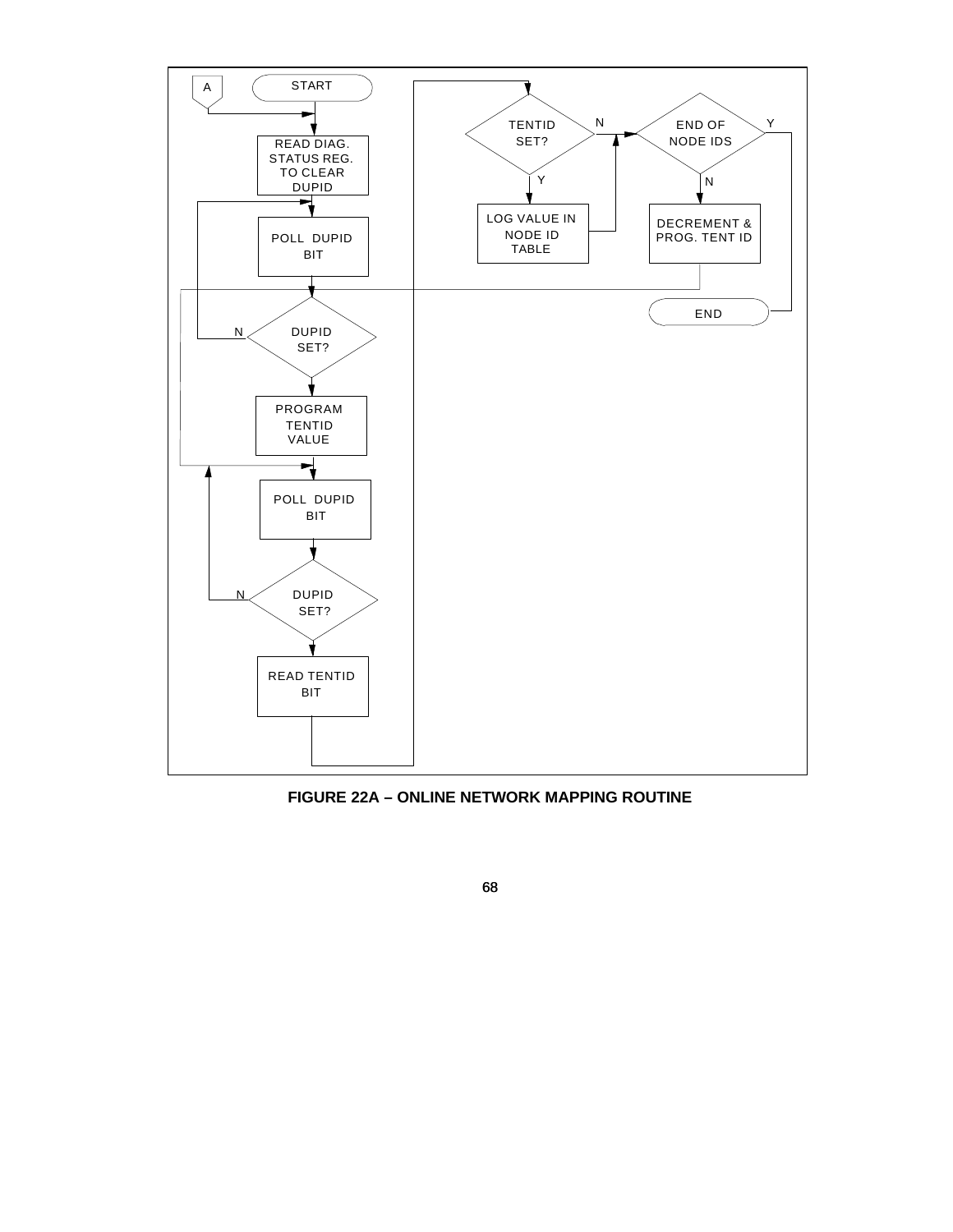A

START

READ DIAG. STATUS REG. TO CLEAR DUPID

POLL DUPID BIT

DUPID SET? (N / Y)

PROGRAM TENTID VALUE

POLL DUPID BIT

DUPID SET? (N / Y)

READ TENTID BIT

TENTID SET? (N / Y)

LOG VALUE IN NODE ID TABLE

END OF NODE IDS (Y / N)

DECREMENT & PROG. TENT ID

END

**FIGURE 22A – ONLINE NETWORK MAPPING ROUTINE**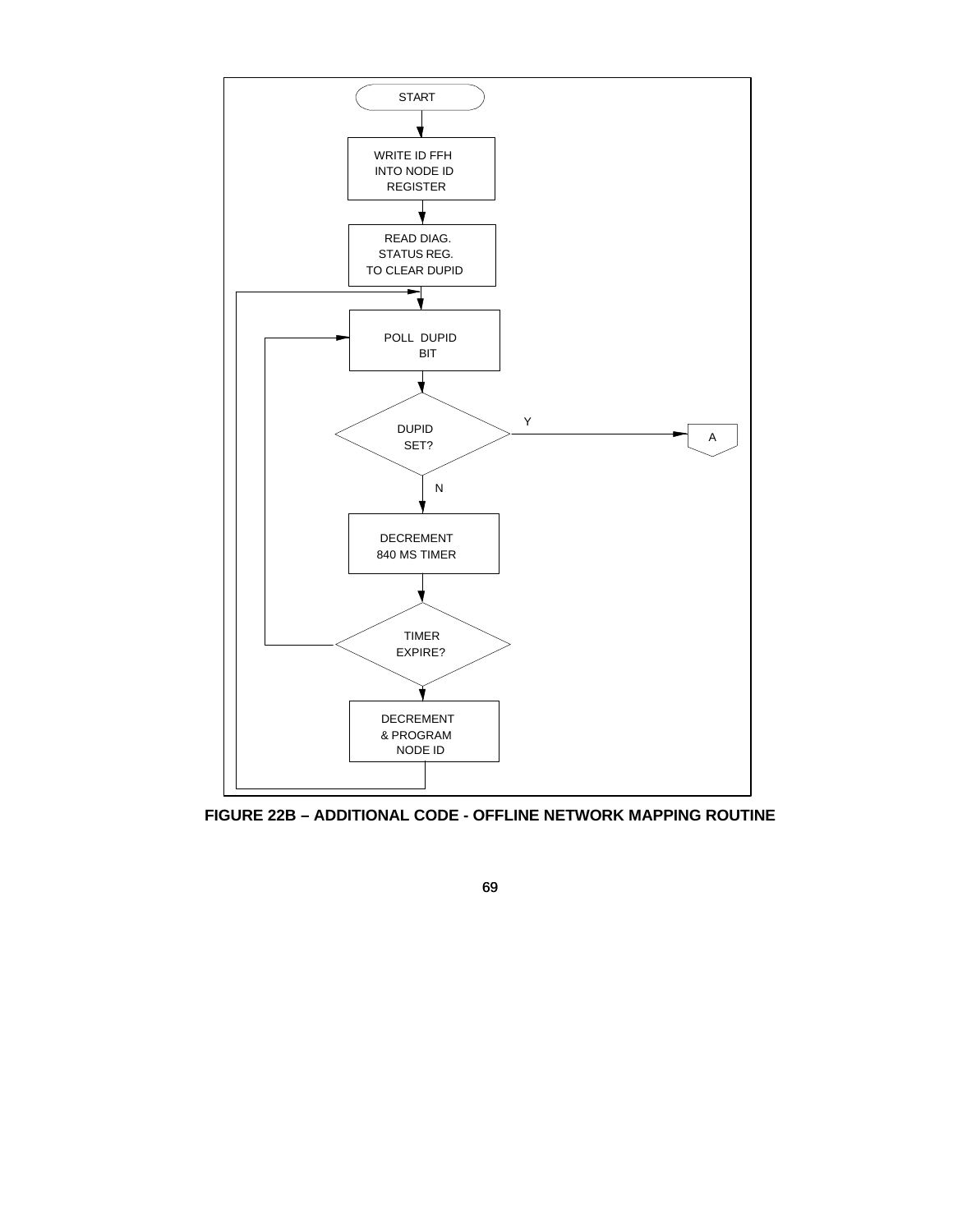START

WRITE ID FFH INTO NODE ID REGISTER

READ DIAG. STATUS REG. TO CLEAR DUPID

POLL DUPID BIT

DUPID SET? — Y → A

N

DECREMENT 840 MS TIMER

TIMER EXPIRE?

DECREMENT & PROGRAM NODE ID

**FIGURE 22B – ADDITIONAL CODE - OFFLINE NETWORK MAPPING ROUTINE**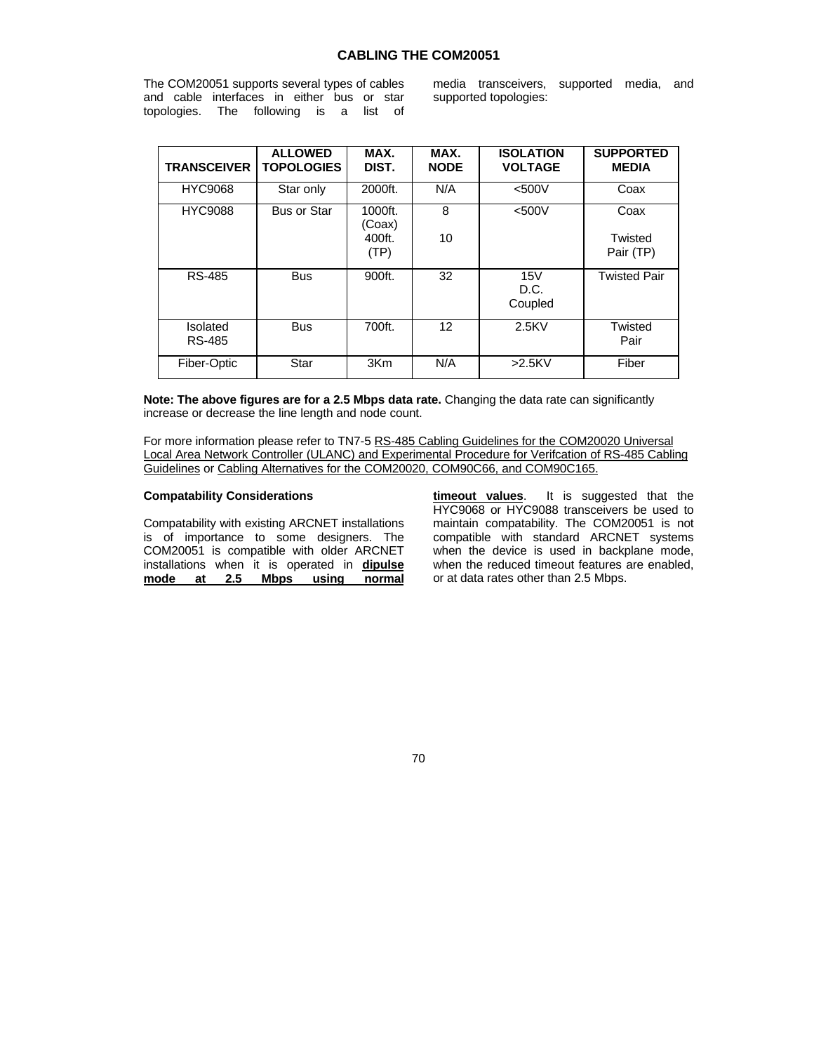## CABLING THE COM20051

The COM20051 supports several types of cables and cable interfaces in either bus or star topologies. The following is a list of media transceivers, supported media, and supported topologies:

| TRANSCEIVER | ALLOWED TOPOLOGIES | MAX. DIST. | MAX. NODE | ISOLATION VOLTAGE | SUPPORTED MEDIA |
|---|---|---|---|---|---|
| HYC9068 | Star only | 2000ft. | N/A | <500V | Coax |
| HYC9088 | Bus or Star | 1000ft. (Coax)<br>400ft. (TP) | 8<br>10 | <500V | Coax<br>Twisted Pair (TP) |
| RS-485 | Bus | 900ft. | 32 | 15V D.C. Coupled | Twisted Pair |
| Isolated RS-485 | Bus | 700ft. | 12 | 2.5KV | Twisted Pair |
| Fiber-Optic | Star | 3Km | N/A | >2.5KV | Fiber |

**Note: The above figures are for a 2.5 Mbps data rate.** Changing the data rate can significantly increase or decrease the line length and node count.

For more information please refer to TN7-5 RS-485 Cabling Guidelines for the COM20020 Universal Local Area Network Controller (ULANC) and Experimental Procedure for Verifcation of RS-485 Cabling Guidelines or Cabling Alternatives for the COM20020, COM90C66, and COM90C165.

**Compatability Considerations**

Compatability with existing ARCNET installations is of importance to some designers. The COM20051 is compatible with older ARCNET installations when it is operated in **dipulse mode at 2.5 Mbps using normal timeout values**. It is suggested that the HYC9068 or HYC9088 transceivers be used to maintain compatability. The COM20051 is not compatible with standard ARCNET systems when the device is used in backplane mode, when the reduced timeout features are enabled, or at data rates other than 2.5 Mbps.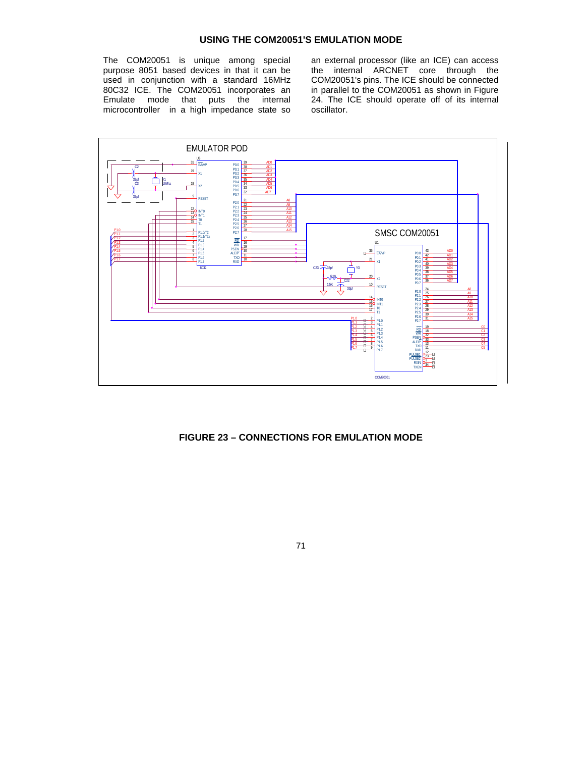## USING THE COM20051'S EMULATION MODE

The COM20051 is unique among special purpose 8051 based devices in that it can be used in conjunction with a standard 16MHz 80C32 ICE. The COM20051 incorporates an Emulate mode that puts the internal microcontroller in a high impedance state so an external processor (like an ICE) can access the internal ARCNET core through the COM20051's pins. The ICE should be connected in parallel to the COM20051 as shown in Figure 24. The ICE should operate off of its internal oscillator.

**FIGURE 23 – CONNECTIONS FOR EMULATION MODE**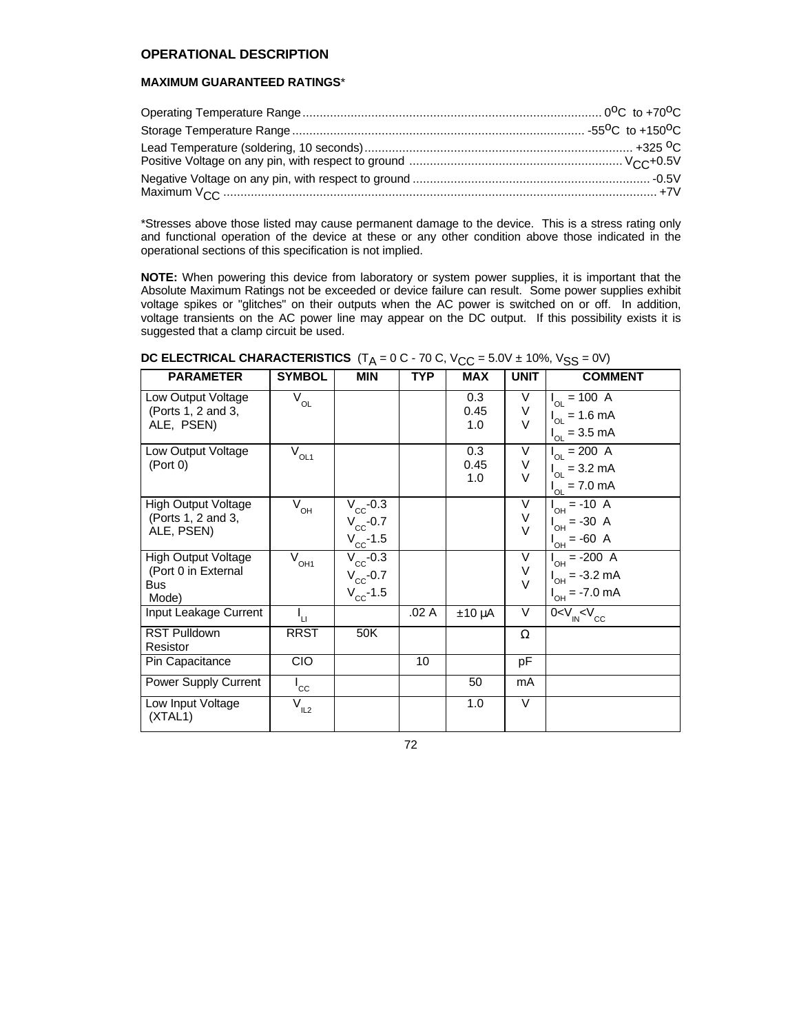## OPERATIONAL DESCRIPTION

### MAXIMUM GUARANTEED RATINGS*

Operating Temperature Range ........ $0^oC$ to $+70^oC$
Storage Temperature Range ........ $-55^oC$ to $+150^oC$
Lead Temperature (soldering, 10 seconds) ........ $+325\ ^oC$
Positive Voltage on any pin, with respect to ground ........ $V_{CC}+0.5V$
Negative Voltage on any pin, with respect to ground ........ -0.5V
Maximum $V_{CC}$ ........ +7V

*Stresses above those listed may cause permanent damage to the device. This is a stress rating only and functional operation of the device at these or any other condition above those indicated in the operational sections of this specification is not implied.

**NOTE:** When powering this device from laboratory or system power supplies, it is important that the Absolute Maximum Ratings not be exceeded or device failure can result. Some power supplies exhibit voltage spikes or "glitches" on their outputs when the AC power is switched on or off. In addition, voltage transients on the AC power line may appear on the DC output. If this possibility exists it is suggested that a clamp circuit be used.

**DC ELECTRICAL CHARACTERISTICS** ($T_A$ = 0 C - 70 C, $V_{CC}$ = 5.0V ± 10%, $V_{SS}$ = 0V)

| PARAMETER | SYMBOL | MIN | TYP | MAX | UNIT | COMMENT |
|---|---|---|---|---|---|---|
| Low Output Voltage (Ports 1, 2 and 3, ALE, PSEN) | $V_{OL}$ | | | 0.3<br>0.45<br>1.0 | V<br>V<br>V | $I_{OL}$ = 100 A<br>$I_{OL}$ = 1.6 mA<br>$I_{OL}$ = 3.5 mA |
| Low Output Voltage (Port 0) | $V_{OL1}$ | | | 0.3<br>0.45<br>1.0 | V<br>V<br>V | $I_{OL}$ = 200 A<br>$I_{OL}$ = 3.2 mA<br>$I_{OL}$ = 7.0 mA |
| High Output Voltage (Ports 1, 2 and 3, ALE, PSEN) | $V_{OH}$ | $V_{CC}$-0.3<br>$V_{CC}$-0.7<br>$V_{CC}$-1.5 | | | V<br>V<br>V | $I_{OH}$ = -10 A<br>$I_{OH}$ = -30 A<br>$I_{OH}$ = -60 A |
| High Output Voltage (Port 0 in External Bus Mode) | $V_{OH1}$ | $V_{CC}$-0.3<br>$V_{CC}$-0.7<br>$V_{CC}$-1.5 | | | V<br>V<br>V | $I_{OH}$ = -200 A<br>$I_{OH}$ = -3.2 mA<br>$I_{OH}$ = -7.0 mA |
| Input Leakage Current | $I_{LI}$ | | .02 A | ±10 µA | V | $0<V_{IN}<V_{CC}$ |
| RST Pulldown Resistor | RRST | 50K | | | Ω | |
| Pin Capacitance | CIO | | 10 | | pF | |
| Power Supply Current | $I_{CC}$ | | | 50 | mA | |
| Low Input Voltage (XTAL1) | $V_{IL2}$ | | | 1.0 | V | |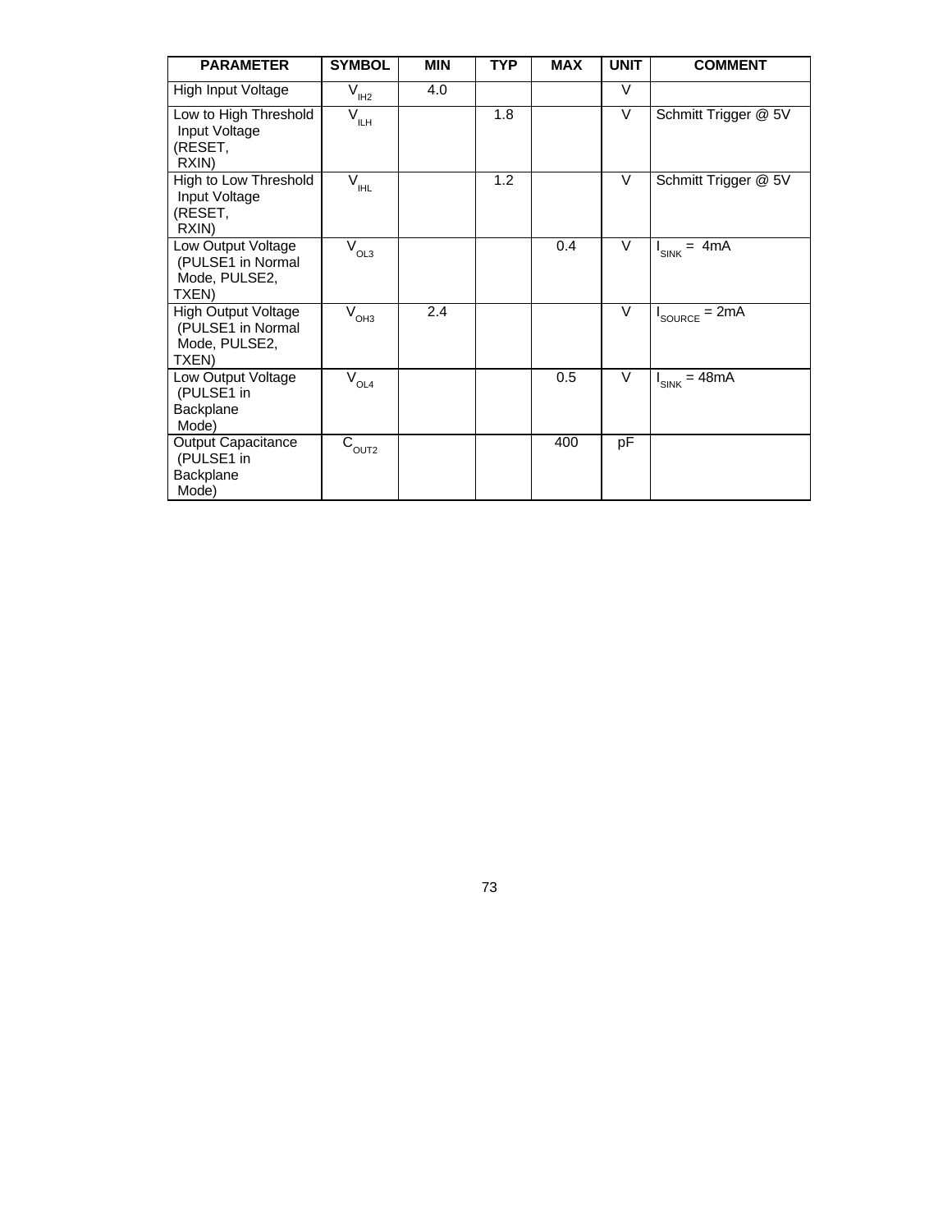| PARAMETER | SYMBOL | MIN | TYP | MAX | UNIT | COMMENT |
| --- | --- | --- | --- | --- | --- | --- |
| High Input Voltage | $V_{IH2}$ | 4.0 | | | V | |
| Low to High Threshold Input Voltage (RESET, RXIN) | $V_{ILH}$ | | 1.8 | | V | Schmitt Trigger @ 5V |
| High to Low Threshold Input Voltage (RESET, RXIN) | $V_{IHL}$ | | 1.2 | | V | Schmitt Trigger @ 5V |
| Low Output Voltage (PULSE1 in Normal Mode, PULSE2, TXEN) | $V_{OL3}$ | | | 0.4 | V | $I_{SINK}$ = 4mA |
| High Output Voltage (PULSE1 in Normal Mode, PULSE2, TXEN) | $V_{OH3}$ | 2.4 | | | V | $I_{SOURCE}$ = 2mA |
| Low Output Voltage (PULSE1 in Backplane Mode) | $V_{OL4}$ | | | 0.5 | V | $I_{SINK}$ = 48mA |
| Output Capacitance (PULSE1 in Backplane Mode) | $C_{OUT2}$ | | | 400 | pF | |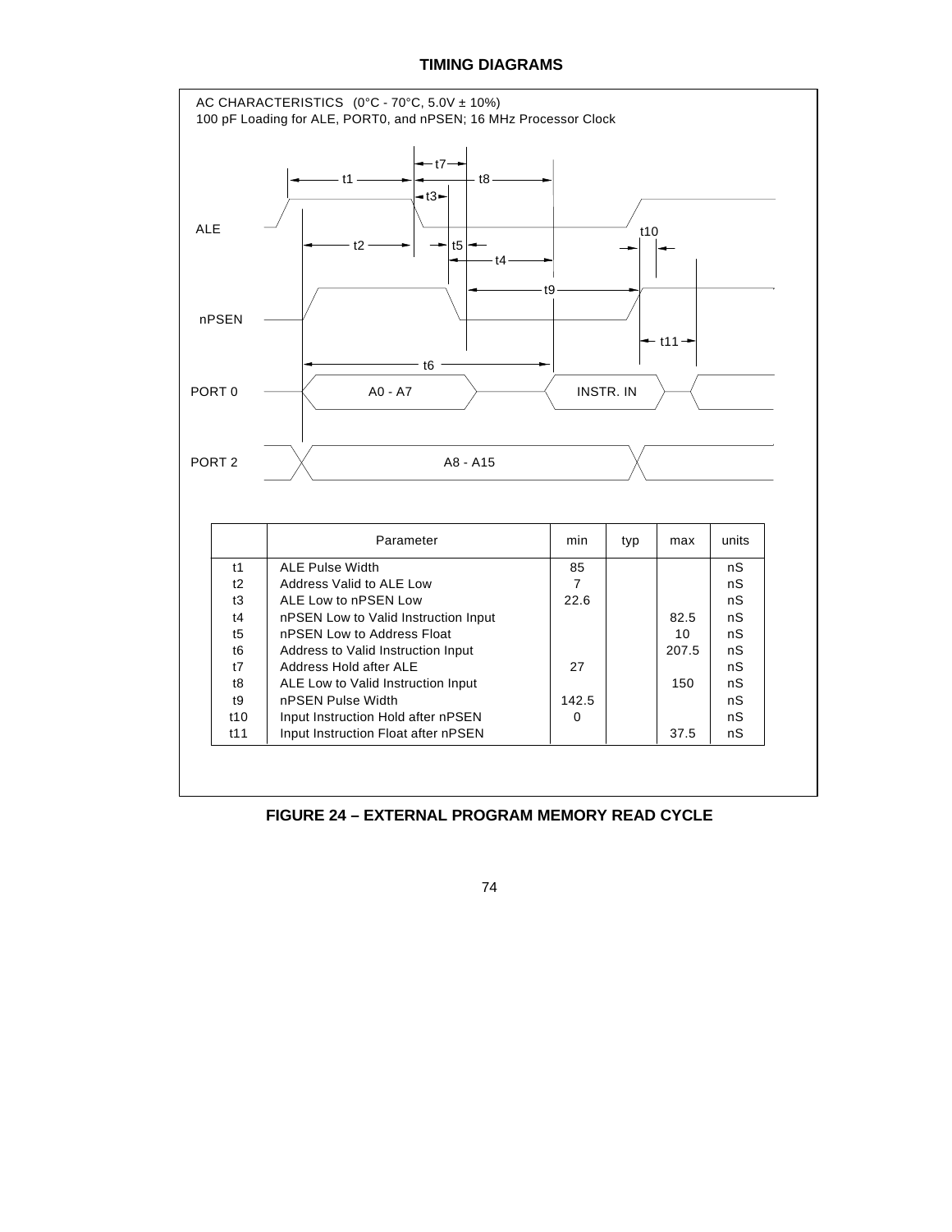## TIMING DIAGRAMS

AC CHARACTERISTICS (0°C - 70°C, 5.0V ± 10%)
100 pF Loading for ALE, PORT0, and nPSEN; 16 MHz Processor Clock

|  | Parameter | min | typ | max | units |
|---|---|---|---|---|---|
| t1 | ALE Pulse Width | 85 |  |  | nS |
| t2 | Address Valid to ALE Low | 7 |  |  | nS |
| t3 | ALE Low to nPSEN Low | 22.6 |  |  | nS |
| t4 | nPSEN Low to Valid Instruction Input |  |  | 82.5 | nS |
| t5 | nPSEN Low to Address Float |  |  | 10 | nS |
| t6 | Address to Valid Instruction Input |  |  | 207.5 | nS |
| t7 | Address Hold after ALE | 27 |  |  | nS |
| t8 | ALE Low to Valid Instruction Input |  |  | 150 | nS |
| t9 | nPSEN Pulse Width | 142.5 |  |  | nS |
| t10 | Input Instruction Hold after nPSEN | 0 |  |  | nS |
| t11 | Input Instruction Float after nPSEN |  |  | 37.5 | nS |

**FIGURE 24 – EXTERNAL PROGRAM MEMORY READ CYCLE**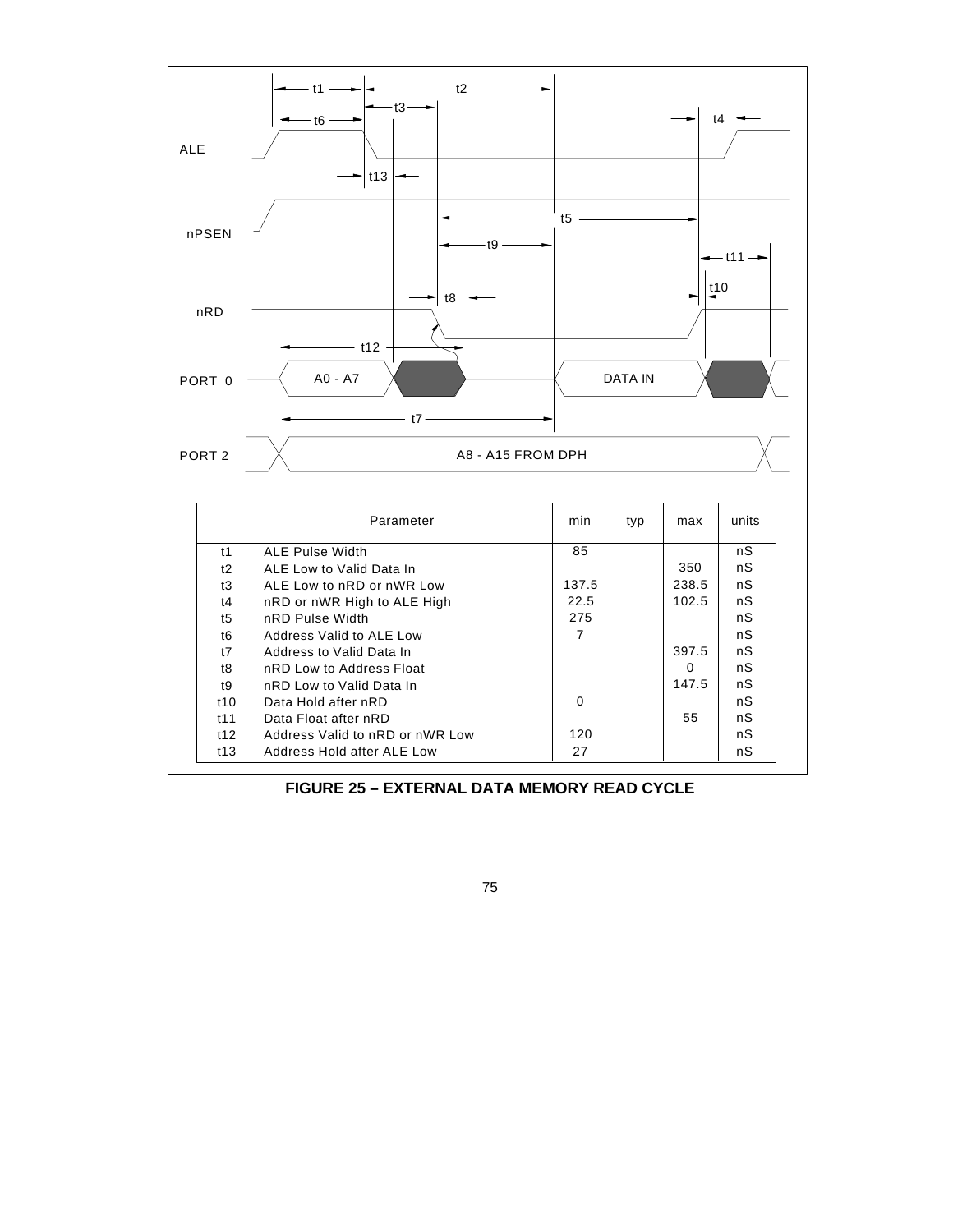|  | Parameter | min | typ | max | units |
|---|---|---|---|---|---|
| t1 | ALE Pulse Width | 85 |  |  | nS |
| t2 | ALE Low to Valid Data In |  |  | 350 | nS |
| t3 | ALE Low to nRD or nWR Low | 137.5 |  | 238.5 | nS |
| t4 | nRD or nWR High to ALE High | 22.5 |  | 102.5 | nS |
| t5 | nRD Pulse Width | 275 |  |  | nS |
| t6 | Address Valid to ALE Low | 7 |  |  | nS |
| t7 | Address to Valid Data In |  |  | 397.5 | nS |
| t8 | nRD Low to Address Float |  |  | 0 | nS |
| t9 | nRD Low to Valid Data In |  |  | 147.5 | nS |
| t10 | Data Hold after nRD | 0 |  |  | nS |
| t11 | Data Float after nRD |  |  | 55 | nS |
| t12 | Address Valid to nRD or nWR Low | 120 |  |  | nS |
| t13 | Address Hold after ALE Low | 27 |  |  | nS |

**FIGURE 25 – EXTERNAL DATA MEMORY READ CYCLE**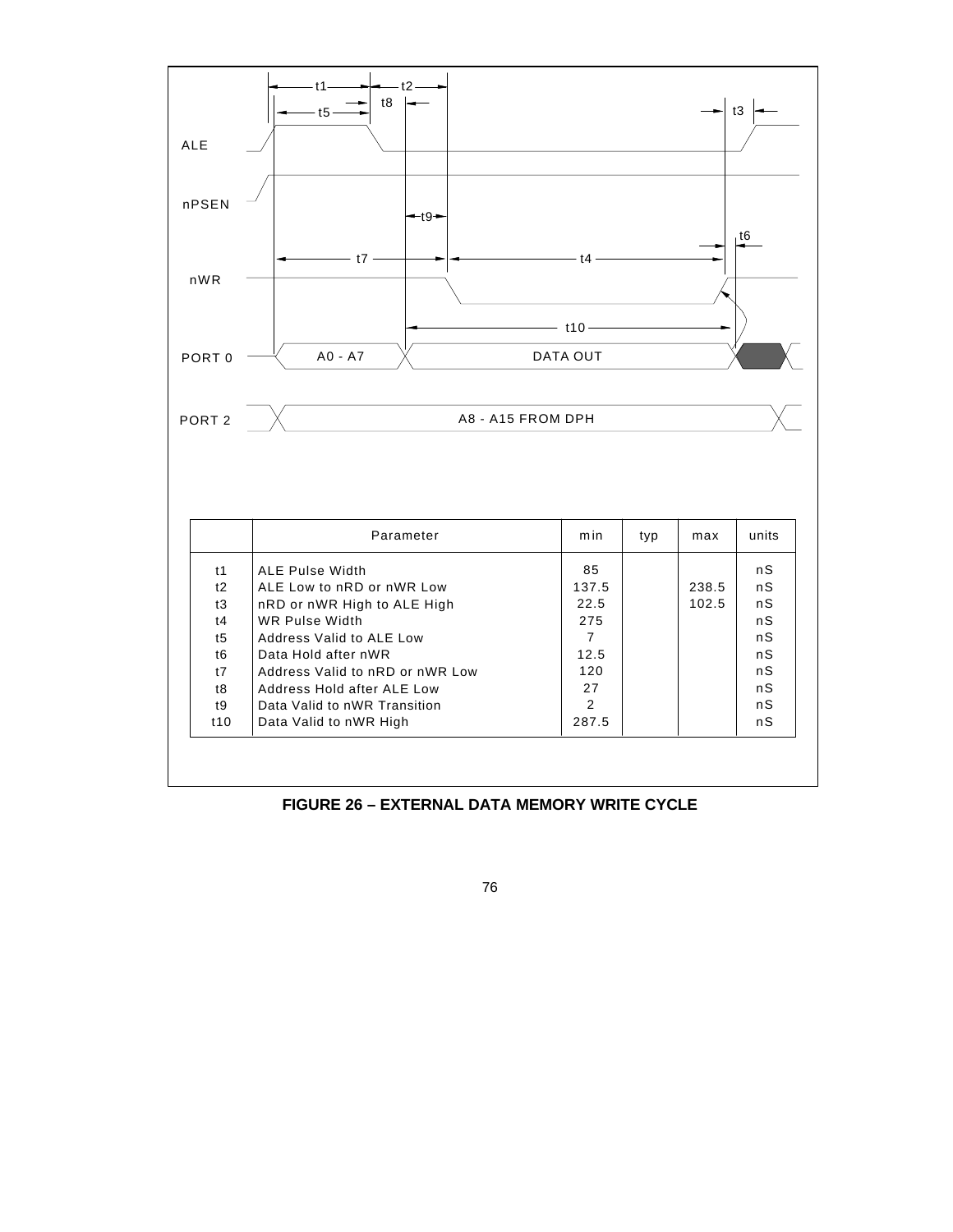ALE

nPSEN

nWR

PORT 0 — A0 - A7 — DATA OUT

PORT 2 — A8 - A15 FROM DPH

t1, t2, t3, t4, t5, t6, t7, t8, t9, t10

| | Parameter | min | typ | max | units |
|---|---|---|---|---|---|
| t1 | ALE Pulse Width | 85 | | | nS |
| t2 | ALE Low to nRD or nWR Low | 137.5 | | 238.5 | nS |
| t3 | nRD or nWR High to ALE High | 22.5 | | 102.5 | nS |
| t4 | WR Pulse Width | 275 | | | nS |
| t5 | Address Valid to ALE Low | 7 | | | nS |
| t6 | Data Hold after nWR | 12.5 | | | nS |
| t7 | Address Valid to nRD or nWR Low | 120 | | | nS |
| t8 | Address Hold after ALE Low | 27 | | | nS |
| t9 | Data Valid to nWR Transition | 2 | | | nS |
| t10 | Data Valid to nWR High | 287.5 | | | nS |

**FIGURE 26 – EXTERNAL DATA MEMORY WRITE CYCLE**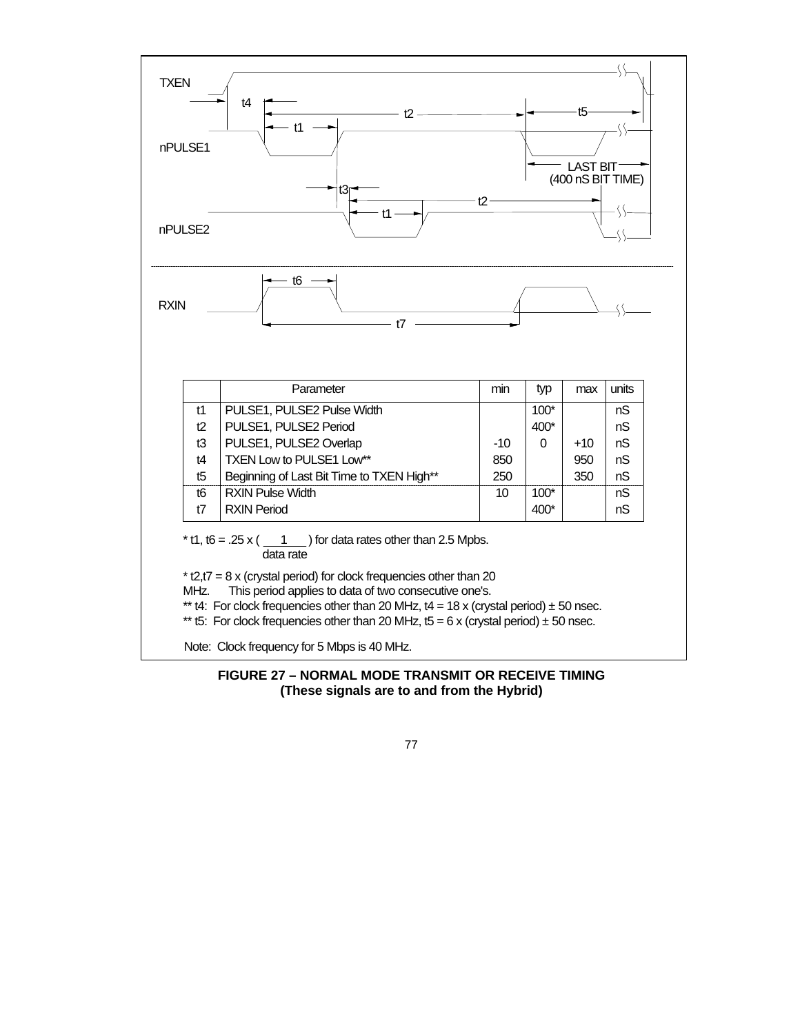TXEN

nPULSE1

nPULSE2

RXIN

t1 t2 t3 t4 t5 t6 t7

LAST BIT (400 nS BIT TIME)

| | Parameter | min | typ | max | units |
|---|---|---|---|---|---|
| t1 | PULSE1, PULSE2 Pulse Width | | 100* | | nS |
| t2 | PULSE1, PULSE2 Period | | 400* | | nS |
| t3 | PULSE1, PULSE2 Overlap | -10 | 0 | +10 | nS |
| t4 | TXEN Low to PULSE1 Low** | 850 | | 950 | nS |
| t5 | Beginning of Last Bit Time to TXEN High** | 250 | | 350 | nS |
| t6 | RXIN Pulse Width | 10 | 100* | | nS |
| t7 | RXIN Period | | 400* | | nS |

* t1, t6 = .25 x ( $\frac{1}{\text{data rate}}$ ) for data rates other than 2.5 Mpbs.

* t2,t7 = 8 x (crystal period) for clock frequencies other than 20 MHz. This period applies to data of two consecutive one's.

** t4: For clock frequencies other than 20 MHz, t4 = 18 x (crystal period) ± 50 nsec.

** t5: For clock frequencies other than 20 MHz, t5 = 6 x (crystal period) ± 50 nsec.

Note: Clock frequency for 5 Mbps is 40 MHz.

**FIGURE 27 – NORMAL MODE TRANSMIT OR RECEIVE TIMING (These signals are to and from the Hybrid)**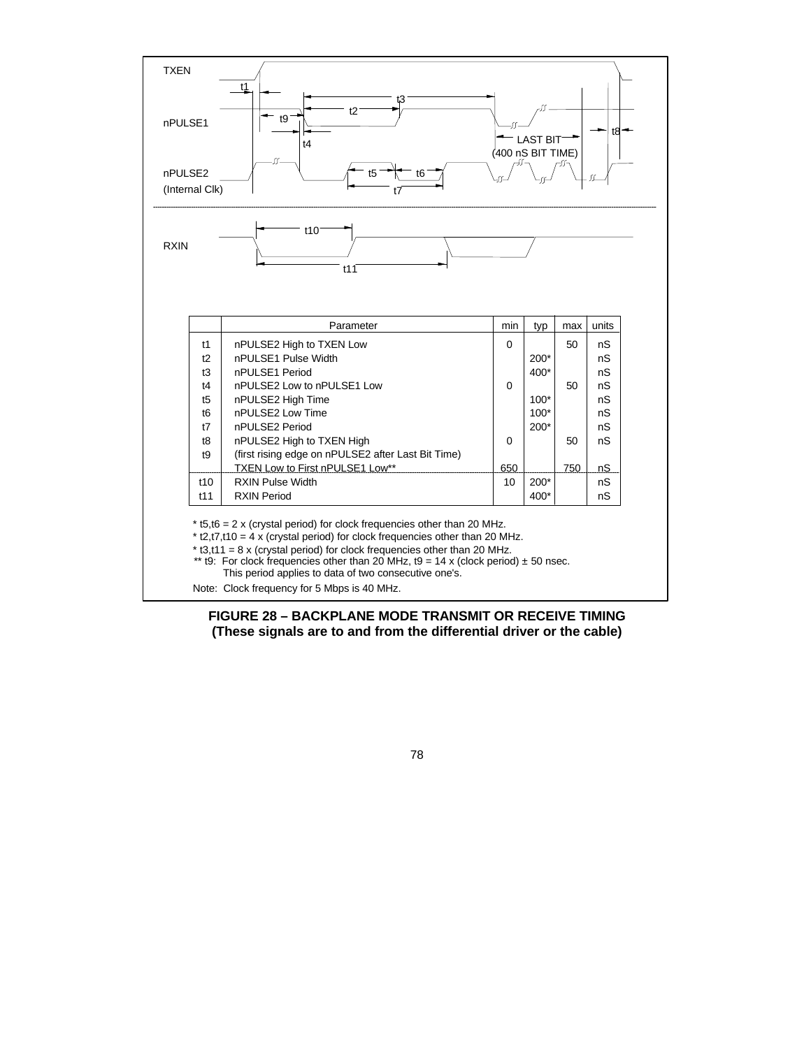TXEN

nPULSE1

nPULSE2
(Internal Clk)

RXIN

t1 t2 t3 t4 t5 t6 t7 t8 t9 t10 t11

LAST BIT
(400 nS BIT TIME)

| | Parameter | min | typ | max | units |
|---|---|---|---|---|---|
| t1 | nPULSE2 High to TXEN Low | 0 | | 50 | nS |
| t2 | nPULSE1 Pulse Width | | 200* | | nS |
| t3 | nPULSE1 Period | | 400* | | nS |
| t4 | nPULSE2 Low to nPULSE1 Low | 0 | | 50 | nS |
| t5 | nPULSE2 High Time | | 100* | | nS |
| t6 | nPULSE2 Low Time | | 100* | | nS |
| t7 | nPULSE2 Period | | 200* | | nS |
| t8 | nPULSE2 High to TXEN High (first rising edge on nPULSE2 after Last Bit Time) | 0 | | 50 | nS |
| t9 | TXEN Low to First nPULSE1 Low** | 650 | | 750 | nS |
| t10 | RXIN Pulse Width | 10 | 200* | | nS |
| t11 | RXIN Period | | 400* | | nS |

* t5,t6 = 2 x (crystal period) for clock frequencies other than 20 MHz.
* t2,t7,t10 = 4 x (crystal period) for clock frequencies other than 20 MHz.
* t3,t11 = 8 x (crystal period) for clock frequencies other than 20 MHz.
** t9: For clock frequencies other than 20 MHz, t9 = 14 x (clock period) ± 50 nsec. This period applies to data of two consecutive one's.

Note: Clock frequency for 5 Mbps is 40 MHz.

**FIGURE 28 – BACKPLANE MODE TRANSMIT OR RECEIVE TIMING (These signals are to and from the differential driver or the cable)**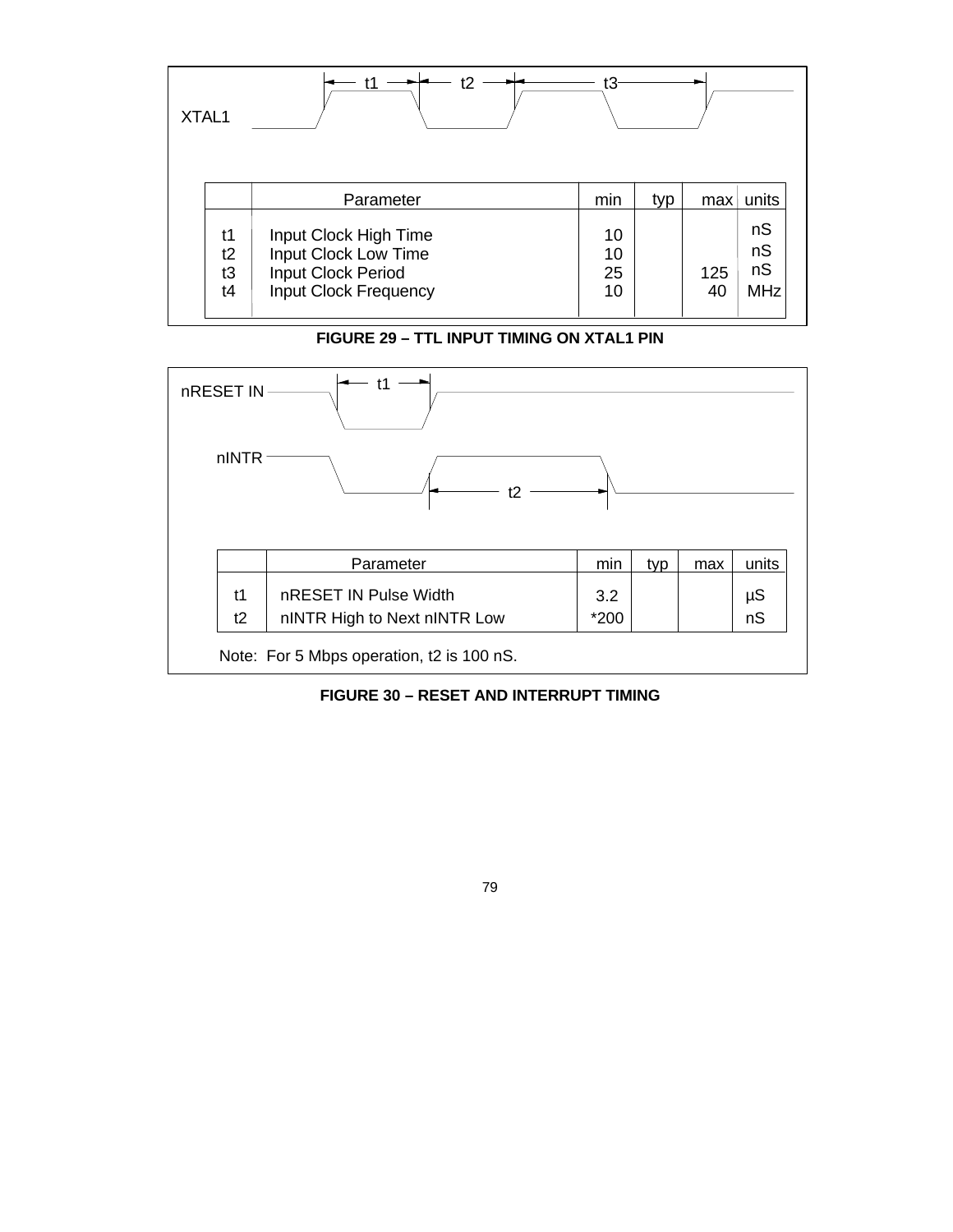XTAL1

| | Parameter | min | typ | max | units |
|---|---|---|---|---|---|
| t1 | Input Clock High Time | 10 | | | nS |
| t2 | Input Clock Low Time | 10 | | | nS |
| t3 | Input Clock Period | 25 | | 125 | nS |
| t4 | Input Clock Frequency | 10 | | 40 | MHz |

**FIGURE 29 – TTL INPUT TIMING ON XTAL1 PIN**

nRESET IN

nINTR

| | Parameter | min | typ | max | units |
|---|---|---|---|---|---|
| t1 | nRESET IN Pulse Width | 3.2 | | | µS |
| t2 | nINTR High to Next nINTR Low | *200 | | | nS |

Note: For 5 Mbps operation, t2 is 100 nS.

**FIGURE 30 – RESET AND INTERRUPT TIMING**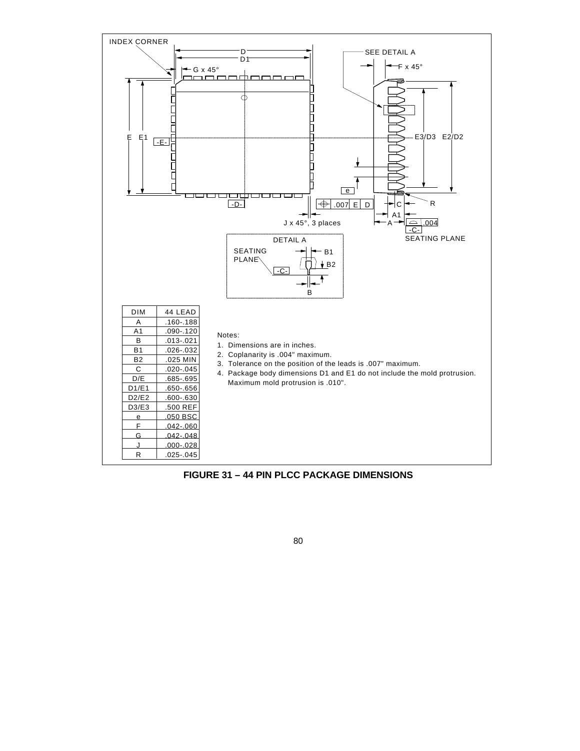| DIM | 44 LEAD |
| --- | --- |
| A | .160-.188 |
| A1 | .090-.120 |
| B | .013-.021 |
| B1 | .026-.032 |
| B2 | .025 MIN |
| C | .020-.045 |
| D/E | .685-.695 |
| D1/E1 | .650-.656 |
| D2/E2 | .600-.630 |
| D3/E3 | .500 REF |
| e | .050 BSC |
| F | .042-.060 |
| G | .042-.048 |
| J | .000-.028 |
| R | .025-.045 |

Notes:

1. Dimensions are in inches.
2. Coplanarity is .004" maximum.
3. Tolerance on the position of the leads is .007" maximum.
4. Package body dimensions D1 and E1 do not include the mold protrusion. Maximum mold protrusion is .010".

**FIGURE 31 – 44 PIN PLCC PACKAGE DIMENSIONS**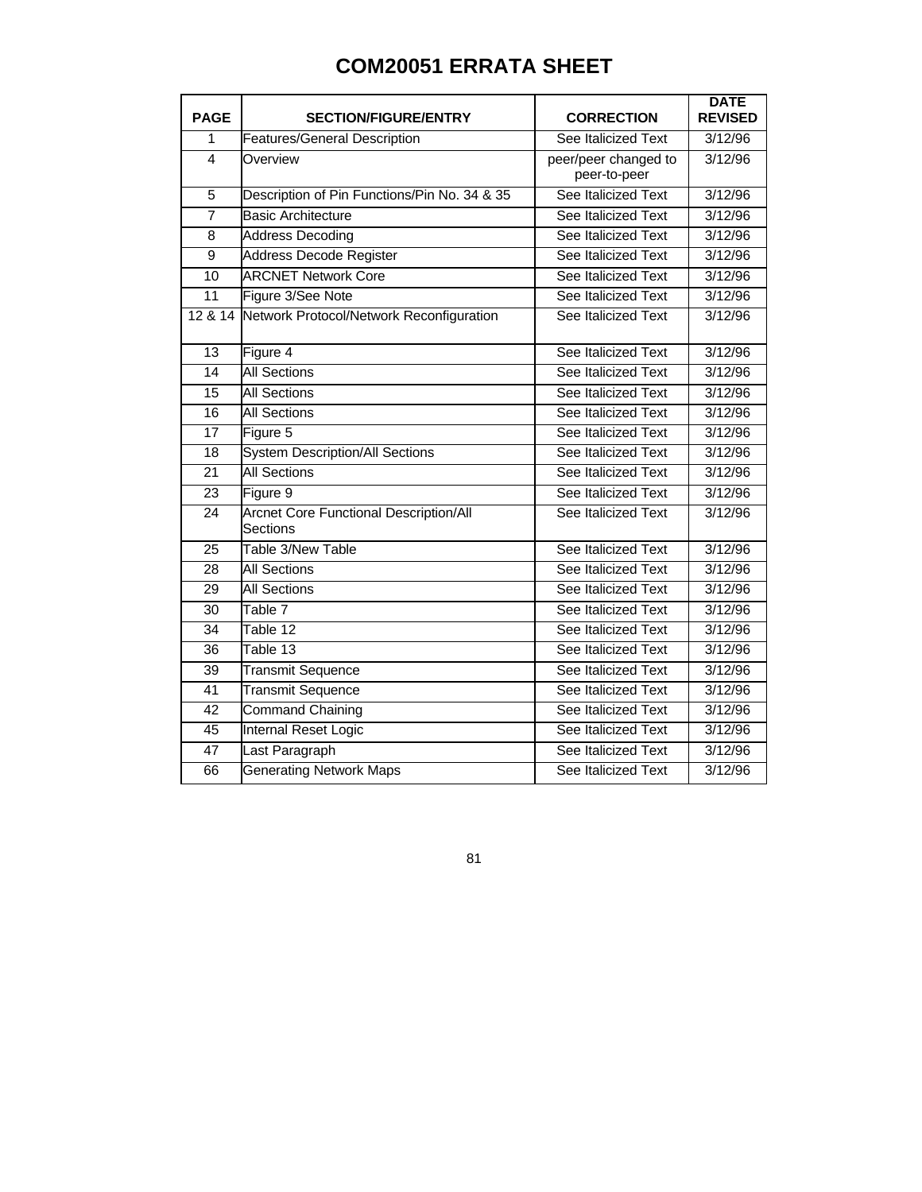# COM20051 ERRATA SHEET

| PAGE | SECTION/FIGURE/ENTRY | CORRECTION | DATE REVISED |
|---|---|---|---|
| 1 | Features/General Description | See Italicized Text | 3/12/96 |
| 4 | Overview | peer/peer changed to peer-to-peer | 3/12/96 |
| 5 | Description of Pin Functions/Pin No. 34 & 35 | See Italicized Text | 3/12/96 |
| 7 | Basic Architecture | See Italicized Text | 3/12/96 |
| 8 | Address Decoding | See Italicized Text | 3/12/96 |
| 9 | Address Decode Register | See Italicized Text | 3/12/96 |
| 10 | ARCNET Network Core | See Italicized Text | 3/12/96 |
| 11 | Figure 3/See Note | See Italicized Text | 3/12/96 |
| 12 & 14 | Network Protocol/Network Reconfiguration | See Italicized Text | 3/12/96 |
| 13 | Figure 4 | See Italicized Text | 3/12/96 |
| 14 | All Sections | See Italicized Text | 3/12/96 |
| 15 | All Sections | See Italicized Text | 3/12/96 |
| 16 | All Sections | See Italicized Text | 3/12/96 |
| 17 | Figure 5 | See Italicized Text | 3/12/96 |
| 18 | System Description/All Sections | See Italicized Text | 3/12/96 |
| 21 | All Sections | See Italicized Text | 3/12/96 |
| 23 | Figure 9 | See Italicized Text | 3/12/96 |
| 24 | Arcnet Core Functional Description/All Sections | See Italicized Text | 3/12/96 |
| 25 | Table 3/New Table | See Italicized Text | 3/12/96 |
| 28 | All Sections | See Italicized Text | 3/12/96 |
| 29 | All Sections | See Italicized Text | 3/12/96 |
| 30 | Table 7 | See Italicized Text | 3/12/96 |
| 34 | Table 12 | See Italicized Text | 3/12/96 |
| 36 | Table 13 | See Italicized Text | 3/12/96 |
| 39 | Transmit Sequence | See Italicized Text | 3/12/96 |
| 41 | Transmit Sequence | See Italicized Text | 3/12/96 |
| 42 | Command Chaining | See Italicized Text | 3/12/96 |
| 45 | Internal Reset Logic | See Italicized Text | 3/12/96 |
| 47 | Last Paragraph | See Italicized Text | 3/12/96 |
| 66 | Generating Network Maps | See Italicized Text | 3/12/96 |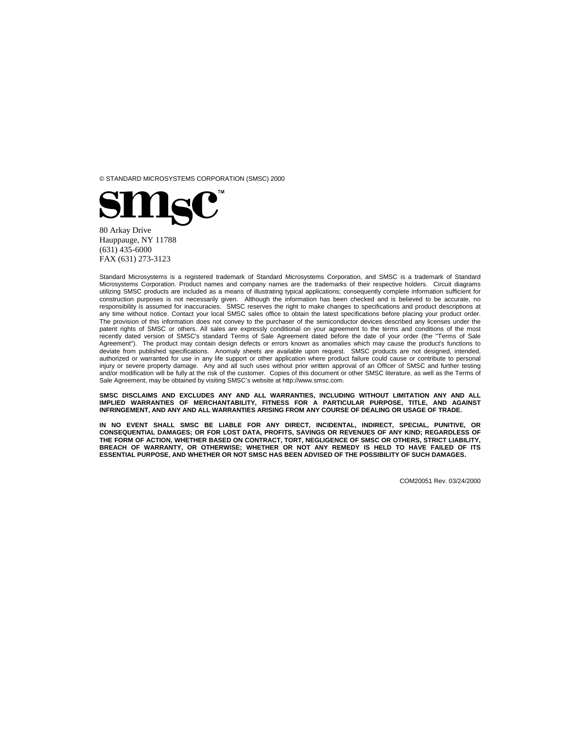© STANDARD MICROSYSTEMS CORPORATION (SMSC) 2000

smsc™

80 Arkay Drive
Hauppauge, NY 11788
(631) 435-6000
FAX (631) 273-3123

Standard Microsystems is a registered trademark of Standard Microsystems Corporation, and SMSC is a trademark of Standard Microsystems Corporation. Product names and company names are the trademarks of their respective holders. Circuit diagrams utilizing SMSC products are included as a means of illustrating typical applications; consequently complete information sufficient for construction purposes is not necessarily given. Although the information has been checked and is believed to be accurate, no responsibility is assumed for inaccuracies. SMSC reserves the right to make changes to specifications and product descriptions at any time without notice. Contact your local SMSC sales office to obtain the latest specifications before placing your product order. The provision of this information does not convey to the purchaser of the semiconductor devices described any licenses under the patent rights of SMSC or others. All sales are expressly conditional on your agreement to the terms and conditions of the most recently dated version of SMSC's standard Terms of Sale Agreement dated before the date of your order (the "Terms of Sale Agreement"). The product may contain design defects or errors known as anomalies which may cause the product's functions to deviate from published specifications. Anomaly sheets are available upon request. SMSC products are not designed, intended, authorized or warranted for use in any life support or other application where product failure could cause or contribute to personal injury or severe property damage. Any and all such uses without prior written approval of an Officer of SMSC and further testing and/or modification will be fully at the risk of the customer. Copies of this document or other SMSC literature, as well as the Terms of Sale Agreement, may be obtained by visiting SMSC's website at http://www.smsc.com.

**SMSC DISCLAIMS AND EXCLUDES ANY AND ALL WARRANTIES, INCLUDING WITHOUT LIMITATION ANY AND ALL IMPLIED WARRANTIES OF MERCHANTABILITY, FITNESS FOR A PARTICULAR PURPOSE, TITLE, AND AGAINST INFRINGEMENT, AND ANY AND ALL WARRANTIES ARISING FROM ANY COURSE OF DEALING OR USAGE OF TRADE.**

**IN NO EVENT SHALL SMSC BE LIABLE FOR ANY DIRECT, INCIDENTAL, INDIRECT, SPECIAL, PUNITIVE, OR CONSEQUENTIAL DAMAGES; OR FOR LOST DATA, PROFITS, SAVINGS OR REVENUES OF ANY KIND; REGARDLESS OF THE FORM OF ACTION, WHETHER BASED ON CONTRACT, TORT, NEGLIGENCE OF SMSC OR OTHERS, STRICT LIABILITY, BREACH OF WARRANTY, OR OTHERWISE; WHETHER OR NOT ANY REMEDY IS HELD TO HAVE FAILED OF ITS ESSENTIAL PURPOSE, AND WHETHER OR NOT SMSC HAS BEEN ADVISED OF THE POSSIBILITY OF SUCH DAMAGES.**

COM20051 Rev. 03/24/2000